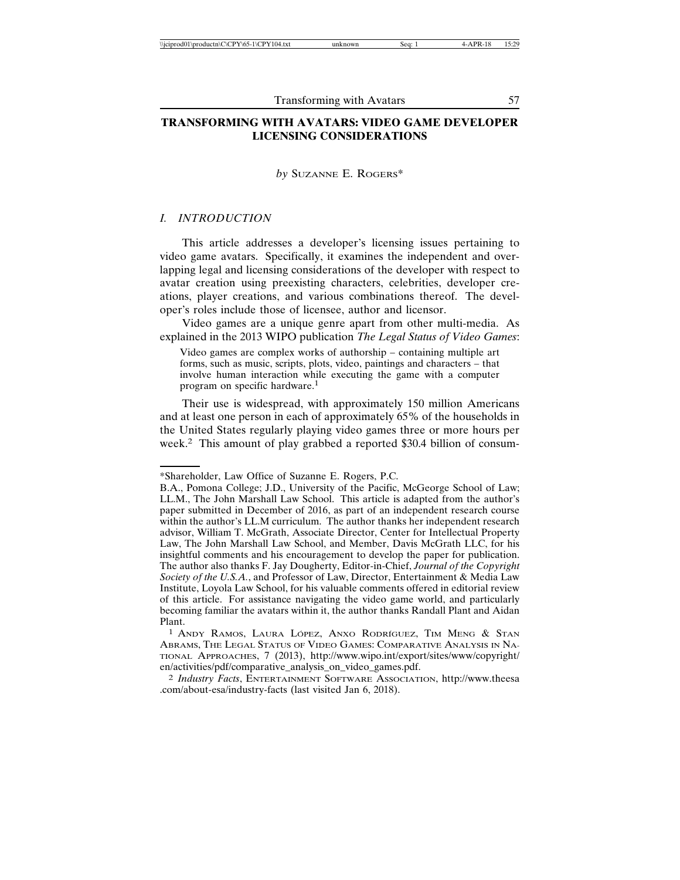# TRANSFORMING WITH AVATARS: VIDEO GAME DEVELOPER LICENSING CONSIDERATIONS

*by* SUZANNE E. ROGERS*

## *I. INTRODUCTION*

This article addresses a developer's licensing issues pertaining to video game avatars. Specifically, it examines the independent and overlapping legal and licensing considerations of the developer with respect to avatar creation using preexisting characters, celebrities, developer creations, player creations, and various combinations thereof. The developer's roles include those of licensee, author and licensor.

Video games are a unique genre apart from other multi-media. As explained in the 2013 WIPO publication *The Legal Status of Video Games*:

> Video games are complex works of authorship – containing multiple art forms, such as music, scripts, plots, video, paintings and characters – that involve human interaction while executing the game with a computer program on specific hardware.[1]

Their use is widespread, with approximately 150 million Americans and at least one person in each of approximately 65% of the households in the United States regularly playing video games three or more hours per week.[2] This amount of play grabbed a reported $30.4 billion of consum-

---

*Shareholder, Law Office of Suzanne E. Rogers, P.C.

B.A., Pomona College; J.D., University of the Pacific, McGeorge School of Law; LL.M., The John Marshall Law School. This article is adapted from the author's paper submitted in December of 2016, as part of an independent research course within the author's LL.M curriculum. The author thanks her independent research advisor, William T. McGrath, Associate Director, Center for Intellectual Property Law, The John Marshall Law School, and Member, Davis McGrath LLC, for his insightful comments and his encouragement to develop the paper for publication. The author also thanks F. Jay Dougherty, Editor-in-Chief, *Journal of the Copyright Society of the U.S.A.*, and Professor of Law, Director, Entertainment & Media Law Institute, Loyola Law School, for his valuable comments offered in editorial review of this article. For assistance navigating the video game world, and particularly becoming familiar the avatars within it, the author thanks Randall Plant and Aidan Plant.

[1] ANDY RAMOS, LAURA LÓPEZ, ANXO RODRÍGUEZ, TIM MENG & STAN ABRAMS, THE LEGAL STATUS OF VIDEO GAMES: COMPARATIVE ANALYSIS IN NATIONAL APPROACHES, 7 (2013), http://www.wipo.int/export/sites/www/copyright/en/activities/pdf/comparative_analysis_on_video_games.pdf.

[2] *Industry Facts*, ENTERTAINMENT SOFTWARE ASSOCIATION, http://www.theesa.com/about-esa/industry-facts (last visited Jan 6, 2018).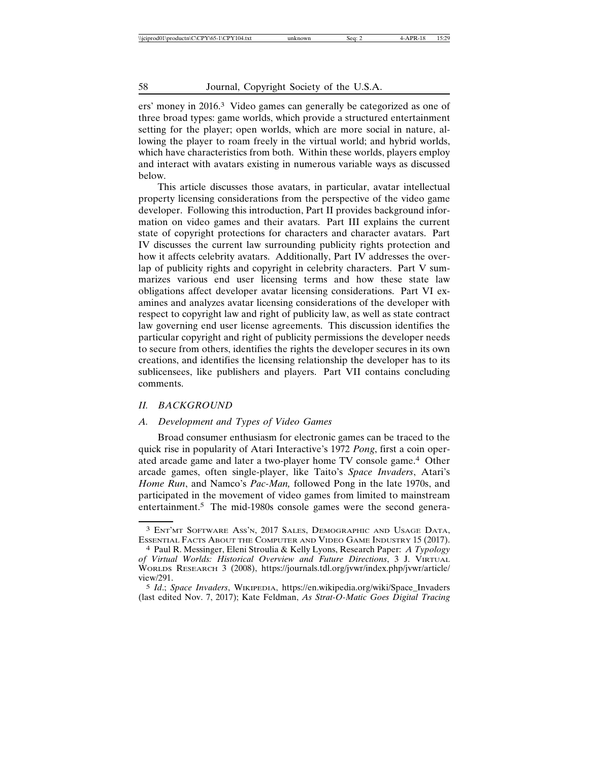ers' money in 2016.[3] Video games can generally be categorized as one of three broad types: game worlds, which provide a structured entertainment setting for the player; open worlds, which are more social in nature, allowing the player to roam freely in the virtual world; and hybrid worlds, which have characteristics from both. Within these worlds, players employ and interact with avatars existing in numerous variable ways as discussed below.

This article discusses those avatars, in particular, avatar intellectual property licensing considerations from the perspective of the video game developer. Following this introduction, Part II provides background information on video games and their avatars. Part III explains the current state of copyright protections for characters and character avatars. Part IV discusses the current law surrounding publicity rights protection and how it affects celebrity avatars. Additionally, Part IV addresses the overlap of publicity rights and copyright in celebrity characters. Part V summarizes various end user licensing terms and how these state law obligations affect developer avatar licensing considerations. Part VI examines and analyzes avatar licensing considerations of the developer with respect to copyright law and right of publicity law, as well as state contract law governing end user license agreements. This discussion identifies the particular copyright and right of publicity permissions the developer needs to secure from others, identifies the rights the developer secures in its own creations, and identifies the licensing relationship the developer has to its sublicensees, like publishers and players. Part VII contains concluding comments.

## *II. BACKGROUND*

### *A. Development and Types of Video Games*

Broad consumer enthusiasm for electronic games can be traced to the quick rise in popularity of Atari Interactive's 1972 *Pong*, first a coin operated arcade game and later a two-player home TV console game.[4] Other arcade games, often single-player, like Taito's *Space Invaders*, Atari's *Home Run*, and Namco's *Pac-Man,* followed Pong in the late 1970s, and participated in the movement of video games from limited to mainstream entertainment.[5] The mid-1980s console games were the second genera-

---

[3] Ent'mt Software Ass'n, 2017 Sales, Demographic and Usage Data, Essential Facts About the Computer and Video Game Industry 15 (2017).

[4] Paul R. Messinger, Eleni Stroulia & Kelly Lyons, Research Paper: *A Typology of Virtual Worlds: Historical Overview and Future Directions*, 3 J. Virtual Worlds Research 3 (2008), https://journals.tdl.org/jvwr/index.php/jvwr/article/view/291.

[5] *Id*.; *Space Invaders*, Wikipedia, https://en.wikipedia.org/wiki/Space_Invaders (last edited Nov. 7, 2017); Kate Feldman, *As Strat-O-Matic Goes Digital Tracing*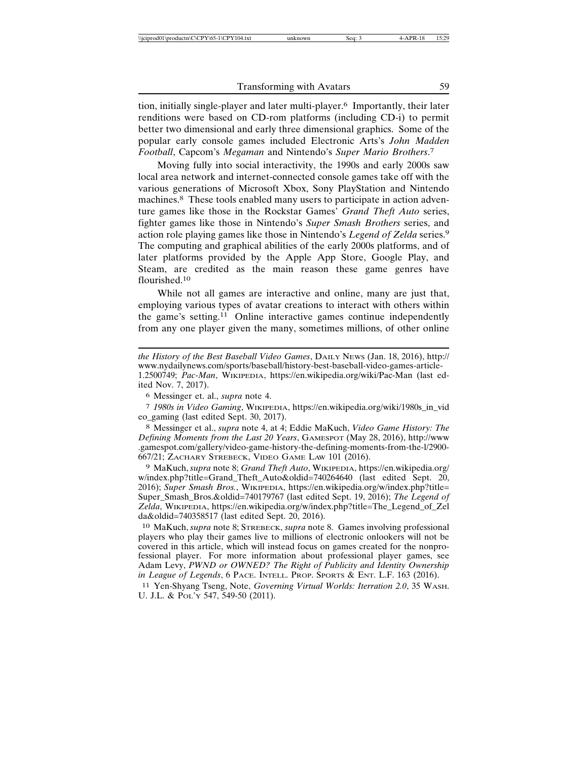tion, initially single-player and later multi-player.[6] Importantly, their later renditions were based on CD-rom platforms (including CD-i) to permit better two dimensional and early three dimensional graphics. Some of the popular early console games included Electronic Arts's *John Madden Football*, Capcom's *Megaman* and Nintendo's *Super Mario Brothers*.[7]

Moving fully into social interactivity, the 1990s and early 2000s saw local area network and internet-connected console games take off with the various generations of Microsoft Xbox, Sony PlayStation and Nintendo machines.[8] These tools enabled many users to participate in action adventure games like those in the Rockstar Games' *Grand Theft Auto* series, fighter games like those in Nintendo's *Super Smash Brothers* series, and action role playing games like those in Nintendo's *Legend of Zelda* series.[9] The computing and graphical abilities of the early 2000s platforms, and of later platforms provided by the Apple App Store, Google Play, and Steam, are credited as the main reason these game genres have flourished.[10]

While not all games are interactive and online, many are just that, employing various types of avatar creations to interact with others within the game's setting.[11] Online interactive games continue independently from any one player given the many, sometimes millions, of other online

---

*the History of the Best Baseball Video Games*, Daily News (Jan. 18, 2016), http://www.nydailynews.com/sports/baseball/history-best-baseball-video-games-article-1.2500749; *Pac-Man*, Wikipedia, https://en.wikipedia.org/wiki/Pac-Man (last edited Nov. 7, 2017).

6 Messinger et. al., *supra* note 4.

7 *1980s in Video Gaming*, Wikipedia, https://en.wikipedia.org/wiki/1980s_in_video_gaming (last edited Sept. 30, 2017).

8 Messinger et al., *supra* note 4, at 4; Eddie MaKuch, *Video Game History: The Defining Moments from the Last 20 Years*, Gamespot (May 28, 2016), http://www.gamespot.com/gallery/video-game-history-the-defining-moments-from-the-l/2900-667/21; Zachary Strebeck, Video Game Law 101 (2016).

9 MaKuch, *supra* note 8; *Grand Theft Auto*, Wikipedia, https://en.wikipedia.org/w/index.php?title=Grand_Theft_Auto&oldid=740264640 (last edited Sept. 20, 2016); *Super Smash Bros.*, Wikipedia, https://en.wikipedia.org/w/index.php?title=Super_Smash_Bros.&oldid=740179767 (last edited Sept. 19, 2016); *The Legend of Zelda*, Wikipedia, https://en.wikipedia.org/w/index.php?title=The_Legend_of_Zelda&oldid=740358517 (last edited Sept. 20, 2016).

10 MaKuch, *supra* note 8; Strebeck, *supra* note 8. Games involving professional players who play their games live to millions of electronic onlookers will not be covered in this article, which will instead focus on games created for the nonprofessional player. For more information about professional player games, see Adam Levy, *PWND or OWNED? The Right of Publicity and Identity Ownership in League of Legends*, 6 Pace. Intell. Prop. Sports & Ent. L.F. 163 (2016).

11 Yen-Shyang Tseng, Note, *Governing Virtual Worlds: Iterration 2.0*, 35 Wash. U. J.L. & Pol'y 547, 549-50 (2011).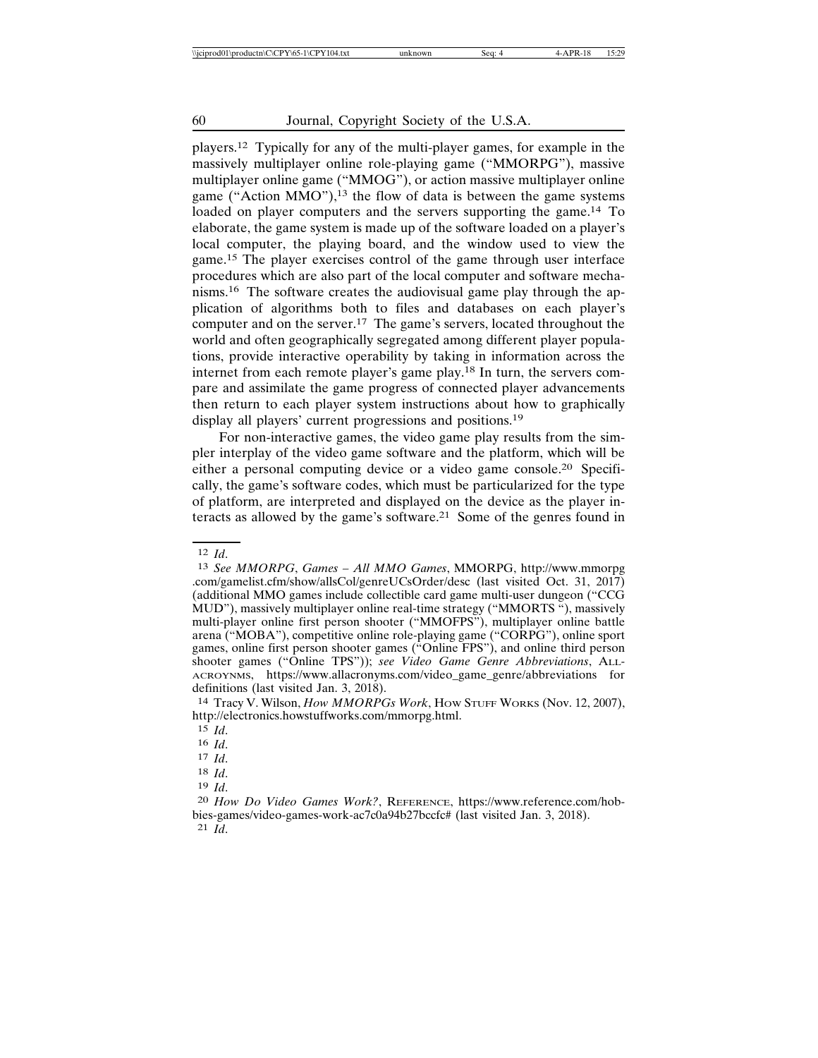players.[12] Typically for any of the multi-player games, for example in the massively multiplayer online role-playing game ("MMORPG"), massive multiplayer online game ("MMOG"), or action massive multiplayer online game ("Action MMO"),[13] the flow of data is between the game systems loaded on player computers and the servers supporting the game.[14] To elaborate, the game system is made up of the software loaded on a player's local computer, the playing board, and the window used to view the game.[15] The player exercises control of the game through user interface procedures which are also part of the local computer and software mechanisms.[16] The software creates the audiovisual game play through the application of algorithms both to files and databases on each player's computer and on the server.[17] The game's servers, located throughout the world and often geographically segregated among different player populations, provide interactive operability by taking in information across the internet from each remote player's game play.[18] In turn, the servers compare and assimilate the game progress of connected player advancements then return to each player system instructions about how to graphically display all players' current progressions and positions.[19]

For non-interactive games, the video game play results from the simpler interplay of the video game software and the platform, which will be either a personal computing device or a video game console.[20] Specifically, the game's software codes, which must be particularized for the type of platform, are interpreted and displayed on the device as the player interacts as allowed by the game's software.[21] Some of the genres found in

---

[12] *Id.*

[13] *See MMORPG*, *Games – All MMO Games*, MMORPG, http://www.mmorpg.com/gamelist.cfm/show/allsCol/genreUCsOrder/desc (last visited Oct. 31, 2017) (additional MMO games include collectible card game multi-user dungeon ("CCG MUD"), massively multiplayer online real-time strategy ("MMORTS "), massively multi-player online first person shooter ("MMOFPS"), multiplayer online battle arena ("MOBA"), competitive online role-playing game ("CORPG"), online sport games, online first person shooter games ("Online FPS"), and online third person shooter games ("Online TPS")); *see Video Game Genre Abbreviations*, ALL-ACROYNMS, https://www.allacronyms.com/video_game_genre/abbreviations for definitions (last visited Jan. 3, 2018).

[14] Tracy V. Wilson, *How MMORPGs Work*, HOW STUFF WORKS (Nov. 12, 2007), http://electronics.howstuffworks.com/mmorpg.html.

[15] *Id.*

[16] *Id.*

[17] *Id.*

[18] *Id.*

[19] *Id.*

[20] *How Do Video Games Work?*, REFERENCE, https://www.reference.com/hobbies-games/video-games-work-ac7c0a94b27bccfc# (last visited Jan. 3, 2018).

[21] *Id.*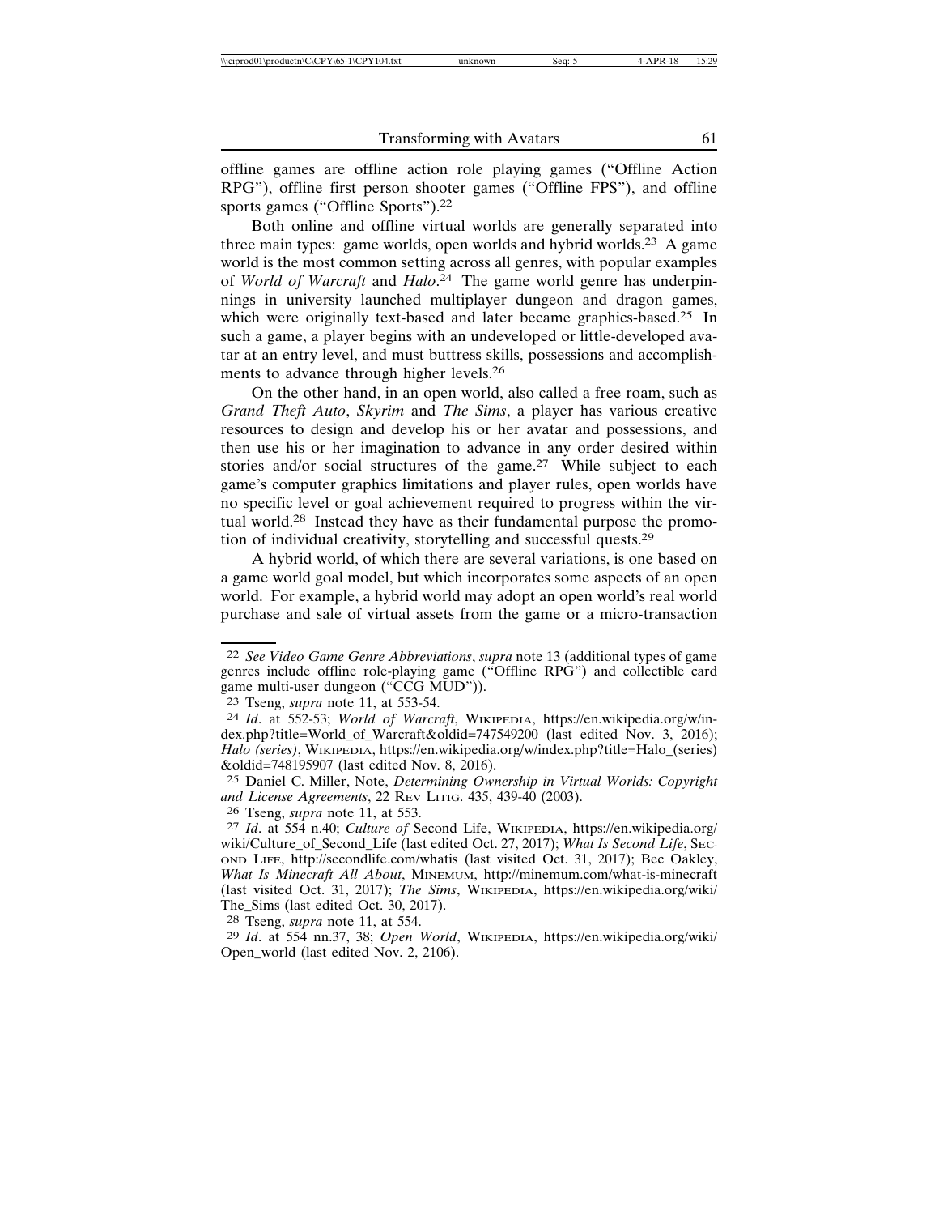offline games are offline action role playing games ("Offline Action RPG"), offline first person shooter games ("Offline FPS"), and offline sports games ("Offline Sports").[22]

Both online and offline virtual worlds are generally separated into three main types: game worlds, open worlds and hybrid worlds.[23] A game world is the most common setting across all genres, with popular examples of *World of Warcraft* and *Halo*.[24] The game world genre has underpinnings in university launched multiplayer dungeon and dragon games, which were originally text-based and later became graphics-based.[25] In such a game, a player begins with an undeveloped or little-developed avatar at an entry level, and must buttress skills, possessions and accomplishments to advance through higher levels.[26]

On the other hand, in an open world, also called a free roam, such as *Grand Theft Auto*, *Skyrim* and *The Sims*, a player has various creative resources to design and develop his or her avatar and possessions, and then use his or her imagination to advance in any order desired within stories and/or social structures of the game.[27] While subject to each game's computer graphics limitations and player rules, open worlds have no specific level or goal achievement required to progress within the virtual world.[28] Instead they have as their fundamental purpose the promotion of individual creativity, storytelling and successful quests.[29]

A hybrid world, of which there are several variations, is one based on a game world goal model, but which incorporates some aspects of an open world. For example, a hybrid world may adopt an open world's real world purchase and sale of virtual assets from the game or a micro-transaction

---

[22] *See Video Game Genre Abbreviations*, *supra* note 13 (additional types of game genres include offline role-playing game ("Offline RPG") and collectible card game multi-user dungeon ("CCG MUD")).

[23] Tseng, *supra* note 11, at 553-54.

[24] *Id*. at 552-53; *World of Warcraft*, Wikipedia, https://en.wikipedia.org/w/index.php?title=World_of_Warcraft&oldid=747549200 (last edited Nov. 3, 2016); *Halo (series)*, Wikipedia, https://en.wikipedia.org/w/index.php?title=Halo_(series)&oldid=748195907 (last edited Nov. 8, 2016).

[25] Daniel C. Miller, Note, *Determining Ownership in Virtual Worlds: Copyright and License Agreements*, 22 Rev Litig. 435, 439-40 (2003).

[26] Tseng, *supra* note 11, at 553.

[27] *Id*. at 554 n.40; *Culture of* Second Life, Wikipedia, https://en.wikipedia.org/wiki/Culture_of_Second_Life (last edited Oct. 27, 2017); *What Is Second Life*, Second Life, http://secondlife.com/whatis (last visited Oct. 31, 2017); Bec Oakley, *What Is Minecraft All About*, Minemum, http://minemum.com/what-is-minecraft (last visited Oct. 31, 2017); *The Sims*, Wikipedia, https://en.wikipedia.org/wiki/The_Sims (last edited Oct. 30, 2017).

[28] Tseng, *supra* note 11, at 554.

[29] *Id*. at 554 nn.37, 38; *Open World*, Wikipedia, https://en.wikipedia.org/wiki/Open_world (last edited Nov. 2, 2106).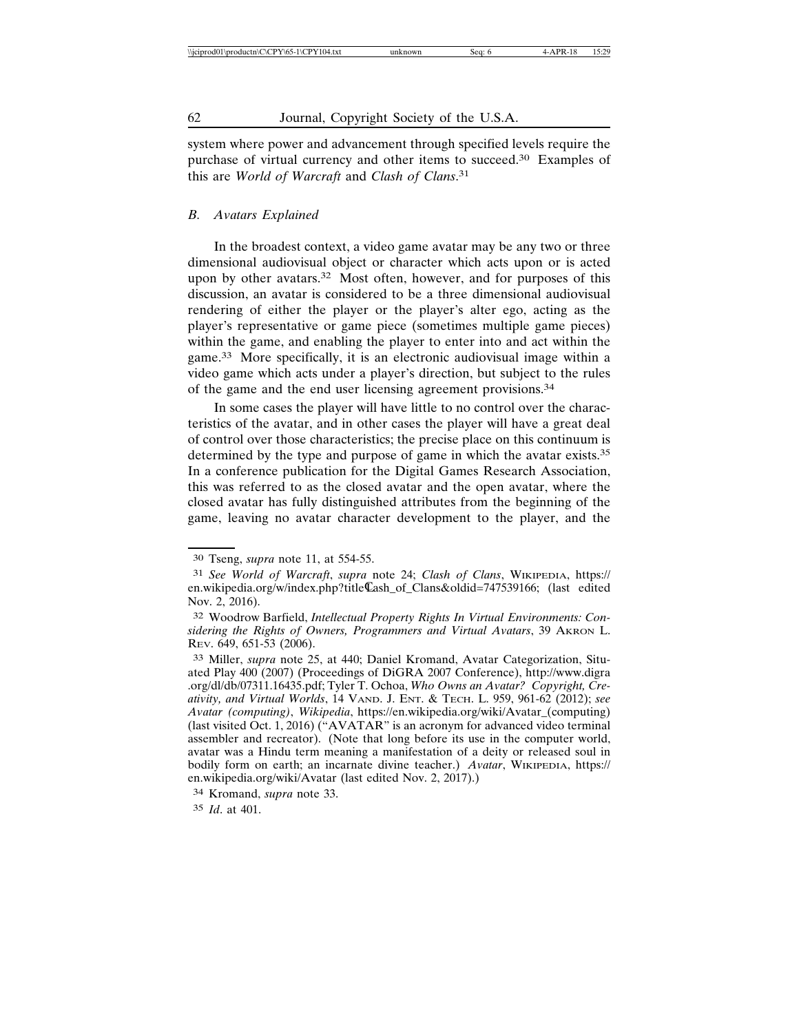system where power and advancement through specified levels require the purchase of virtual currency and other items to succeed.[30] Examples of this are *World of Warcraft* and *Clash of Clans*.[31]

### *B. Avatars Explained*

In the broadest context, a video game avatar may be any two or three dimensional audiovisual object or character which acts upon or is acted upon by other avatars.[32] Most often, however, and for purposes of this discussion, an avatar is considered to be a three dimensional audiovisual rendering of either the player or the player's alter ego, acting as the player's representative or game piece (sometimes multiple game pieces) within the game, and enabling the player to enter into and act within the game.[33] More specifically, it is an electronic audiovisual image within a video game which acts under a player's direction, but subject to the rules of the game and the end user licensing agreement provisions.[34]

In some cases the player will have little to no control over the characteristics of the avatar, and in other cases the player will have a great deal of control over those characteristics; the precise place on this continuum is determined by the type and purpose of game in which the avatar exists.[35] In a conference publication for the Digital Games Research Association, this was referred to as the closed avatar and the open avatar, where the closed avatar has fully distinguished attributes from the beginning of the game, leaving no avatar character development to the player, and the

---

[30] Tseng, *supra* note 11, at 554-55.

[31] *See World of Warcraft*, *supra* note 24; *Clash of Clans*, WIKIPEDIA, https://en.wikipedia.org/w/index.php?title€Lash_of_Clans&oldid=747539166; (last edited Nov. 2, 2016).

[32] Woodrow Barfield, *Intellectual Property Rights In Virtual Environments: Considering the Rights of Owners, Programmers and Virtual Avatars*, 39 AKRON L. REV. 649, 651-53 (2006).

[33] Miller, *supra* note 25, at 440; Daniel Kromand, Avatar Categorization, Situated Play 400 (2007) (Proceedings of DiGRA 2007 Conference), http://www.digra.org/dl/db/07311.16435.pdf; Tyler T. Ochoa, *Who Owns an Avatar? Copyright, Creativity, and Virtual Worlds*, 14 VAND. J. ENT. & TECH. L. 959, 961-62 (2012); *see Avatar (computing)*, *Wikipedia*, https://en.wikipedia.org/wiki/Avatar_(computing) (last visited Oct. 1, 2016) ("AVATAR" is an acronym for advanced video terminal assembler and recreator). (Note that long before its use in the computer world, avatar was a Hindu term meaning a manifestation of a deity or released soul in bodily form on earth; an incarnate divine teacher.) *Avatar*, WIKIPEDIA, https://en.wikipedia.org/wiki/Avatar (last edited Nov. 2, 2017).)

[34] Kromand, *supra* note 33.

[35] *Id*. at 401.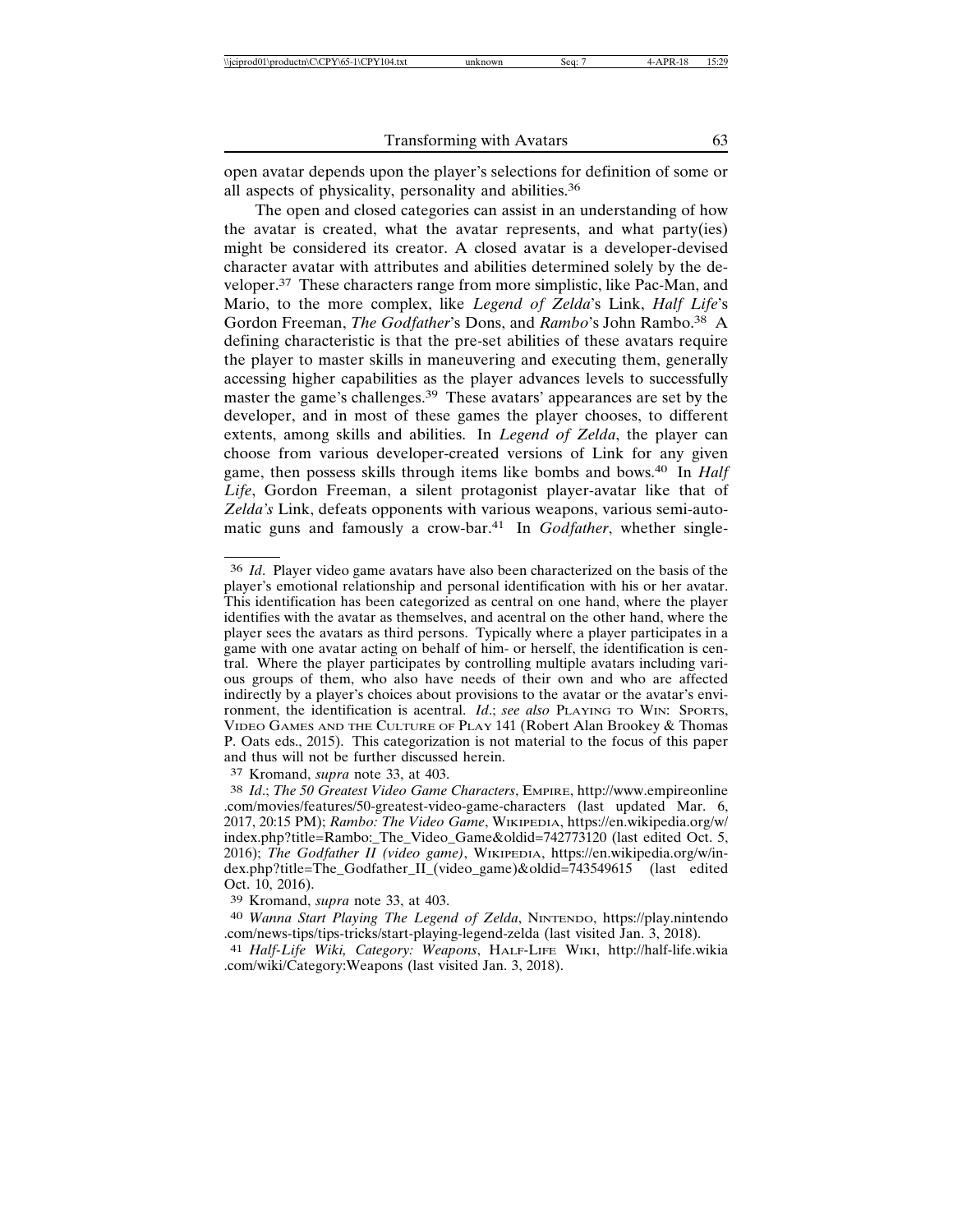open avatar depends upon the player's selections for definition of some or all aspects of physicality, personality and abilities.[36]

The open and closed categories can assist in an understanding of how the avatar is created, what the avatar represents, and what party(ies) might be considered its creator. A closed avatar is a developer-devised character avatar with attributes and abilities determined solely by the developer.[37] These characters range from more simplistic, like Pac-Man, and Mario, to the more complex, like *Legend of Zelda*'s Link, *Half Life*'s Gordon Freeman, *The Godfather*'s Dons, and *Rambo*'s John Rambo.[38] A defining characteristic is that the pre-set abilities of these avatars require the player to master skills in maneuvering and executing them, generally accessing higher capabilities as the player advances levels to successfully master the game's challenges.[39] These avatars' appearances are set by the developer, and in most of these games the player chooses, to different extents, among skills and abilities. In *Legend of Zelda*, the player can choose from various developer-created versions of Link for any given game, then possess skills through items like bombs and bows.[40] In *Half Life*, Gordon Freeman, a silent protagonist player-avatar like that of *Zelda's* Link, defeats opponents with various weapons, various semi-automatic guns and famously a crow-bar.[41] In *Godfather*, whether single-

---

[36] *Id*. Player video game avatars have also been characterized on the basis of the player's emotional relationship and personal identification with his or her avatar. This identification has been categorized as central on one hand, where the player identifies with the avatar as themselves, and acentral on the other hand, where the player sees the avatars as third persons. Typically where a player participates in a game with one avatar acting on behalf of him- or herself, the identification is central. Where the player participates by controlling multiple avatars including various groups of them, who also have needs of their own and who are affected indirectly by a player's choices about provisions to the avatar or the avatar's environment, the identification is acentral. *Id*.; *see also* PLAYING TO WIN: SPORTS, VIDEO GAMES AND THE CULTURE OF PLAY 141 (Robert Alan Brookey & Thomas P. Oats eds., 2015). This categorization is not material to the focus of this paper and thus will not be further discussed herein.

[37] Kromand, *supra* note 33, at 403.

[38] *Id*.; *The 50 Greatest Video Game Characters*, EMPIRE, http://www.empireonline.com/movies/features/50-greatest-video-game-characters (last updated Mar. 6, 2017, 20:15 PM); *Rambo: The Video Game*, WIKIPEDIA, https://en.wikipedia.org/w/index.php?title=Rambo:_The_Video_Game&oldid=742773120 (last edited Oct. 5, 2016); *The Godfather II (video game)*, WIKIPEDIA, https://en.wikipedia.org/w/index.php?title=The_Godfather_II_(video_game)&oldid=743549615 (last edited Oct. 10, 2016).

[39] Kromand, *supra* note 33, at 403.

[40] *Wanna Start Playing The Legend of Zelda*, NINTENDO, https://play.nintendo.com/news-tips/tips-tricks/start-playing-legend-zelda (last visited Jan. 3, 2018).

[41] *Half-Life Wiki, Category: Weapons*, HALF-LIFE WIKI, http://half-life.wikia.com/wiki/Category:Weapons (last visited Jan. 3, 2018).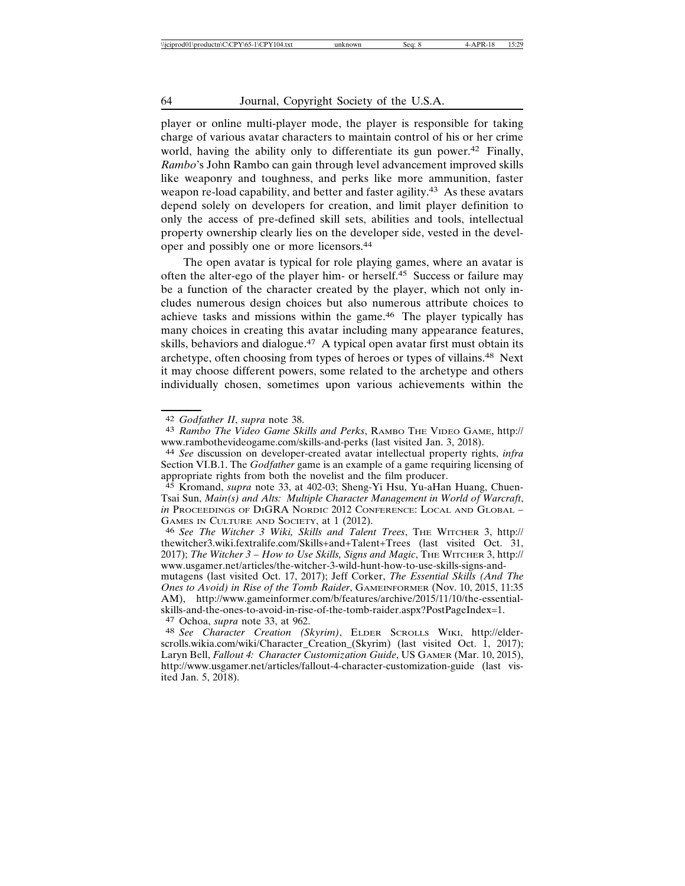player or online multi-player mode, the player is responsible for taking charge of various avatar characters to maintain control of his or her crime world, having the ability only to differentiate its gun power.[42] Finally, *Rambo*'s John Rambo can gain through level advancement improved skills like weaponry and toughness, and perks like more ammunition, faster weapon re-load capability, and better and faster agility.[43] As these avatars depend solely on developers for creation, and limit player definition to only the access of pre-defined skill sets, abilities and tools, intellectual property ownership clearly lies on the developer side, vested in the developer and possibly one or more licensors.[44]

The open avatar is typical for role playing games, where an avatar is often the alter-ego of the player him- or herself.[45] Success or failure may be a function of the character created by the player, which not only includes numerous design choices but also numerous attribute choices to achieve tasks and missions within the game.[46] The player typically has many choices in creating this avatar including many appearance features, skills, behaviors and dialogue.[47] A typical open avatar first must obtain its archetype, often choosing from types of heroes or types of villains.[48] Next it may choose different powers, some related to the archetype and others individually chosen, sometimes upon various achievements within the

---

42 *Godfather II*, *supra* note 38.

43 *Rambo The Video Game Skills and Perks*, RAMBO THE VIDEO GAME, http://www.rambothevideogame.com/skills-and-perks (last visited Jan. 3, 2018).

44 *See* discussion on developer-created avatar intellectual property rights, *infra* Section VI.B.1. The *Godfather* game is an example of a game requiring licensing of appropriate rights from both the novelist and the film producer.

45 Kromand, *supra* note 33, at 402-03; Sheng-Yi Hsu, Yu-aHan Huang, Chuen-Tsai Sun, *Main(s) and Alts: Multiple Character Management in World of Warcraft*, *in* PROCEEDINGS OF DIGRA NORDIC 2012 CONFERENCE: LOCAL AND GLOBAL – GAMES IN CULTURE AND SOCIETY, at 1 (2012).

46 *See The Witcher 3 Wiki, Skills and Talent Trees*, THE WITCHER 3, http://thewitcher3.wiki.fextralife.com/Skills+and+Talent+Trees (last visited Oct. 31, 2017); *The Witcher 3 – How to Use Skills, Signs and Magic*, THE WITCHER 3, http://www.usgamer.net/articles/the-witcher-3-wild-hunt-how-to-use-skills-signs-and-mutagens (last visited Oct. 17, 2017); Jeff Corker, *The Essential Skills (And The Ones to Avoid) in Rise of the Tomb Raider*, GAMEINFORMER (Nov. 10, 2015, 11:35 AM), http://www.gameinformer.com/b/features/archive/2015/11/10/the-essential-skills-and-the-ones-to-avoid-in-rise-of-the-tomb-raider.aspx?PostPageIndex=1.

47 Ochoa, *supra* note 33, at 962.

48 *See Character Creation (Skyrim)*, ELDER SCROLLS WIKI, http://elderscrolls.wikia.com/wiki/Character_Creation_(Skyrim) (last visited Oct. 1, 2017); Laryn Bell, *Fallout 4: Character Customization Guide*, US GAMER (Mar. 10, 2015), http://www.usgamer.net/articles/fallout-4-character-customization-guide (last visited Jan. 5, 2018).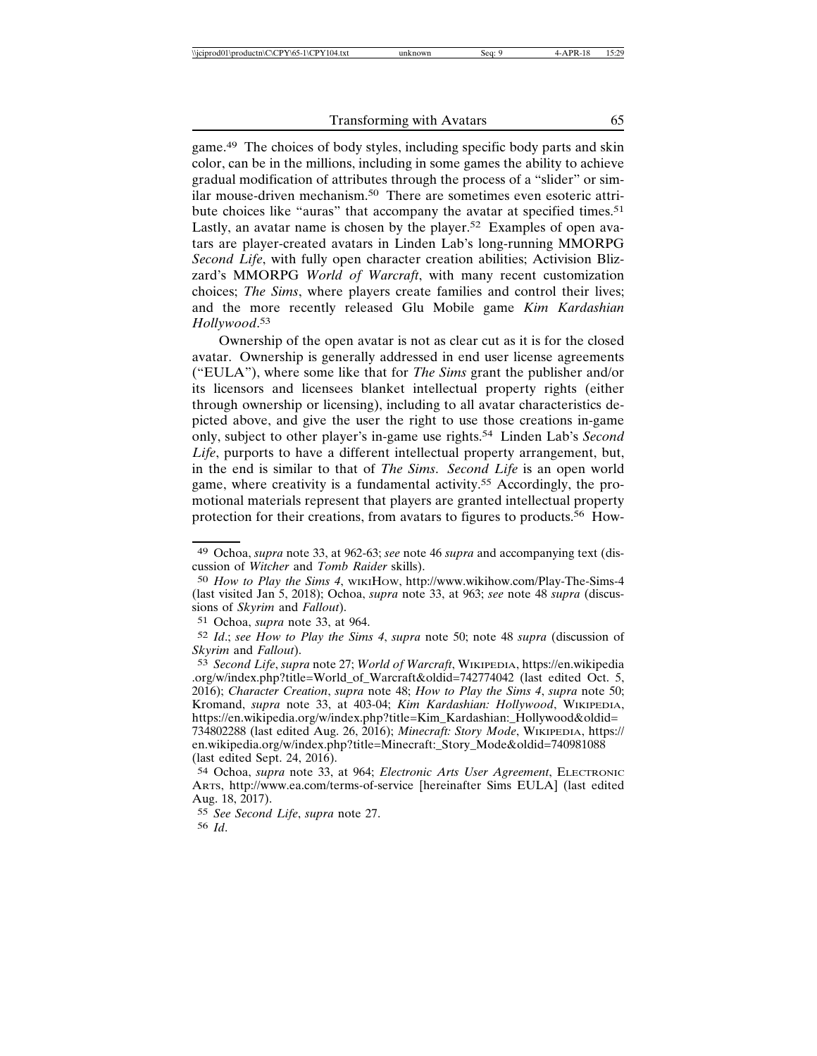game.[49] The choices of body styles, including specific body parts and skin color, can be in the millions, including in some games the ability to achieve gradual modification of attributes through the process of a "slider" or similar mouse-driven mechanism.[50] There are sometimes even esoteric attribute choices like "auras" that accompany the avatar at specified times.[51] Lastly, an avatar name is chosen by the player.[52] Examples of open avatars are player-created avatars in Linden Lab's long-running MMORPG *Second Life*, with fully open character creation abilities; Activision Blizzard's MMORPG *World of Warcraft*, with many recent customization choices; *The Sims*, where players create families and control their lives; and the more recently released Glu Mobile game *Kim Kardashian Hollywood*.[53]

Ownership of the open avatar is not as clear cut as it is for the closed avatar. Ownership is generally addressed in end user license agreements ("EULA"), where some like that for *The Sims* grant the publisher and/or its licensors and licensees blanket intellectual property rights (either through ownership or licensing), including to all avatar characteristics depicted above, and give the user the right to use those creations in-game only, subject to other player's in-game use rights.[54] Linden Lab's *Second Life*, purports to have a different intellectual property arrangement, but, in the end is similar to that of *The Sims*. *Second Life* is an open world game, where creativity is a fundamental activity.[55] Accordingly, the promotional materials represent that players are granted intellectual property protection for their creations, from avatars to figures to products.[56] How-

---

[49] Ochoa, *supra* note 33, at 962-63; *see* note 46 *supra* and accompanying text (discussion of *Witcher* and *Tomb Raider* skills).

[50] *How to Play the Sims 4*, WIKIHOW, http://www.wikihow.com/Play-The-Sims-4 (last visited Jan 5, 2018); Ochoa, *supra* note 33, at 963; *see* note 48 *supra* (discussions of *Skyrim* and *Fallout*).

[51] Ochoa, *supra* note 33, at 964.

[52] *Id*.; *see How to Play the Sims 4*, *supra* note 50; note 48 *supra* (discussion of *Skyrim* and *Fallout*).

[53] *Second Life*, *supra* note 27; *World of Warcraft*, WIKIPEDIA, https://en.wikipedia.org/w/index.php?title=World_of_Warcraft&oldid=742774042 (last edited Oct. 5, 2016); *Character Creation*, *supra* note 48; *How to Play the Sims 4*, *supra* note 50; Kromand, *supra* note 33, at 403-04; *Kim Kardashian: Hollywood*, WIKIPEDIA, https://en.wikipedia.org/w/index.php?title=Kim_Kardashian:_Hollywood&oldid=734802288 (last edited Aug. 26, 2016); *Minecraft: Story Mode*, WIKIPEDIA, https://en.wikipedia.org/w/index.php?title=Minecraft:_Story_Mode&oldid=740981088 (last edited Sept. 24, 2016).

[54] Ochoa, *supra* note 33, at 964; *Electronic Arts User Agreement*, ELECTRONIC ARTS, http://www.ea.com/terms-of-service [hereinafter Sims EULA] (last edited Aug. 18, 2017).

[55] *See Second Life*, *supra* note 27.

[56] *Id*.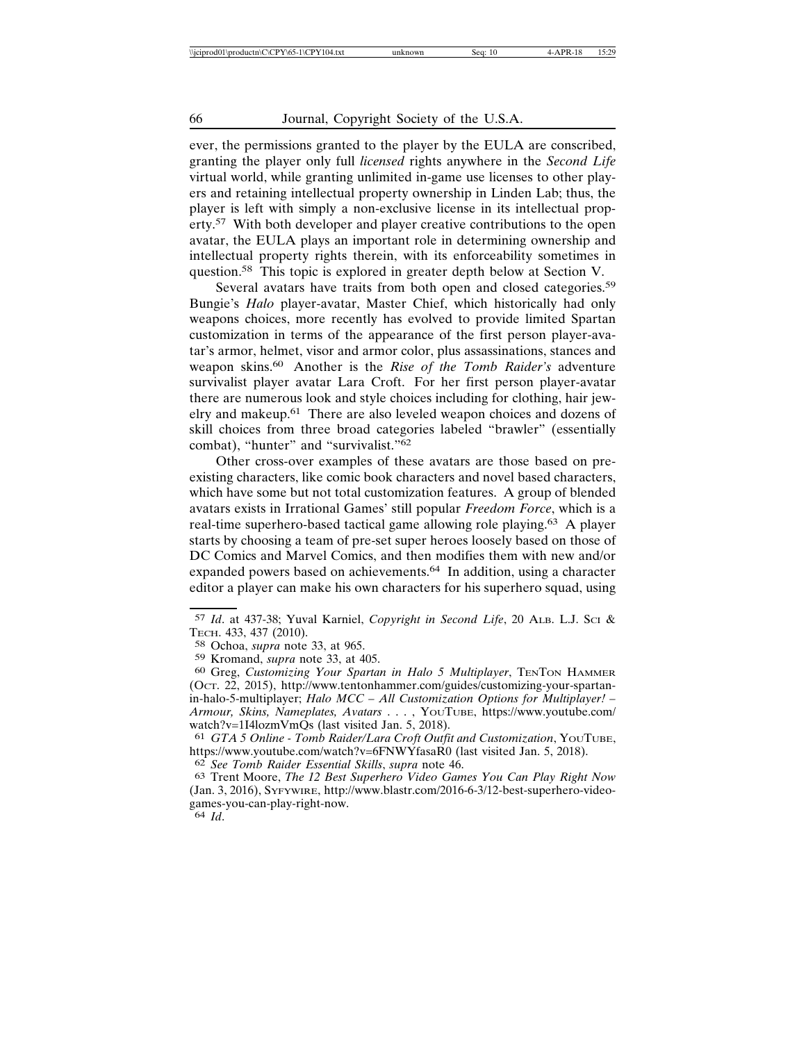ever, the permissions granted to the player by the EULA are conscribed, granting the player only full *licensed* rights anywhere in the *Second Life* virtual world, while granting unlimited in-game use licenses to other players and retaining intellectual property ownership in Linden Lab; thus, the player is left with simply a non-exclusive license in its intellectual property.[57] With both developer and player creative contributions to the open avatar, the EULA plays an important role in determining ownership and intellectual property rights therein, with its enforceability sometimes in question.[58] This topic is explored in greater depth below at Section V.

Several avatars have traits from both open and closed categories.[59] Bungie's *Halo* player-avatar, Master Chief, which historically had only weapons choices, more recently has evolved to provide limited Spartan customization in terms of the appearance of the first person player-avatar's armor, helmet, visor and armor color, plus assassinations, stances and weapon skins.[60] Another is the *Rise of the Tomb Raider's* adventure survivalist player avatar Lara Croft. For her first person player-avatar there are numerous look and style choices including for clothing, hair jewelry and makeup.[61] There are also leveled weapon choices and dozens of skill choices from three broad categories labeled "brawler" (essentially combat), "hunter" and "survivalist."[62]

Other cross-over examples of these avatars are those based on pre-existing characters, like comic book characters and novel based characters, which have some but not total customization features. A group of blended avatars exists in Irrational Games' still popular *Freedom Force*, which is a real-time superhero-based tactical game allowing role playing.[63] A player starts by choosing a team of pre-set super heroes loosely based on those of DC Comics and Marvel Comics, and then modifies them with new and/or expanded powers based on achievements.[64] In addition, using a character editor a player can make his own characters for his superhero squad, using

---

[57] *Id*. at 437-38; Yuval Karniel, *Copyright in Second Life*, 20 ALB. L.J. SCI & TECH. 433, 437 (2010).

[58] Ochoa, *supra* note 33, at 965.

[59] Kromand, *supra* note 33, at 405.

[60] Greg, *Customizing Your Spartan in Halo 5 Multiplayer*, TENTON HAMMER (OCT. 22, 2015), http://www.tentonhammer.com/guides/customizing-your-spartan-in-halo-5-multiplayer; *Halo MCC – All Customization Options for Multiplayer! – Armour, Skins, Nameplates, Avatars . . .* , YOUTUBE, https://www.youtube.com/watch?v=1I4lozmVmQs (last visited Jan. 5, 2018).

[61] *GTA 5 Online - Tomb Raider/Lara Croft Outfit and Customization*, YOUTUBE, https://www.youtube.com/watch?v=6FNWYfasaR0 (last visited Jan. 5, 2018).

[62] *See Tomb Raider Essential Skills*, *supra* note 46.

[63] Trent Moore, *The 12 Best Superhero Video Games You Can Play Right Now* (Jan. 3, 2016), SYFYWIRE, http://www.blastr.com/2016-6-3/12-best-superhero-video-games-you-can-play-right-now.

[64] *Id*.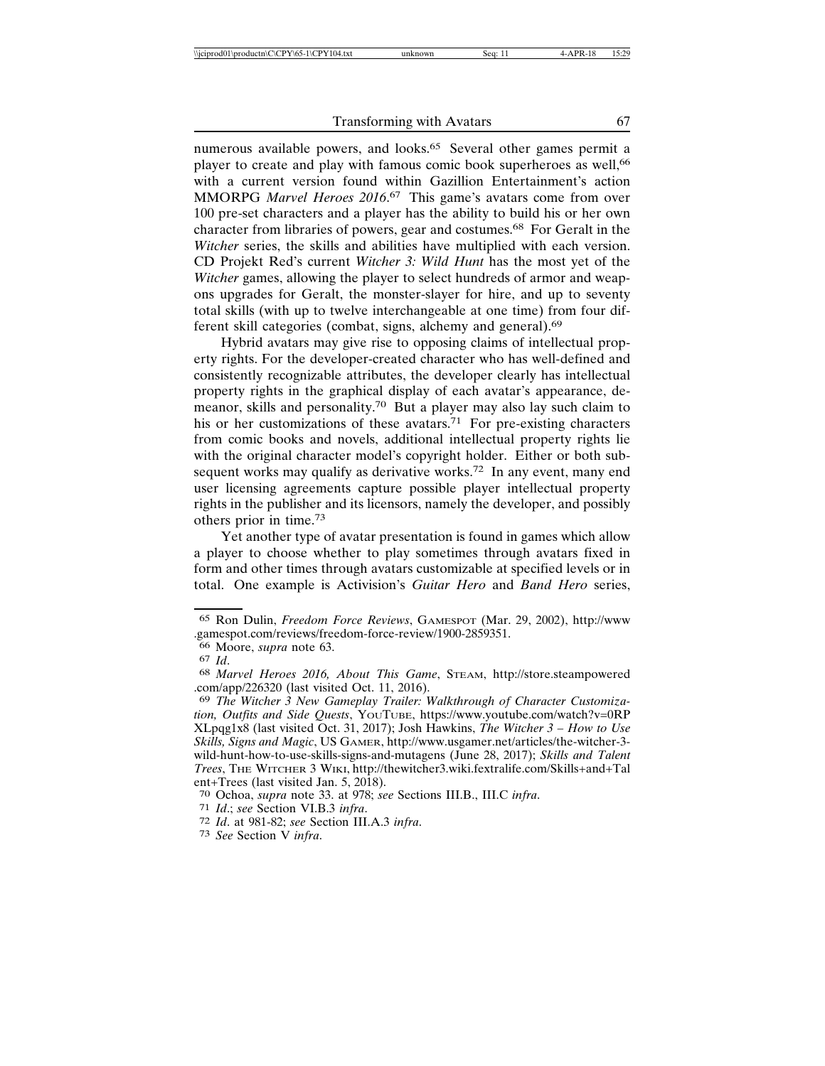numerous available powers, and looks.[65] Several other games permit a player to create and play with famous comic book superheroes as well,[66] with a current version found within Gazillion Entertainment's action MMORPG *Marvel Heroes 2016*.[67] This game's avatars come from over 100 pre-set characters and a player has the ability to build his or her own character from libraries of powers, gear and costumes.[68] For Geralt in the *Witcher* series, the skills and abilities have multiplied with each version. CD Projekt Red's current *Witcher 3: Wild Hunt* has the most yet of the *Witcher* games, allowing the player to select hundreds of armor and weapons upgrades for Geralt, the monster-slayer for hire, and up to seventy total skills (with up to twelve interchangeable at one time) from four different skill categories (combat, signs, alchemy and general).[69]

Hybrid avatars may give rise to opposing claims of intellectual property rights. For the developer-created character who has well-defined and consistently recognizable attributes, the developer clearly has intellectual property rights in the graphical display of each avatar's appearance, demeanor, skills and personality.[70] But a player may also lay such claim to his or her customizations of these avatars.[71] For pre-existing characters from comic books and novels, additional intellectual property rights lie with the original character model's copyright holder. Either or both subsequent works may qualify as derivative works.[72] In any event, many end user licensing agreements capture possible player intellectual property rights in the publisher and its licensors, namely the developer, and possibly others prior in time.[73]

Yet another type of avatar presentation is found in games which allow a player to choose whether to play sometimes through avatars fixed in form and other times through avatars customizable at specified levels or in total. One example is Activision's *Guitar Hero* and *Band Hero* series,

---

[65] Ron Dulin, *Freedom Force Reviews*, GAMESPOT (Mar. 29, 2002), http://www.gamespot.com/reviews/freedom-force-review/1900-2859351.

[66] Moore, *supra* note 63.

[67] *Id*.

[68] *Marvel Heroes 2016, About This Game*, STEAM, http://store.steampowered.com/app/226320 (last visited Oct. 11, 2016).

[69] *The Witcher 3 New Gameplay Trailer: Walkthrough of Character Customization, Outfits and Side Quests*, YOUTUBE, https://www.youtube.com/watch?v=0RPXLpqg1x8 (last visited Oct. 31, 2017); Josh Hawkins, *The Witcher 3 – How to Use Skills, Signs and Magic*, US GAMER, http://www.usgamer.net/articles/the-witcher-3-wild-hunt-how-to-use-skills-signs-and-mutagens (June 28, 2017); *Skills and Talent Trees*, THE WITCHER 3 WIKI, http://thewitcher3.wiki.fextralife.com/Skills+and+Talent+Trees (last visited Jan. 5, 2018).

[70] Ochoa, *supra* note 33. at 978; *see* Sections III.B., III.C *infra*.

[71] *Id*.; *see* Section VI.B.3 *infra*.

[72] *Id*. at 981-82; *see* Section III.A.3 *infra*.

[73] *See* Section V *infra*.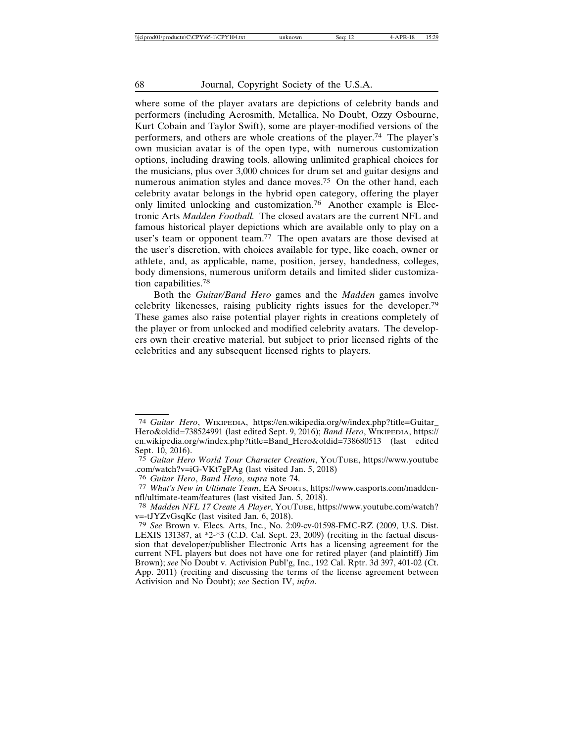where some of the player avatars are depictions of celebrity bands and performers (including Aerosmith, Metallica, No Doubt, Ozzy Osbourne, Kurt Cobain and Taylor Swift), some are player-modified versions of the performers, and others are whole creations of the player.[74] The player's own musician avatar is of the open type, with numerous customization options, including drawing tools, allowing unlimited graphical choices for the musicians, plus over 3,000 choices for drum set and guitar designs and numerous animation styles and dance moves.[75] On the other hand, each celebrity avatar belongs in the hybrid open category, offering the player only limited unlocking and customization.[76] Another example is Electronic Arts *Madden Football.* The closed avatars are the current NFL and famous historical player depictions which are available only to play on a user's team or opponent team.[77] The open avatars are those devised at the user's discretion, with choices available for type, like coach, owner or athlete, and, as applicable, name, position, jersey, handedness, colleges, body dimensions, numerous uniform details and limited slider customization capabilities.[78]

Both the *Guitar/Band Hero* games and the *Madden* games involve celebrity likenesses, raising publicity rights issues for the developer.[79] These games also raise potential player rights in creations completely of the player or from unlocked and modified celebrity avatars. The developers own their creative material, but subject to prior licensed rights of the celebrities and any subsequent licensed rights to players.

---

[74] *Guitar Hero*, WIKIPEDIA, https://en.wikipedia.org/w/index.php?title=Guitar_Hero&oldid=738524991 (last edited Sept. 9, 2016); *Band Hero*, WIKIPEDIA, https://en.wikipedia.org/w/index.php?title=Band_Hero&oldid=738680513 (last edited Sept. 10, 2016).

[75] *Guitar Hero World Tour Character Creation*, YOUTUBE, https://www.youtube.com/watch?v=iG-VKt7gPAg (last visited Jan. 5, 2018)

[76] *Guitar Hero*, *Band Hero*, *supra* note 74.

[77] *What's New in Ultimate Team*, EA SPORTS, https://www.easports.com/madden-nfl/ultimate-team/features (last visited Jan. 5, 2018).

[78] *Madden NFL 17 Create A Player*, YOUTUBE, https://www.youtube.com/watch?v=-tJYZvGsqKc (last visited Jan. 6, 2018).

[79] *See* Brown v. Elecs. Arts, Inc., No. 2:09-cv-01598-FMC-RZ (2009, U.S. Dist. LEXIS 131387, at *2-*3 (C.D. Cal. Sept. 23, 2009) (reciting in the factual discussion that developer/publisher Electronic Arts has a licensing agreement for the current NFL players but does not have one for retired player (and plaintiff) Jim Brown); *see* No Doubt v. Activision Publ'g, Inc., 192 Cal. Rptr. 3d 397, 401-02 (Ct. App. 2011) (reciting and discussing the terms of the license agreement between Activision and No Doubt); *see* Section IV, *infra*.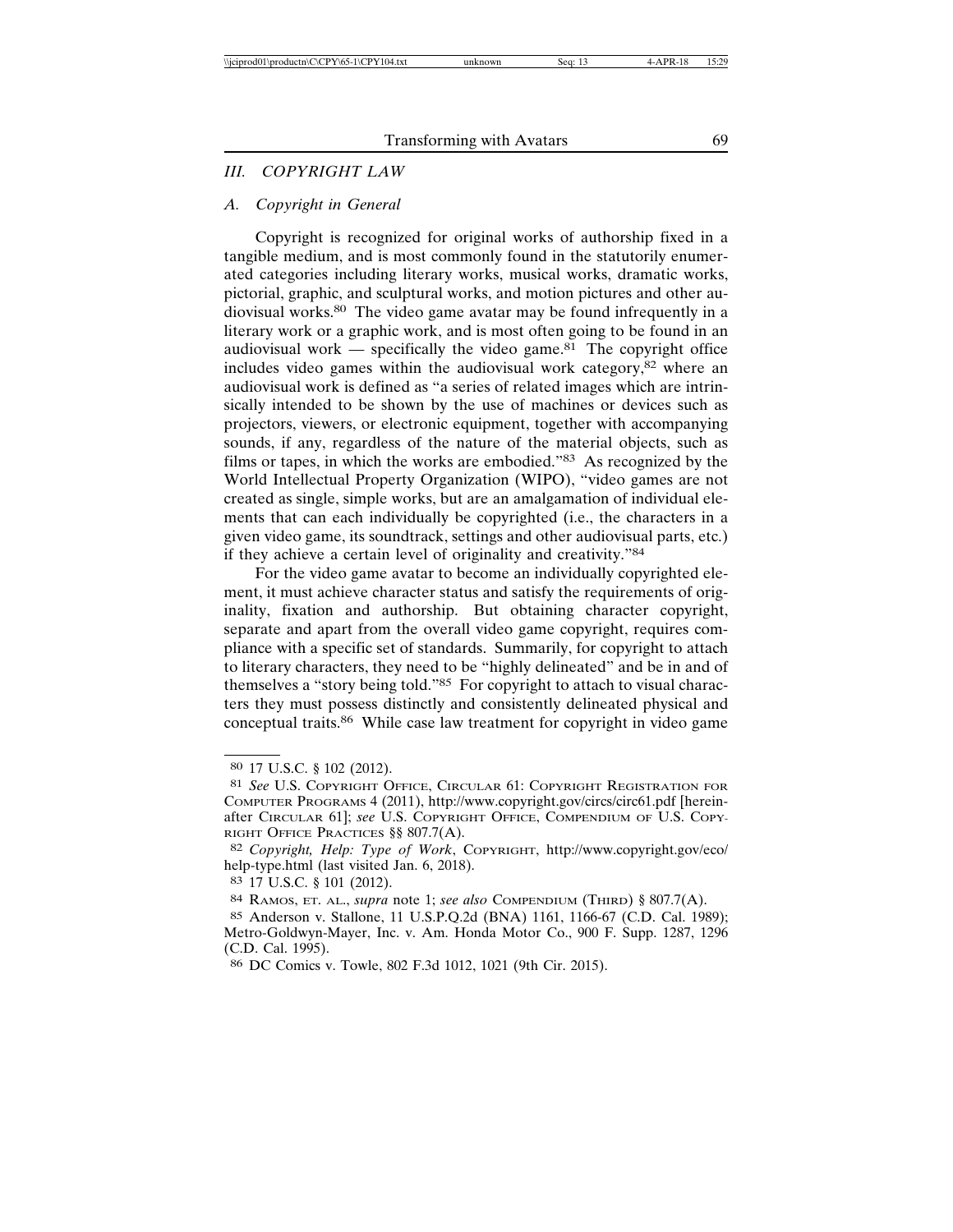## III. *COPYRIGHT LAW*

### A. *Copyright in General*

Copyright is recognized for original works of authorship fixed in a tangible medium, and is most commonly found in the statutorily enumerated categories including literary works, musical works, dramatic works, pictorial, graphic, and sculptural works, and motion pictures and other audiovisual works.[80] The video game avatar may be found infrequently in a literary work or a graphic work, and is most often going to be found in an audiovisual work — specifically the video game.[81] The copyright office includes video games within the audiovisual work category,[82] where an audiovisual work is defined as "a series of related images which are intrinsically intended to be shown by the use of machines or devices such as projectors, viewers, or electronic equipment, together with accompanying sounds, if any, regardless of the nature of the material objects, such as films or tapes, in which the works are embodied."[83] As recognized by the World Intellectual Property Organization (WIPO), "video games are not created as single, simple works, but are an amalgamation of individual elements that can each individually be copyrighted (i.e., the characters in a given video game, its soundtrack, settings and other audiovisual parts, etc.) if they achieve a certain level of originality and creativity."[84]

For the video game avatar to become an individually copyrighted element, it must achieve character status and satisfy the requirements of originality, fixation and authorship. But obtaining character copyright, separate and apart from the overall video game copyright, requires compliance with a specific set of standards. Summarily, for copyright to attach to literary characters, they need to be "highly delineated" and be in and of themselves a "story being told."[85] For copyright to attach to visual characters they must possess distinctly and consistently delineated physical and conceptual traits.[86] While case law treatment for copyright in video game

---

[80] 17 U.S.C. § 102 (2012).

[81] *See* U.S. Copyright Office, Circular 61: Copyright Registration for Computer Programs 4 (2011), http://www.copyright.gov/circs/circ61.pdf [hereinafter Circular 61]; *see* U.S. Copyright Office, Compendium of U.S. Copyright Office Practices §§ 807.7(A).

[82] *Copyright, Help: Type of Work*, Copyright, http://www.copyright.gov/eco/help-type.html (last visited Jan. 6, 2018).

[83] 17 U.S.C. § 101 (2012).

[84] Ramos, et. al., *supra* note 1; *see also* Compendium (Third) § 807.7(A).

[85] Anderson v. Stallone, 11 U.S.P.Q.2d (BNA) 1161, 1166-67 (C.D. Cal. 1989); Metro-Goldwyn-Mayer, Inc. v. Am. Honda Motor Co., 900 F. Supp. 1287, 1296 (C.D. Cal. 1995).

[86] DC Comics v. Towle, 802 F.3d 1012, 1021 (9th Cir. 2015).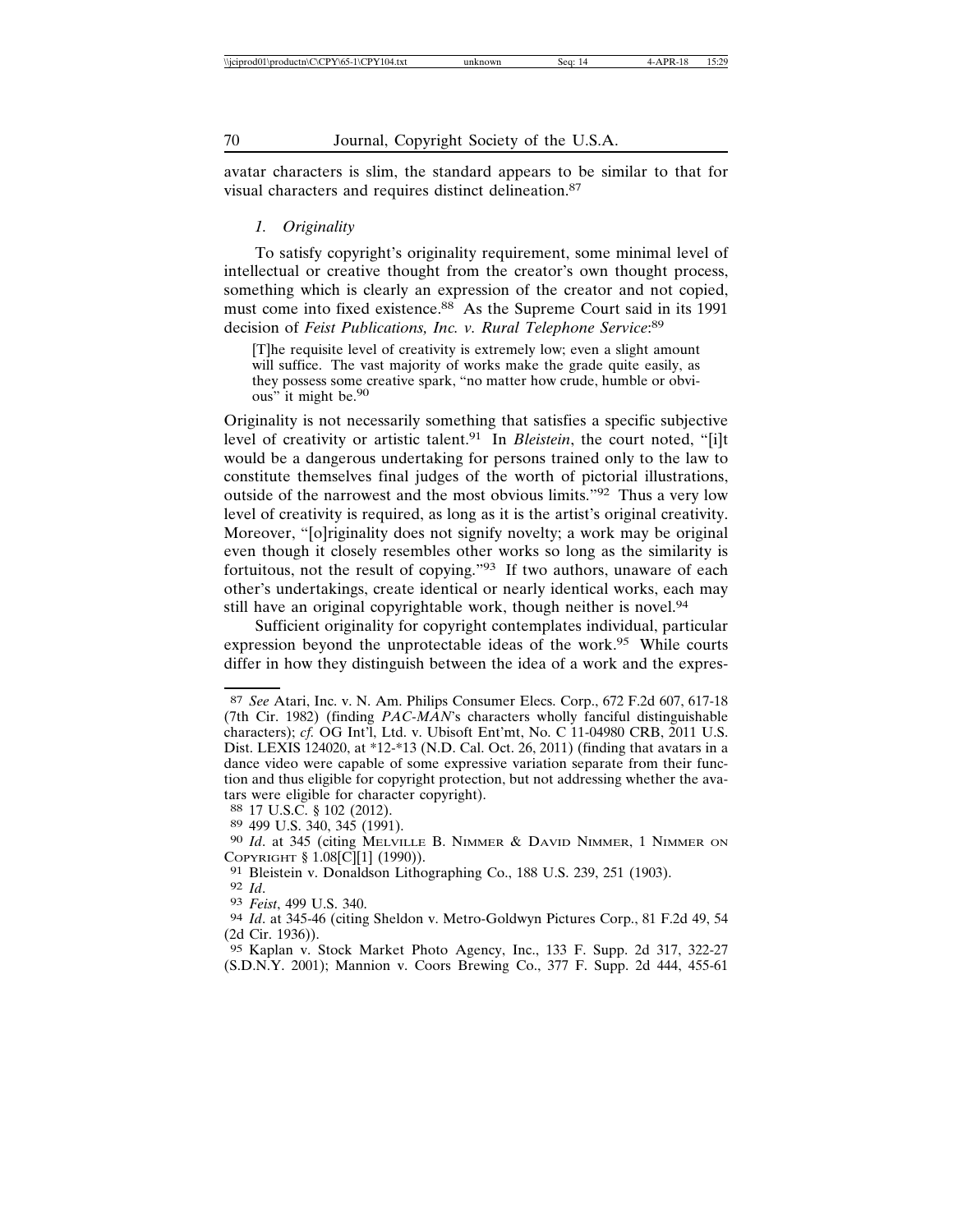avatar characters is slim, the standard appears to be similar to that for visual characters and requires distinct delineation.[87]

### *1. Originality*

To satisfy copyright's originality requirement, some minimal level of intellectual or creative thought from the creator's own thought process, something which is clearly an expression of the creator and not copied, must come into fixed existence.[88] As the Supreme Court said in its 1991 decision of *Feist Publications, Inc. v. Rural Telephone Service*:[89]

> [T]he requisite level of creativity is extremely low; even a slight amount will suffice. The vast majority of works make the grade quite easily, as they possess some creative spark, "no matter how crude, humble or obvious" it might be.[90]

Originality is not necessarily something that satisfies a specific subjective level of creativity or artistic talent.[91] In *Bleistein*, the court noted, "[i]t would be a dangerous undertaking for persons trained only to the law to constitute themselves final judges of the worth of pictorial illustrations, outside of the narrowest and the most obvious limits."[92] Thus a very low level of creativity is required, as long as it is the artist's original creativity. Moreover, "[o]riginality does not signify novelty; a work may be original even though it closely resembles other works so long as the similarity is fortuitous, not the result of copying."[93] If two authors, unaware of each other's undertakings, create identical or nearly identical works, each may still have an original copyrightable work, though neither is novel.[94]

Sufficient originality for copyright contemplates individual, particular expression beyond the unprotectable ideas of the work.[95] While courts differ in how they distinguish between the idea of a work and the expres-

---

87 *See* Atari, Inc. v. N. Am. Philips Consumer Elecs. Corp., 672 F.2d 607, 617-18 (7th Cir. 1982) (finding *PAC-MAN*'s characters wholly fanciful distinguishable characters); *cf.* OG Int'l, Ltd. v. Ubisoft Ent'mt, No. C 11-04980 CRB, 2011 U.S. Dist. LEXIS 124020, at *12-*13 (N.D. Cal. Oct. 26, 2011) (finding that avatars in a dance video were capable of some expressive variation separate from their function and thus eligible for copyright protection, but not addressing whether the avatars were eligible for character copyright).

88 17 U.S.C. § 102 (2012).

89 499 U.S. 340, 345 (1991).

90 *Id*. at 345 (citing Melville B. Nimmer & David Nimmer, 1 Nimmer on Copyright § 1.08[C][1] (1990)).

91 Bleistein v. Donaldson Lithographing Co., 188 U.S. 239, 251 (1903).

92 *Id*.

93 *Feist*, 499 U.S. 340.

94 *Id*. at 345-46 (citing Sheldon v. Metro-Goldwyn Pictures Corp., 81 F.2d 49, 54 (2d Cir. 1936)).

95 Kaplan v. Stock Market Photo Agency, Inc., 133 F. Supp. 2d 317, 322-27 (S.D.N.Y. 2001); Mannion v. Coors Brewing Co., 377 F. Supp. 2d 444, 455-61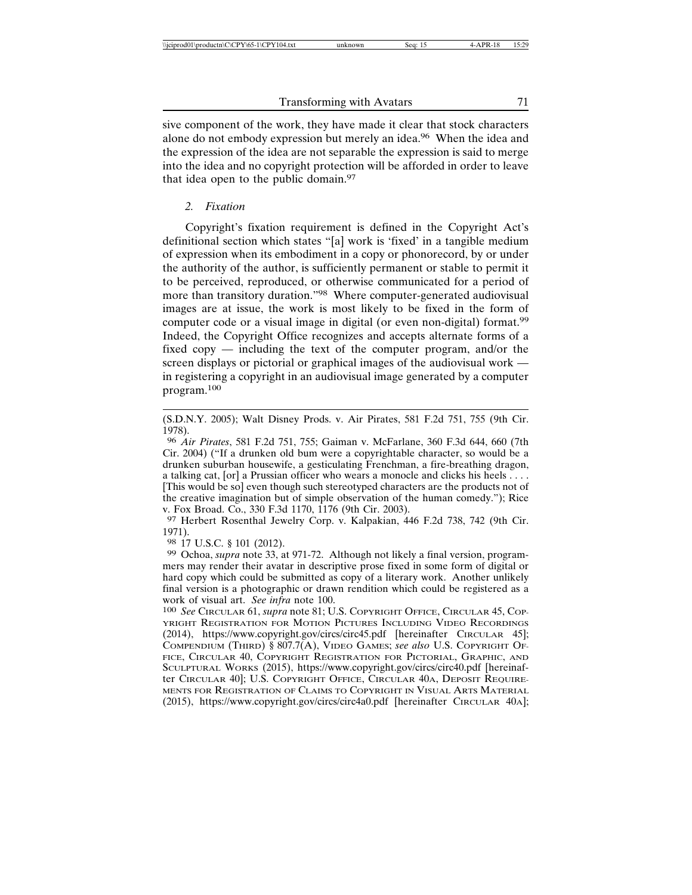sive component of the work, they have made it clear that stock characters alone do not embody expression but merely an idea.[96] When the idea and the expression of the idea are not separable the expression is said to merge into the idea and no copyright protection will be afforded in order to leave that idea open to the public domain.[97]

### *2. Fixation*

Copyright's fixation requirement is defined in the Copyright Act's definitional section which states "[a] work is 'fixed' in a tangible medium of expression when its embodiment in a copy or phonorecord, by or under the authority of the author, is sufficiently permanent or stable to permit it to be perceived, reproduced, or otherwise communicated for a period of more than transitory duration."[98] Where computer-generated audiovisual images are at issue, the work is most likely to be fixed in the form of computer code or a visual image in digital (or even non-digital) format.[99] Indeed, the Copyright Office recognizes and accepts alternate forms of a fixed copy — including the text of the computer program, and/or the screen displays or pictorial or graphical images of the audiovisual work — in registering a copyright in an audiovisual image generated by a computer program.[100]

---

(S.D.N.Y. 2005); Walt Disney Prods. v. Air Pirates, 581 F.2d 751, 755 (9th Cir. 1978).

96 *Air Pirates*, 581 F.2d 751, 755; Gaiman v. McFarlane, 360 F.3d 644, 660 (7th Cir. 2004) ("If a drunken old bum were a copyrightable character, so would be a drunken suburban housewife, a gesticulating Frenchman, a fire-breathing dragon, a talking cat, [or] a Prussian officer who wears a monocle and clicks his heels . . . . [This would be so] even though such stereotyped characters are the products not of the creative imagination but of simple observation of the human comedy."); Rice v. Fox Broad. Co., 330 F.3d 1170, 1176 (9th Cir. 2003).

97 Herbert Rosenthal Jewelry Corp. v. Kalpakian, 446 F.2d 738, 742 (9th Cir. 1971).

98 17 U.S.C. § 101 (2012).

99 Ochoa, *supra* note 33, at 971-72. Although not likely a final version, programmers may render their avatar in descriptive prose fixed in some form of digital or hard copy which could be submitted as copy of a literary work. Another unlikely final version is a photographic or drawn rendition which could be registered as a work of visual art. *See infra* note 100.

100 *See* CIRCULAR 61, *supra* note 81; U.S. COPYRIGHT OFFICE, CIRCULAR 45, COPYRIGHT REGISTRATION FOR MOTION PICTURES INCLUDING VIDEO RECORDINGS (2014), https://www.copyright.gov/circs/circ45.pdf [hereinafter CIRCULAR 45]; COMPENDIUM (THIRD) § 807.7(A), VIDEO GAMES; *see also* U.S. COPYRIGHT OFFICE, CIRCULAR 40, COPYRIGHT REGISTRATION FOR PICTORIAL, GRAPHIC, AND SCULPTURAL WORKS (2015), https://www.copyright.gov/circs/circ40.pdf [hereinafter CIRCULAR 40]; U.S. COPYRIGHT OFFICE, CIRCULAR 40A, DEPOSIT REQUIREMENTS FOR REGISTRATION OF CLAIMS TO COPYRIGHT IN VISUAL ARTS MATERIAL (2015), https://www.copyright.gov/circs/circ4a0.pdf [hereinafter CIRCULAR 40A];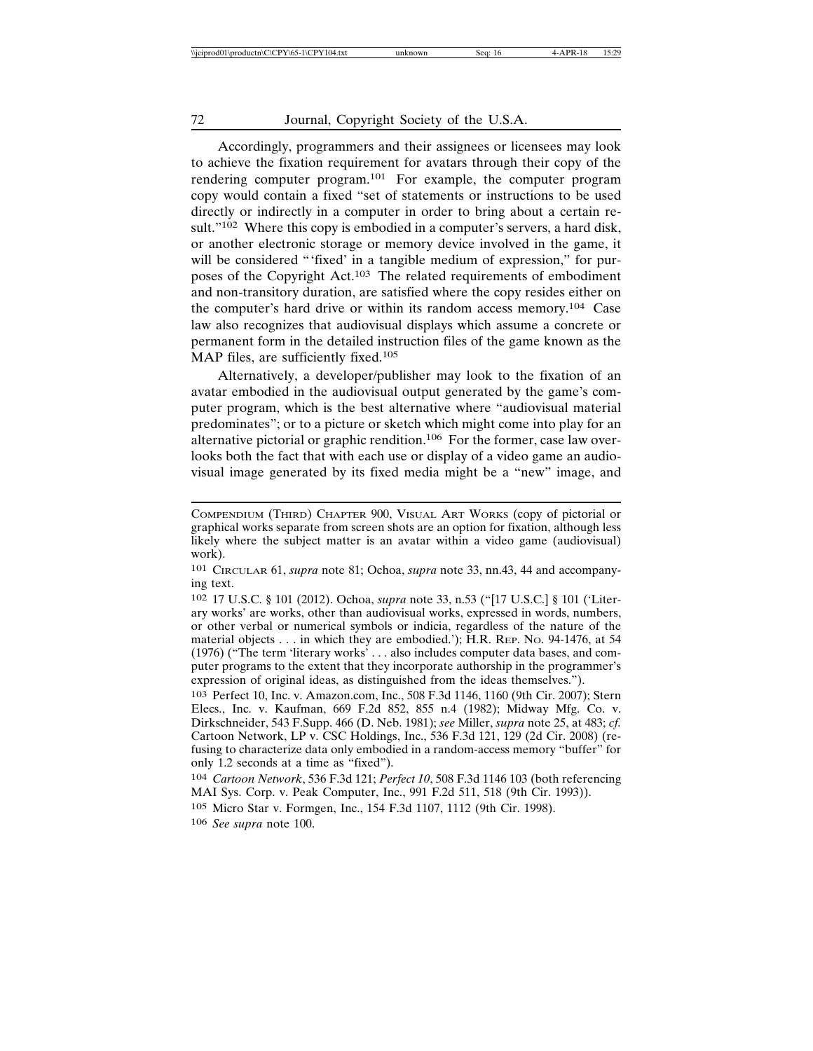Accordingly, programmers and their assignees or licensees may look to achieve the fixation requirement for avatars through their copy of the rendering computer program.[101] For example, the computer program copy would contain a fixed "set of statements or instructions to be used directly or indirectly in a computer in order to bring about a certain result."[102] Where this copy is embodied in a computer's servers, a hard disk, or another electronic storage or memory device involved in the game, it will be considered "'fixed' in a tangible medium of expression," for purposes of the Copyright Act.[103] The related requirements of embodiment and non-transitory duration, are satisfied where the copy resides either on the computer's hard drive or within its random access memory.[104] Case law also recognizes that audiovisual displays which assume a concrete or permanent form in the detailed instruction files of the game known as the MAP files, are sufficiently fixed.[105]

Alternatively, a developer/publisher may look to the fixation of an avatar embodied in the audiovisual output generated by the game's computer program, which is the best alternative where "audiovisual material predominates"; or to a picture or sketch which might come into play for an alternative pictorial or graphic rendition.[106] For the former, case law overlooks both the fact that with each use or display of a video game an audiovisual image generated by its fixed media might be a "new" image, and

---

COMPENDIUM (THIRD) CHAPTER 900, VISUAL ART WORKS (copy of pictorial or graphical works separate from screen shots are an option for fixation, although less likely where the subject matter is an avatar within a video game (audiovisual) work).

101 CIRCULAR 61, *supra* note 81; Ochoa, *supra* note 33, nn.43, 44 and accompanying text.

102 17 U.S.C. § 101 (2012). Ochoa, *supra* note 33, n.53 ("[17 U.S.C.] § 101 ('Literary works' are works, other than audiovisual works, expressed in words, numbers, or other verbal or numerical symbols or indicia, regardless of the nature of the material objects . . . in which they are embodied.'); H.R. REP. NO. 94-1476, at 54 (1976) ("The term 'literary works' . . . also includes computer data bases, and computer programs to the extent that they incorporate authorship in the programmer's expression of original ideas, as distinguished from the ideas themselves.").

103 Perfect 10, Inc. v. Amazon.com, Inc., 508 F.3d 1146, 1160 (9th Cir. 2007); Stern Elecs., Inc. v. Kaufman, 669 F.2d 852, 855 n.4 (1982); Midway Mfg. Co. v. Dirkschneider, 543 F.Supp. 466 (D. Neb. 1981); *see* Miller, *supra* note 25, at 483; *cf.* Cartoon Network, LP v. CSC Holdings, Inc., 536 F.3d 121, 129 (2d Cir. 2008) (refusing to characterize data only embodied in a random-access memory "buffer" for only 1.2 seconds at a time as "fixed").

104 *Cartoon Network*, 536 F.3d 121; *Perfect 10*, 508 F.3d 1146 103 (both referencing MAI Sys. Corp. v. Peak Computer, Inc., 991 F.2d 511, 518 (9th Cir. 1993)).

105 Micro Star v. Formgen, Inc., 154 F.3d 1107, 1112 (9th Cir. 1998).

106 *See supra* note 100.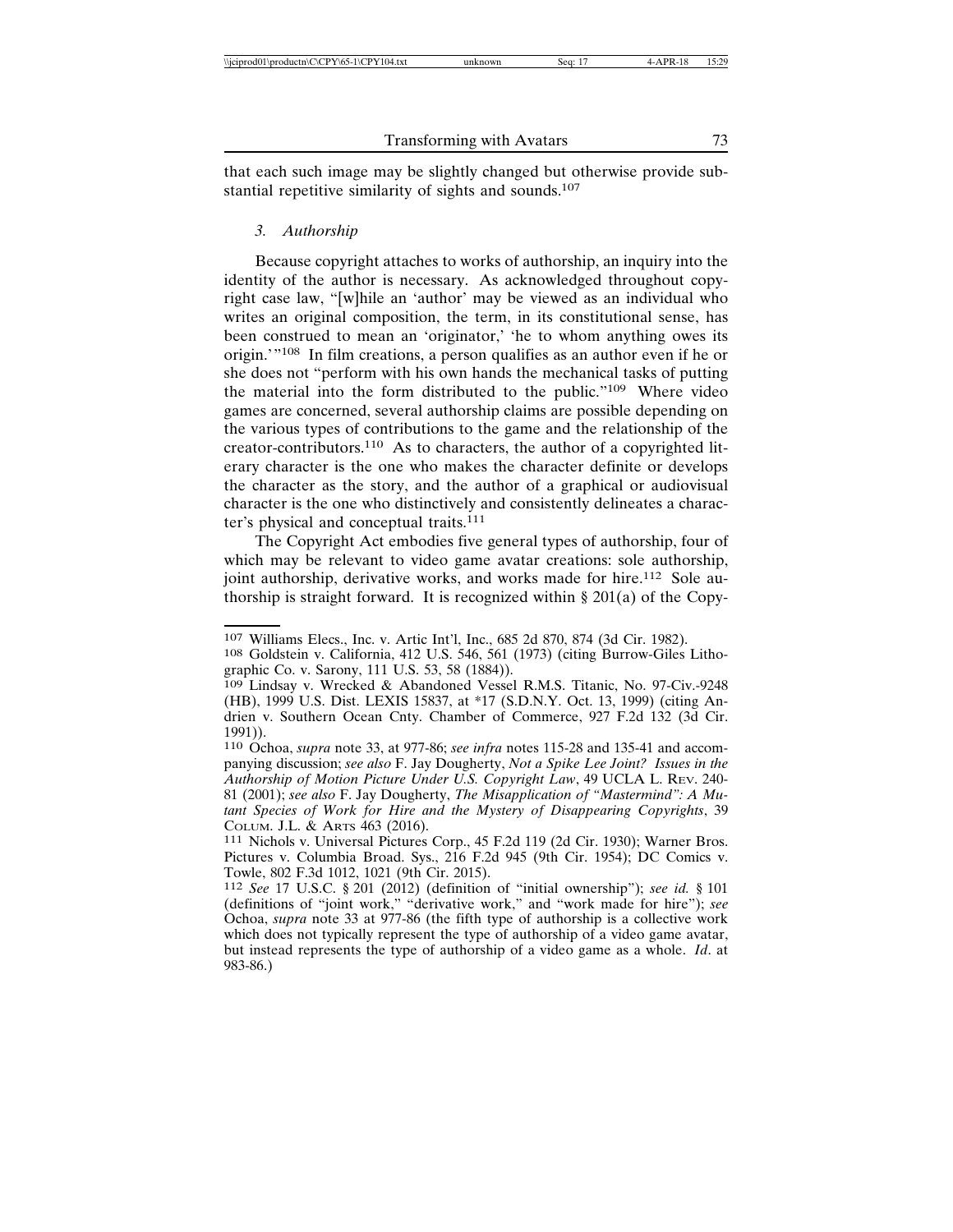that each such image may be slightly changed but otherwise provide substantial repetitive similarity of sights and sounds.[107]

### *3. Authorship*

Because copyright attaches to works of authorship, an inquiry into the identity of the author is necessary. As acknowledged throughout copyright case law, "[w]hile an 'author' may be viewed as an individual who writes an original composition, the term, in its constitutional sense, has been construed to mean an 'originator,' 'he to whom anything owes its origin.'"[108] In film creations, a person qualifies as an author even if he or she does not "perform with his own hands the mechanical tasks of putting the material into the form distributed to the public."[109] Where video games are concerned, several authorship claims are possible depending on the various types of contributions to the game and the relationship of the creator-contributors.[110] As to characters, the author of a copyrighted literary character is the one who makes the character definite or develops the character as the story, and the author of a graphical or audiovisual character is the one who distinctively and consistently delineates a character's physical and conceptual traits.[111]

The Copyright Act embodies five general types of authorship, four of which may be relevant to video game avatar creations: sole authorship, joint authorship, derivative works, and works made for hire.[112] Sole authorship is straight forward. It is recognized within § 201(a) of the Copy-

---

[107] Williams Elecs., Inc. v. Artic Int'l, Inc., 685 2d 870, 874 (3d Cir. 1982).

[108] Goldstein v. California, 412 U.S. 546, 561 (1973) (citing Burrow-Giles Lithographic Co. v. Sarony, 111 U.S. 53, 58 (1884)).

[109] Lindsay v. Wrecked & Abandoned Vessel R.M.S. Titanic, No. 97-Civ.-9248 (HB), 1999 U.S. Dist. LEXIS 15837, at *17 (S.D.N.Y. Oct. 13, 1999) (citing Andrien v. Southern Ocean Cnty. Chamber of Commerce, 927 F.2d 132 (3d Cir. 1991)).

[110] Ochoa, *supra* note 33, at 977-86; *see infra* notes 115-28 and 135-41 and accompanying discussion; *see also* F. Jay Dougherty, *Not a Spike Lee Joint? Issues in the Authorship of Motion Picture Under U.S. Copyright Law*, 49 UCLA L. REV. 240-81 (2001); *see also* F. Jay Dougherty, *The Misapplication of "Mastermind": A Mutant Species of Work for Hire and the Mystery of Disappearing Copyrights*, 39 COLUM. J.L. & ARTS 463 (2016).

[111] Nichols v. Universal Pictures Corp., 45 F.2d 119 (2d Cir. 1930); Warner Bros. Pictures v. Columbia Broad. Sys., 216 F.2d 945 (9th Cir. 1954); DC Comics v. Towle, 802 F.3d 1012, 1021 (9th Cir. 2015).

[112] *See* 17 U.S.C. § 201 (2012) (definition of "initial ownership"); *see id.* § 101 (definitions of "joint work," "derivative work," and "work made for hire"); *see* Ochoa, *supra* note 33 at 977-86 (the fifth type of authorship is a collective work which does not typically represent the type of authorship of a video game avatar, but instead represents the type of authorship of a video game as a whole. *Id*. at 983-86.)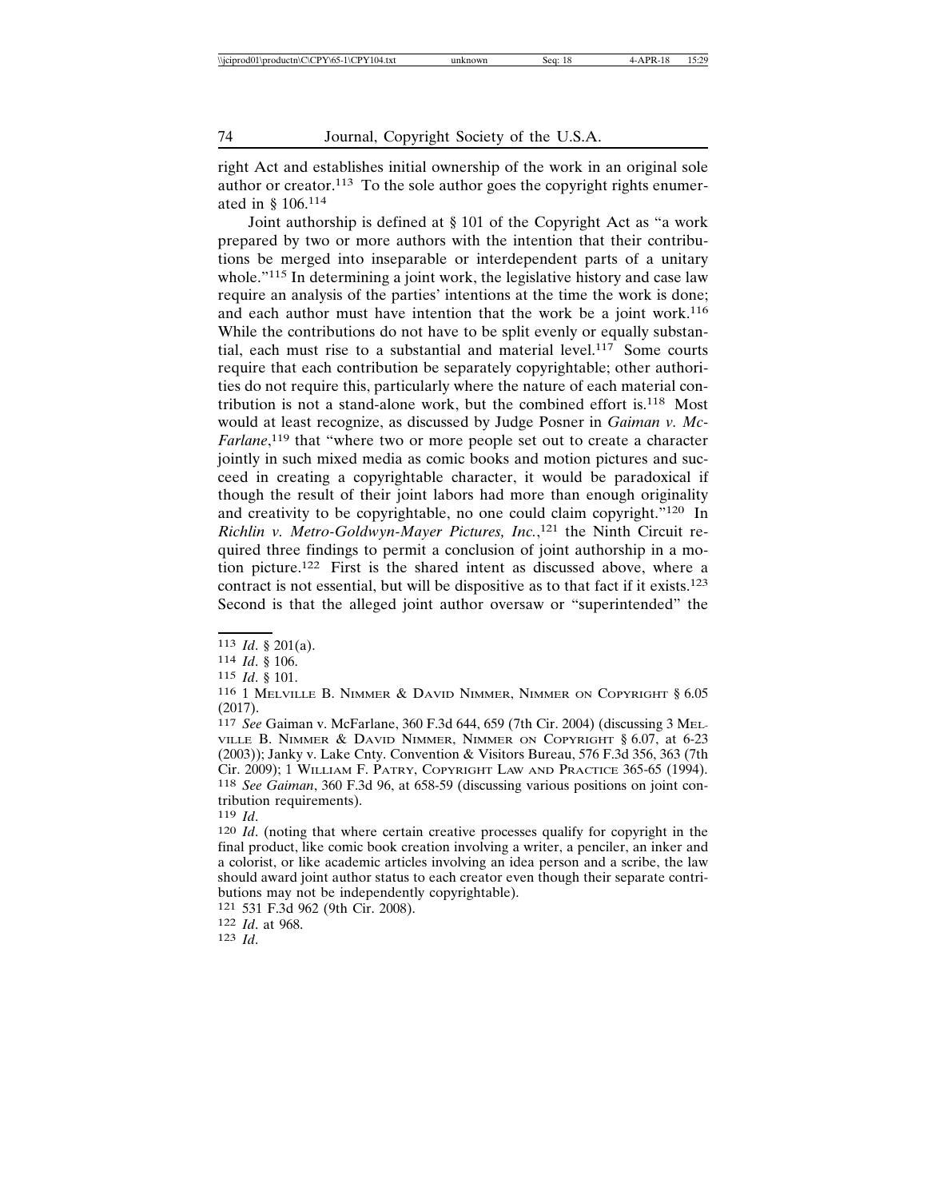right Act and establishes initial ownership of the work in an original sole author or creator.[113] To the sole author goes the copyright rights enumerated in § 106.[114]

Joint authorship is defined at § 101 of the Copyright Act as "a work prepared by two or more authors with the intention that their contributions be merged into inseparable or interdependent parts of a unitary whole."[115] In determining a joint work, the legislative history and case law require an analysis of the parties' intentions at the time the work is done; and each author must have intention that the work be a joint work.[116] While the contributions do not have to be split evenly or equally substantial, each must rise to a substantial and material level.[117] Some courts require that each contribution be separately copyrightable; other authorities do not require this, particularly where the nature of each material contribution is not a stand-alone work, but the combined effort is.[118] Most would at least recognize, as discussed by Judge Posner in *Gaiman v. McFarlane*,[119] that "where two or more people set out to create a character jointly in such mixed media as comic books and motion pictures and succeed in creating a copyrightable character, it would be paradoxical if though the result of their joint labors had more than enough originality and creativity to be copyrightable, no one could claim copyright."[120] In *Richlin v. Metro-Goldwyn-Mayer Pictures, Inc.*,[121] the Ninth Circuit required three findings to permit a conclusion of joint authorship in a motion picture.[122] First is the shared intent as discussed above, where a contract is not essential, but will be dispositive as to that fact if it exists.[123] Second is that the alleged joint author oversaw or "superintended" the

---

[113] *Id*. § 201(a).

[114] *Id*. § 106.

[115] *Id*. § 101.

[116] 1 Melville B. Nimmer & David Nimmer, Nimmer on Copyright § 6.05 (2017).

[117] *See* Gaiman v. McFarlane, 360 F.3d 644, 659 (7th Cir. 2004) (discussing 3 Melville B. Nimmer & David Nimmer, Nimmer on Copyright § 6.07, at 6-23 (2003)); Janky v. Lake Cnty. Convention & Visitors Bureau, 576 F.3d 356, 363 (7th Cir. 2009); 1 William F. Patry, Copyright Law and Practice 365-65 (1994).

[118] *See Gaiman*, 360 F.3d 96, at 658-59 (discussing various positions on joint contribution requirements).

[119] *Id*.

[120] *Id*. (noting that where certain creative processes qualify for copyright in the final product, like comic book creation involving a writer, a penciler, an inker and a colorist, or like academic articles involving an idea person and a scribe, the law should award joint author status to each creator even though their separate contributions may not be independently copyrightable).

[121] 531 F.3d 962 (9th Cir. 2008).

[122] *Id*. at 968.

[123] *Id*.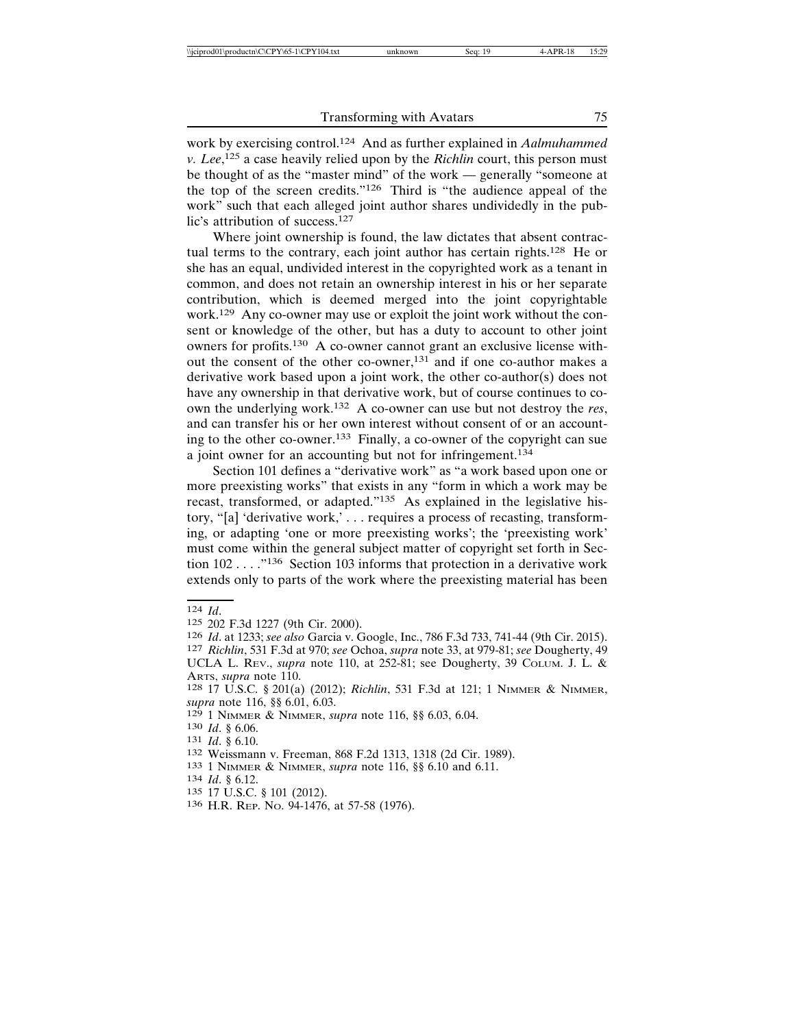work by exercising control.[124] And as further explained in *Aalmuhammed v. Lee*,[125] a case heavily relied upon by the *Richlin* court, this person must be thought of as the "master mind" of the work — generally "someone at the top of the screen credits."[126] Third is "the audience appeal of the work" such that each alleged joint author shares undividedly in the public's attribution of success.[127]

Where joint ownership is found, the law dictates that absent contractual terms to the contrary, each joint author has certain rights.[128] He or she has an equal, undivided interest in the copyrighted work as a tenant in common, and does not retain an ownership interest in his or her separate contribution, which is deemed merged into the joint copyrightable work.[129] Any co-owner may use or exploit the joint work without the consent or knowledge of the other, but has a duty to account to other joint owners for profits.[130] A co-owner cannot grant an exclusive license without the consent of the other co-owner,[131] and if one co-author makes a derivative work based upon a joint work, the other co-author(s) does not have any ownership in that derivative work, but of course continues to co-own the underlying work.[132] A co-owner can use but not destroy the *res*, and can transfer his or her own interest without consent of or an accounting to the other co-owner.[133] Finally, a co-owner of the copyright can sue a joint owner for an accounting but not for infringement.[134]

Section 101 defines a "derivative work" as "a work based upon one or more preexisting works" that exists in any "form in which a work may be recast, transformed, or adapted."[135] As explained in the legislative history, "[a] 'derivative work,' . . . requires a process of recasting, transforming, or adapting 'one or more preexisting works'; the 'preexisting work' must come within the general subject matter of copyright set forth in Section 102 . . . ."[136] Section 103 informs that protection in a derivative work extends only to parts of the work where the preexisting material has been

---

124 *Id*.

125 202 F.3d 1227 (9th Cir. 2000).

126 *Id*. at 1233; *see also* Garcia v. Google, Inc., 786 F.3d 733, 741-44 (9th Cir. 2015).

127 *Richlin*, 531 F.3d at 970; *see* Ochoa, *supra* note 33, at 979-81; *see* Dougherty, 49 UCLA L. REV., *supra* note 110, at 252-81; see Dougherty, 39 COLUM. J. L. & ARTS, *supra* note 110.

128 17 U.S.C. § 201(a) (2012); *Richlin*, 531 F.3d at 121; 1 NIMMER & NIMMER, *supra* note 116, §§ 6.01, 6.03.

129 1 NIMMER & NIMMER, *supra* note 116, §§ 6.03, 6.04.

130 *Id*. § 6.06.

131 *Id*. § 6.10.

132 Weissmann v. Freeman, 868 F.2d 1313, 1318 (2d Cir. 1989).

133 1 NIMMER & NIMMER, *supra* note 116, §§ 6.10 and 6.11.

134 *Id*. § 6.12.

135 17 U.S.C. § 101 (2012).

136 H.R. REP. NO. 94-1476, at 57-58 (1976).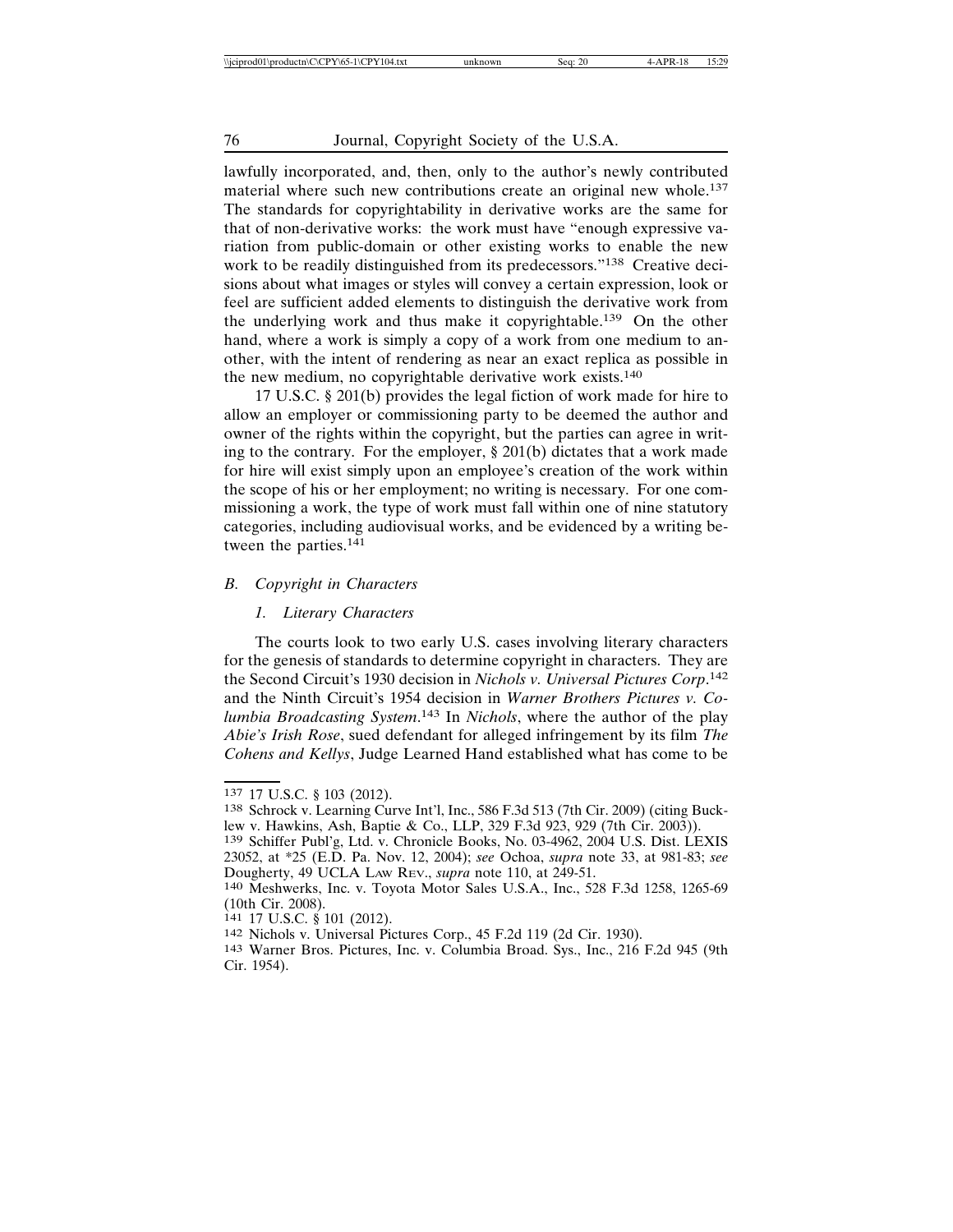lawfully incorporated, and, then, only to the author's newly contributed material where such new contributions create an original new whole.[137] The standards for copyrightability in derivative works are the same for that of non-derivative works: the work must have "enough expressive variation from public-domain or other existing works to enable the new work to be readily distinguished from its predecessors."[138] Creative decisions about what images or styles will convey a certain expression, look or feel are sufficient added elements to distinguish the derivative work from the underlying work and thus make it copyrightable.[139] On the other hand, where a work is simply a copy of a work from one medium to another, with the intent of rendering as near an exact replica as possible in the new medium, no copyrightable derivative work exists.[140]

17 U.S.C. § 201(b) provides the legal fiction of work made for hire to allow an employer or commissioning party to be deemed the author and owner of the rights within the copyright, but the parties can agree in writing to the contrary. For the employer, § 201(b) dictates that a work made for hire will exist simply upon an employee's creation of the work within the scope of his or her employment; no writing is necessary. For one commissioning a work, the type of work must fall within one of nine statutory categories, including audiovisual works, and be evidenced by a writing between the parties.[141]

### *B. Copyright in Characters*

#### *1. Literary Characters*

The courts look to two early U.S. cases involving literary characters for the genesis of standards to determine copyright in characters. They are the Second Circuit's 1930 decision in *Nichols v. Universal Pictures Corp*.[142] and the Ninth Circuit's 1954 decision in *Warner Brothers Pictures v. Columbia Broadcasting System*.[143] In *Nichols*, where the author of the play *Abie's Irish Rose*, sued defendant for alleged infringement by its film *The Cohens and Kellys*, Judge Learned Hand established what has come to be

---

[137] 17 U.S.C. § 103 (2012).

[138] Schrock v. Learning Curve Int'l, Inc., 586 F.3d 513 (7th Cir. 2009) (citing Bucklew v. Hawkins, Ash, Baptie & Co., LLP, 329 F.3d 923, 929 (7th Cir. 2003)).

[139] Schiffer Publ'g, Ltd. v. Chronicle Books, No. 03-4962, 2004 U.S. Dist. LEXIS 23052, at *25 (E.D. Pa. Nov. 12, 2004); *see* Ochoa, *supra* note 33, at 981-83; *see* Dougherty, 49 UCLA LAW REV., *supra* note 110, at 249-51.

[140] Meshwerks, Inc. v. Toyota Motor Sales U.S.A., Inc., 528 F.3d 1258, 1265-69 (10th Cir. 2008).

[141] 17 U.S.C. § 101 (2012).

[142] Nichols v. Universal Pictures Corp., 45 F.2d 119 (2d Cir. 1930).

[143] Warner Bros. Pictures, Inc. v. Columbia Broad. Sys., Inc., 216 F.2d 945 (9th Cir. 1954).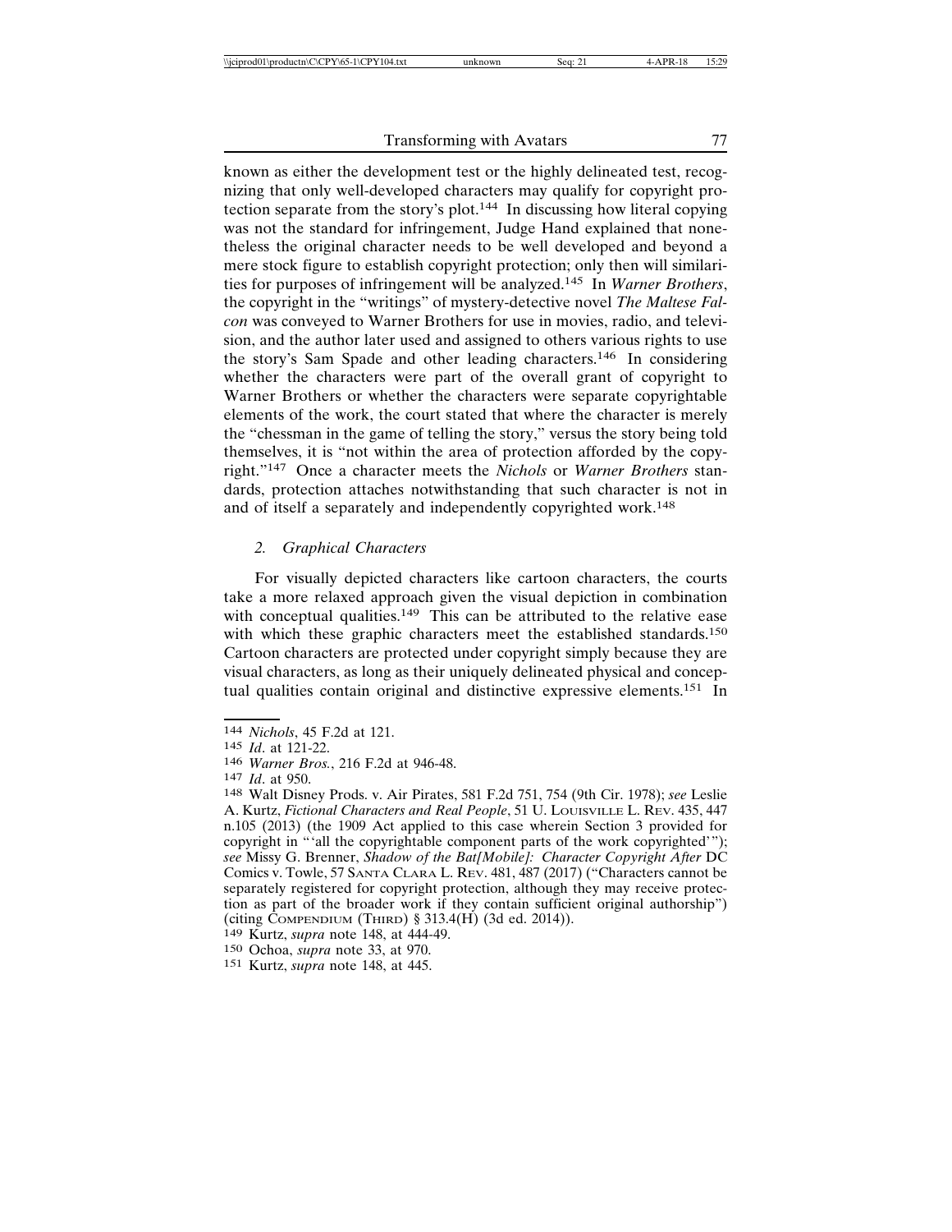known as either the development test or the highly delineated test, recognizing that only well-developed characters may qualify for copyright protection separate from the story's plot.[144] In discussing how literal copying was not the standard for infringement, Judge Hand explained that nonetheless the original character needs to be well developed and beyond a mere stock figure to establish copyright protection; only then will similarities for purposes of infringement will be analyzed.[145] In *Warner Brothers*, the copyright in the "writings" of mystery-detective novel *The Maltese Falcon* was conveyed to Warner Brothers for use in movies, radio, and television, and the author later used and assigned to others various rights to use the story's Sam Spade and other leading characters.[146] In considering whether the characters were part of the overall grant of copyright to Warner Brothers or whether the characters were separate copyrightable elements of the work, the court stated that where the character is merely the "chessman in the game of telling the story," versus the story being told themselves, it is "not within the area of protection afforded by the copyright."[147] Once a character meets the *Nichols* or *Warner Brothers* standards, protection attaches notwithstanding that such character is not in and of itself a separately and independently copyrighted work.[148]

### *2. Graphical Characters*

For visually depicted characters like cartoon characters, the courts take a more relaxed approach given the visual depiction in combination with conceptual qualities.[149] This can be attributed to the relative ease with which these graphic characters meet the established standards.[150] Cartoon characters are protected under copyright simply because they are visual characters, as long as their uniquely delineated physical and conceptual qualities contain original and distinctive expressive elements.[151] In

---

144 *Nichols*, 45 F.2d at 121.

145 *Id*. at 121-22.

146 *Warner Bros.*, 216 F.2d at 946-48.

147 *Id*. at 950.

148 Walt Disney Prods. v. Air Pirates, 581 F.2d 751, 754 (9th Cir. 1978); *see* Leslie A. Kurtz, *Fictional Characters and Real People*, 51 U. LOUISVILLE L. REV. 435, 447 n.105 (2013) (the 1909 Act applied to this case wherein Section 3 provided for copyright in "'all the copyrightable component parts of the work copyrighted'"); *see* Missy G. Brenner, *Shadow of the Bat[Mobile]: Character Copyright After* DC Comics v. Towle, 57 SANTA CLARA L. REV. 481, 487 (2017) ("Characters cannot be separately registered for copyright protection, although they may receive protection as part of the broader work if they contain sufficient original authorship") (citing COMPENDIUM (THIRD) § 313.4(H) (3d ed. 2014)).

149 Kurtz, *supra* note 148, at 444-49.

150 Ochoa, *supra* note 33, at 970.

151 Kurtz, *supra* note 148, at 445.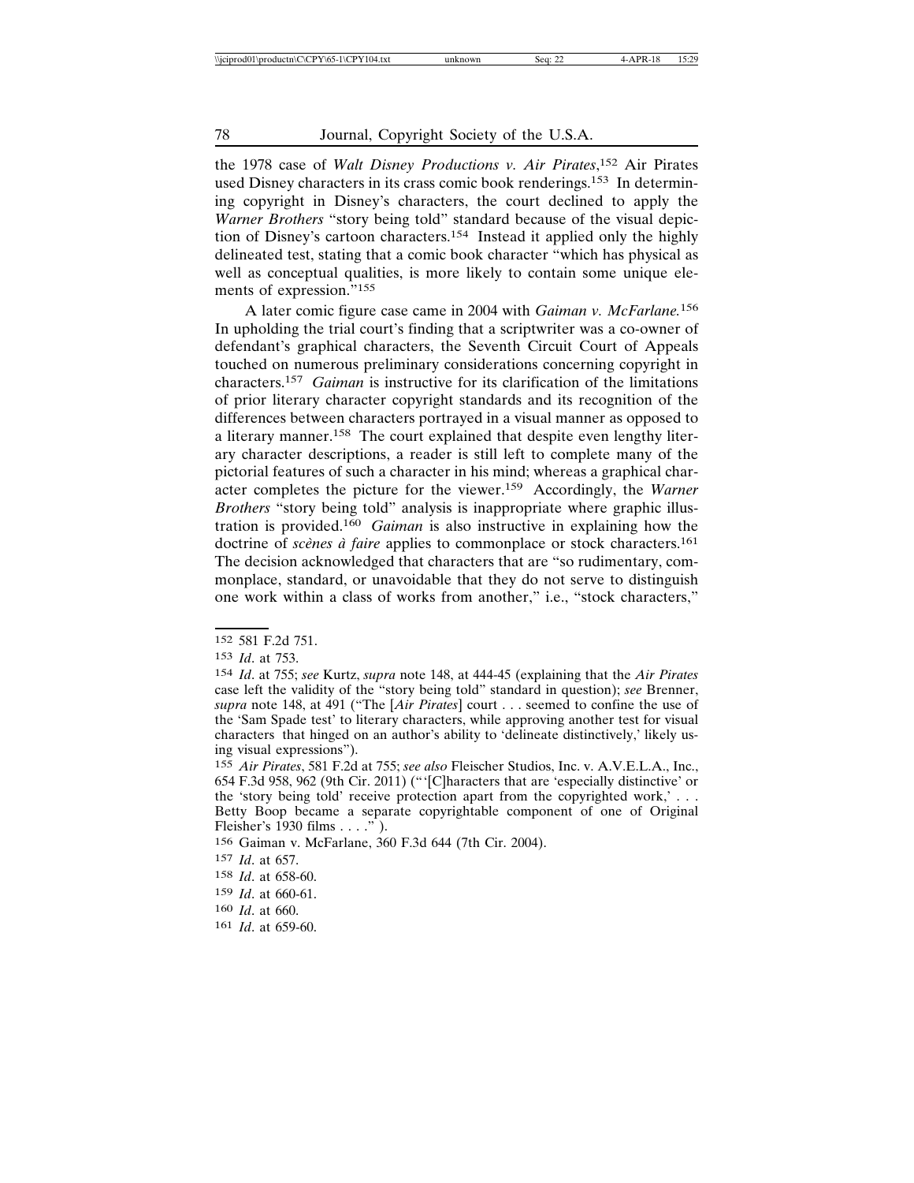the 1978 case of *Walt Disney Productions v. Air Pirates*,[152] Air Pirates used Disney characters in its crass comic book renderings.[153] In determining copyright in Disney's characters, the court declined to apply the *Warner Brothers* "story being told" standard because of the visual depiction of Disney's cartoon characters.[154] Instead it applied only the highly delineated test, stating that a comic book character "which has physical as well as conceptual qualities, is more likely to contain some unique elements of expression."[155]

A later comic figure case came in 2004 with *Gaiman v. McFarlane.*[156] In upholding the trial court's finding that a scriptwriter was a co-owner of defendant's graphical characters, the Seventh Circuit Court of Appeals touched on numerous preliminary considerations concerning copyright in characters.[157] *Gaiman* is instructive for its clarification of the limitations of prior literary character copyright standards and its recognition of the differences between characters portrayed in a visual manner as opposed to a literary manner.[158] The court explained that despite even lengthy literary character descriptions, a reader is still left to complete many of the pictorial features of such a character in his mind; whereas a graphical character completes the picture for the viewer.[159] Accordingly, the *Warner Brothers* "story being told" analysis is inappropriate where graphic illustration is provided.[160] *Gaiman* is also instructive in explaining how the doctrine of *scènes à faire* applies to commonplace or stock characters.[161] The decision acknowledged that characters that are "so rudimentary, commonplace, standard, or unavoidable that they do not serve to distinguish one work within a class of works from another," i.e., "stock characters,"

---

[152] 581 F.2d 751.

[153] *Id*. at 753.

[154] *Id*. at 755; *see* Kurtz, *supra* note 148, at 444-45 (explaining that the *Air Pirates* case left the validity of the "story being told" standard in question); *see* Brenner, *supra* note 148, at 491 ("The [*Air Pirates*] court . . . seemed to confine the use of the 'Sam Spade test' to literary characters, while approving another test for visual characters that hinged on an author's ability to 'delineate distinctively,' likely using visual expressions").

[155] *Air Pirates*, 581 F.2d at 755; *see also* Fleischer Studios, Inc. v. A.V.E.L.A., Inc., 654 F.3d 958, 962 (9th Cir. 2011) ("'[C]haracters that are 'especially distinctive' or the 'story being told' receive protection apart from the copyrighted work,' . . . Betty Boop became a separate copyrightable component of one of Original Fleisher's 1930 films . . . ." ).

[156] Gaiman v. McFarlane, 360 F.3d 644 (7th Cir. 2004).

[157] *Id*. at 657.

[158] *Id*. at 658-60.

[159] *Id*. at 660-61.

[160] *Id*. at 660.

[161] *Id*. at 659-60.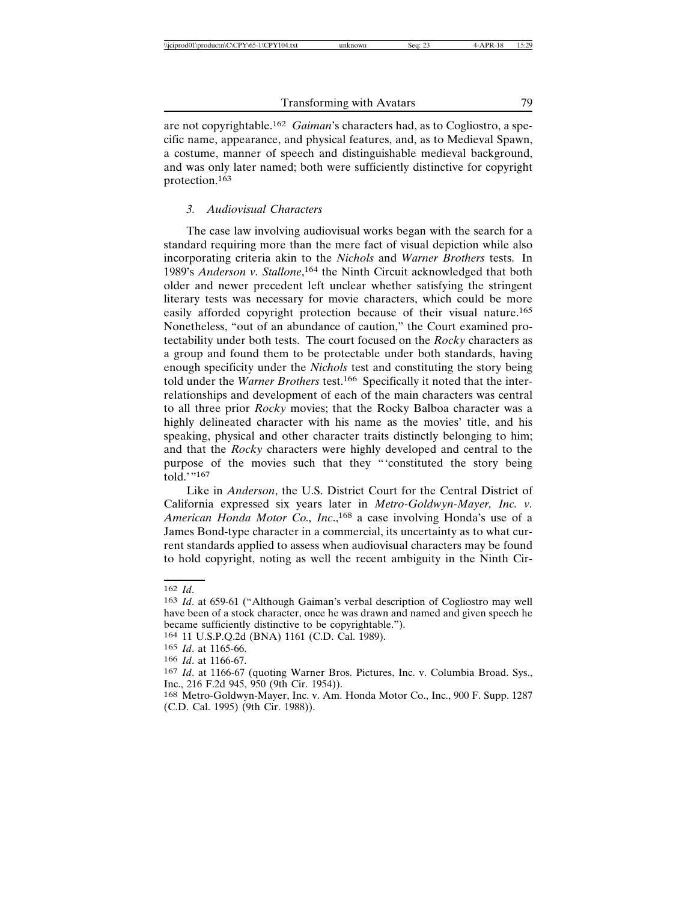are not copyrightable.[162] *Gaiman*'s characters had, as to Cogliostro, a specific name, appearance, and physical features, and, as to Medieval Spawn, a costume, manner of speech and distinguishable medieval background, and was only later named; both were sufficiently distinctive for copyright protection.[163]

### *3. Audiovisual Characters*

The case law involving audiovisual works began with the search for a standard requiring more than the mere fact of visual depiction while also incorporating criteria akin to the *Nichols* and *Warner Brothers* tests. In 1989's *Anderson v. Stallone*,[164] the Ninth Circuit acknowledged that both older and newer precedent left unclear whether satisfying the stringent literary tests was necessary for movie characters, which could be more easily afforded copyright protection because of their visual nature.[165] Nonetheless, "out of an abundance of caution," the Court examined protectability under both tests. The court focused on the *Rocky* characters as a group and found them to be protectable under both standards, having enough specificity under the *Nichols* test and constituting the story being told under the *Warner Brothers* test.[166] Specifically it noted that the interrelationships and development of each of the main characters was central to all three prior *Rocky* movies; that the Rocky Balboa character was a highly delineated character with his name as the movies' title, and his speaking, physical and other character traits distinctly belonging to him; and that the *Rocky* characters were highly developed and central to the purpose of the movies such that they "'constituted the story being told.'"[167]

Like in *Anderson*, the U.S. District Court for the Central District of California expressed six years later in *Metro-Goldwyn-Mayer, Inc. v. American Honda Motor Co., Inc.*,[168] a case involving Honda's use of a James Bond-type character in a commercial, its uncertainty as to what current standards applied to assess when audiovisual characters may be found to hold copyright, noting as well the recent ambiguity in the Ninth Cir-

---

162 *Id*.

163 *Id*. at 659-61 ("Although Gaiman's verbal description of Cogliostro may well have been of a stock character, once he was drawn and named and given speech he became sufficiently distinctive to be copyrightable.").

164 11 U.S.P.Q.2d (BNA) 1161 (C.D. Cal. 1989).

165 *Id*. at 1165-66.

166 *Id*. at 1166-67.

167 *Id*. at 1166-67 (quoting Warner Bros. Pictures, Inc. v. Columbia Broad. Sys., Inc., 216 F.2d 945, 950 (9th Cir. 1954)).

168 Metro-Goldwyn-Mayer, Inc. v. Am. Honda Motor Co., Inc., 900 F. Supp. 1287 (C.D. Cal. 1995) (9th Cir. 1988)).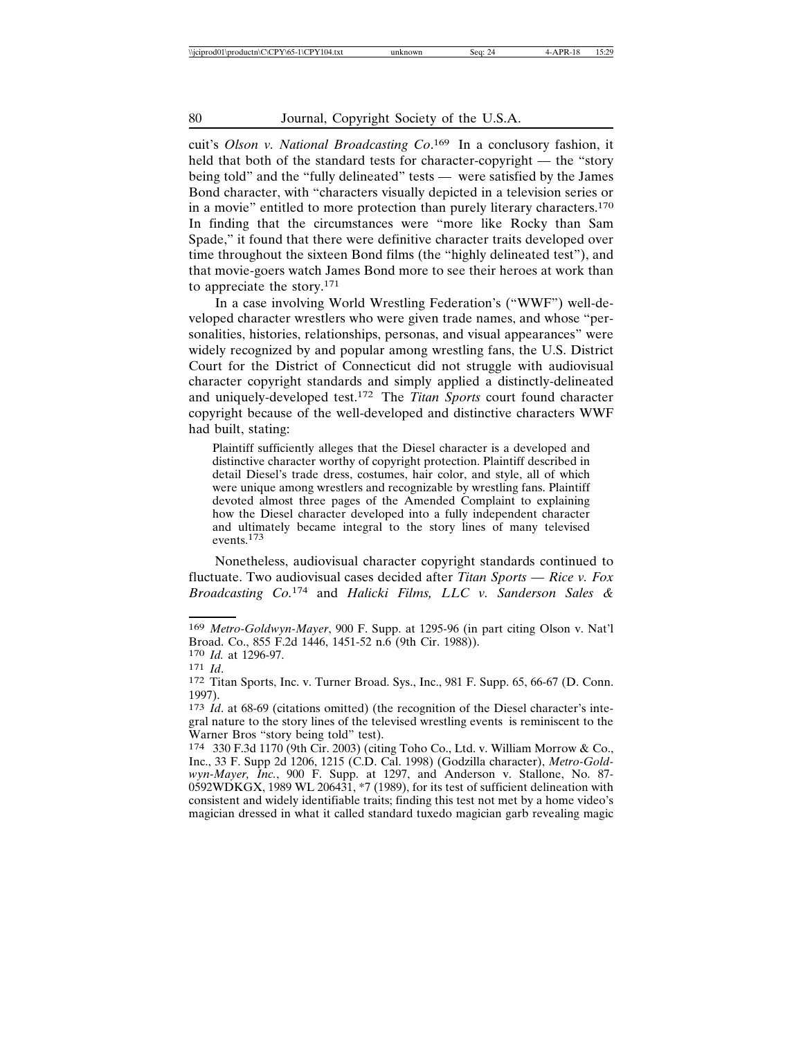cuit's *Olson v. National Broadcasting Co*.[169] In a conclusory fashion, it held that both of the standard tests for character-copyright — the "story being told" and the "fully delineated" tests — were satisfied by the James Bond character, with "characters visually depicted in a television series or in a movie" entitled to more protection than purely literary characters.[170] In finding that the circumstances were "more like Rocky than Sam Spade," it found that there were definitive character traits developed over time throughout the sixteen Bond films (the "highly delineated test"), and that movie-goers watch James Bond more to see their heroes at work than to appreciate the story.[171]

In a case involving World Wrestling Federation's ("WWF") well-developed character wrestlers who were given trade names, and whose "personalities, histories, relationships, personas, and visual appearances" were widely recognized by and popular among wrestling fans, the U.S. District Court for the District of Connecticut did not struggle with audiovisual character copyright standards and simply applied a distinctly-delineated and uniquely-developed test.[172] The *Titan Sports* court found character copyright because of the well-developed and distinctive characters WWF had built, stating:

> Plaintiff sufficiently alleges that the Diesel character is a developed and distinctive character worthy of copyright protection. Plaintiff described in detail Diesel's trade dress, costumes, hair color, and style, all of which were unique among wrestlers and recognizable by wrestling fans. Plaintiff devoted almost three pages of the Amended Complaint to explaining how the Diesel character developed into a fully independent character and ultimately became integral to the story lines of many televised events.[173]

Nonetheless, audiovisual character copyright standards continued to fluctuate. Two audiovisual cases decided after *Titan Sports* — *Rice v. Fox Broadcasting Co.*[174] and *Halicki Films, LLC v. Sanderson Sales &*

---

[169] *Metro-Goldwyn-Mayer*, 900 F. Supp. at 1295-96 (in part citing Olson v. Nat'l Broad. Co., 855 F.2d 1446, 1451-52 n.6 (9th Cir. 1988)).

[170] *Id.* at 1296-97.

[171] *Id*.

[172] Titan Sports, Inc. v. Turner Broad. Sys., Inc., 981 F. Supp. 65, 66-67 (D. Conn. 1997).

[173] *Id*. at 68-69 (citations omitted) (the recognition of the Diesel character's integral nature to the story lines of the televised wrestling events is reminiscent to the Warner Bros "story being told" test).

[174] 330 F.3d 1170 (9th Cir. 2003) (citing Toho Co., Ltd. v. William Morrow & Co., Inc., 33 F. Supp 2d 1206, 1215 (C.D. Cal. 1998) (Godzilla character), *Metro-Goldwyn-Mayer, Inc.*, 900 F. Supp. at 1297, and Anderson v. Stallone, No. 87-0592WDKGX, 1989 WL 206431, *7 (1989), for its test of sufficient delineation with consistent and widely identifiable traits; finding this test not met by a home video's magician dressed in what it called standard tuxedo magician garb revealing magic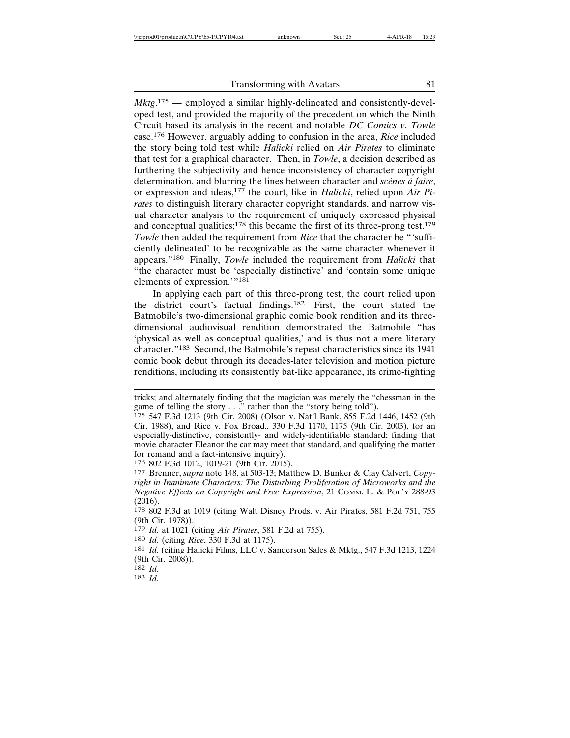*Mktg*.[175] — employed a similar highly-delineated and consistently-developed test, and provided the majority of the precedent on which the Ninth Circuit based its analysis in the recent and notable *DC Comics v. Towle* case.[176] However, arguably adding to confusion in the area, *Rice* included the story being told test while *Halicki* relied on *Air Pirates* to eliminate that test for a graphical character. Then, in *Towle*, a decision described as furthering the subjectivity and hence inconsistency of character copyright determination, and blurring the lines between character and *scènes à faire*, or expression and ideas,[177] the court, like in *Halicki*, relied upon *Air Pirates* to distinguish literary character copyright standards, and narrow visual character analysis to the requirement of uniquely expressed physical and conceptual qualities;[178] this became the first of its three-prong test.[179] *Towle* then added the requirement from *Rice* that the character be "'sufficiently delineated' to be recognizable as the same character whenever it appears."[180] Finally, *Towle* included the requirement from *Halicki* that "the character must be 'especially distinctive' and 'contain some unique elements of expression.'"[181]

In applying each part of this three-prong test, the court relied upon the district court's factual findings.[182] First, the court stated the Batmobile's two-dimensional graphic comic book rendition and its three-dimensional audiovisual rendition demonstrated the Batmobile "has 'physical as well as conceptual qualities,' and is thus not a mere literary character."[183] Second, the Batmobile's repeat characteristics since its 1941 comic book debut through its decades-later television and motion picture renditions, including its consistently bat-like appearance, its crime-fighting

---

tricks; and alternately finding that the magician was merely the "chessman in the game of telling the story . . ." rather than the "story being told").

175 547 F.3d 1213 (9th Cir. 2008) (Olson v. Nat'l Bank, 855 F.2d 1446, 1452 (9th Cir. 1988), and Rice v. Fox Broad., 330 F.3d 1170, 1175 (9th Cir. 2003), for an especially-distinctive, consistently- and widely-identifiable standard; finding that movie character Eleanor the car may meet that standard, and qualifying the matter for remand and a fact-intensive inquiry).

176 802 F.3d 1012, 1019-21 (9th Cir. 2015).

177 Brenner, *supra* note 148, at 503-13; Matthew D. Bunker & Clay Calvert, *Copyright in Inanimate Characters: The Disturbing Proliferation of Microworks and the Negative Effects on Copyright and Free Expression*, 21 COMM. L. & POL'Y 288-93 (2016).

178 802 F.3d at 1019 (citing Walt Disney Prods. v. Air Pirates, 581 F.2d 751, 755 (9th Cir. 1978)).

179 *Id.* at 1021 (citing *Air Pirates*, 581 F.2d at 755).

180 *Id.* (citing *Rice*, 330 F.3d at 1175).

181 *Id.* (citing Halicki Films, LLC v. Sanderson Sales & Mktg., 547 F.3d 1213, 1224 (9th Cir. 2008)).

182 *Id.*

183 *Id.*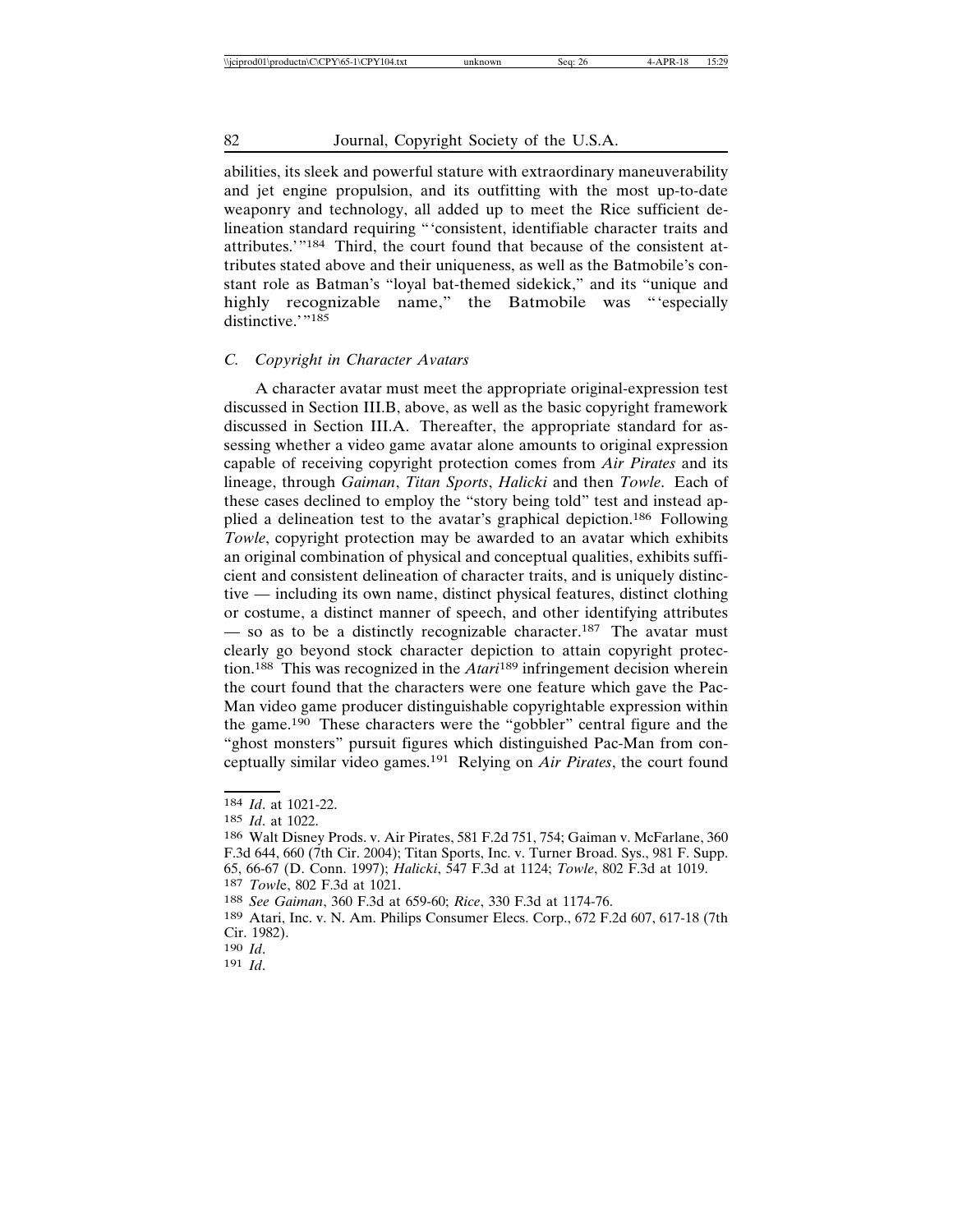abilities, its sleek and powerful stature with extraordinary maneuverability and jet engine propulsion, and its outfitting with the most up-to-date weaponry and technology, all added up to meet the Rice sufficient delineation standard requiring "'consistent, identifiable character traits and attributes.'"[184] Third, the court found that because of the consistent attributes stated above and their uniqueness, as well as the Batmobile's constant role as Batman's "loyal bat-themed sidekick," and its "unique and highly recognizable name," the Batmobile was "'especially distinctive.'"[185]

### *C. Copyright in Character Avatars*

A character avatar must meet the appropriate original-expression test discussed in Section III.B, above, as well as the basic copyright framework discussed in Section III.A. Thereafter, the appropriate standard for assessing whether a video game avatar alone amounts to original expression capable of receiving copyright protection comes from *Air Pirates* and its lineage, through *Gaiman*, *Titan Sports*, *Halicki* and then *Towle*. Each of these cases declined to employ the "story being told" test and instead applied a delineation test to the avatar's graphical depiction.[186] Following *Towle*, copyright protection may be awarded to an avatar which exhibits an original combination of physical and conceptual qualities, exhibits sufficient and consistent delineation of character traits, and is uniquely distinctive — including its own name, distinct physical features, distinct clothing or costume, a distinct manner of speech, and other identifying attributes — so as to be a distinctly recognizable character.[187] The avatar must clearly go beyond stock character depiction to attain copyright protection.[188] This was recognized in the *Atari*[189] infringement decision wherein the court found that the characters were one feature which gave the Pac-Man video game producer distinguishable copyrightable expression within the game.[190] These characters were the "gobbler" central figure and the "ghost monsters" pursuit figures which distinguished Pac-Man from conceptually similar video games.[191] Relying on *Air Pirates*, the court found

---

[184] *Id*. at 1021-22.

[185] *Id*. at 1022.

[186] Walt Disney Prods. v. Air Pirates, 581 F.2d 751, 754; Gaiman v. McFarlane, 360 F.3d 644, 660 (7th Cir. 2004); Titan Sports, Inc. v. Turner Broad. Sys., 981 F. Supp. 65, 66-67 (D. Conn. 1997); *Halicki*, 547 F.3d at 1124; *Towle*, 802 F.3d at 1019.

[187] *Towle*, 802 F.3d at 1021.

[188] *See Gaiman*, 360 F.3d at 659-60; *Rice*, 330 F.3d at 1174-76.

[189] Atari, Inc. v. N. Am. Philips Consumer Elecs. Corp., 672 F.2d 607, 617-18 (7th Cir. 1982).

[190] *Id*.

[191] *Id*.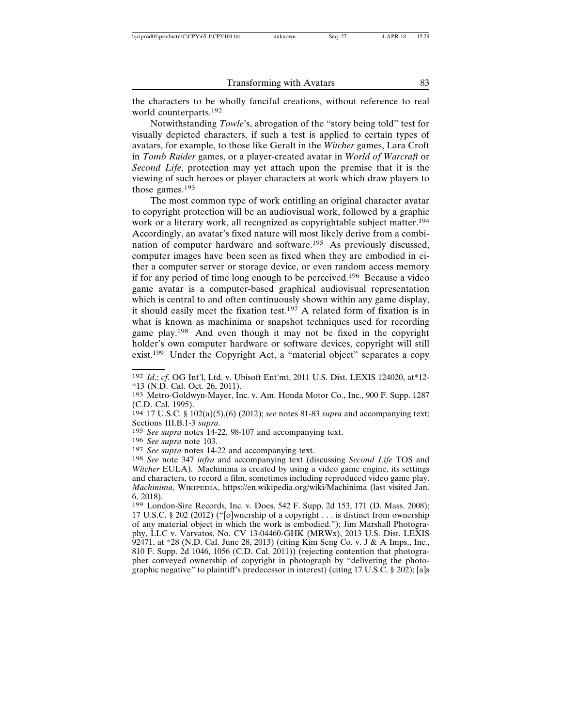the characters to be wholly fanciful creations, without reference to real world counterparts.[192]

Notwithstanding *Towle*'s, abrogation of the "story being told" test for visually depicted characters, if such a test is applied to certain types of avatars, for example, to those like Geralt in the *Witcher* games, Lara Croft in *Tomb Raider* games, or a player-created avatar in *World of Warcraft* or *Second Life*, protection may yet attach upon the premise that it is the viewing of such heroes or player characters at work which draw players to those games.[193]

The most common type of work entitling an original character avatar to copyright protection will be an audiovisual work, followed by a graphic work or a literary work, all recognized as copyrightable subject matter.[194] Accordingly, an avatar's fixed nature will most likely derive from a combination of computer hardware and software.[195] As previously discussed, computer images have been seen as fixed when they are embodied in either a computer server or storage device, or even random access memory if for any period of time long enough to be perceived.[196] Because a video game avatar is a computer-based graphical audiovisual representation which is central to and often continuously shown within any game display, it should easily meet the fixation test.[197] A related form of fixation is in what is known as machinima or snapshot techniques used for recording game play.[198] And even though it may not be fixed in the copyright holder's own computer hardware or software devices, copyright will still exist.[199] Under the Copyright Act, a "material object" separates a copy

---

192 *Id*.; *cf*. OG Int'l, Ltd. v. Ubisoft Ent'mt, 2011 U.S. Dist. LEXIS 124020, at*12-*13 (N.D. Cal. Oct. 26, 2011).

193 Metro-Goldwyn-Mayer, Inc. v. Am. Honda Motor Co., Inc., 900 F. Supp. 1287 (C.D. Cal. 1995).

194 17 U.S.C. § 102(a)(5),(6) (2012); *see* notes 81-83 *supra* and accompanying text; Sections III.B.1-3 *supra*.

195 *See supra* notes 14-22, 98-107 and accompanying text.

196 *See supra* note 103.

197 *See supra* notes 14-22 and accompanying text.

198 *See* note 347 *infra* and accompanying text (discussing *Second Life* TOS and *Witcher* EULA). Machinima is created by using a video game engine, its settings and characters, to record a film, sometimes including reproduced video game play. *Machinima*, Wikipedia, https://en.wikipedia.org/wiki/Machinima (last visited Jan. 6, 2018).

199 London-Sire Records, Inc. v. Does, 542 F. Supp. 2d 153, 171 (D. Mass. 2008); 17 U.S.C. § 202 (2012) ("[o]wnership of a copyright . . . is distinct from ownership of any material object in which the work is embodied."); Jim Marshall Photography, LLC v. Varvatos, No. CV 13-04460-GHK (MRWx), 2013 U.S. Dist. LEXIS 92471, at *28 (N.D. Cal. June 28, 2013) (citing Kim Seng Co. v. J & A Imps., Inc., 810 F. Supp. 2d 1046, 1056 (C.D. Cal. 2011)) (rejecting contention that photographer conveyed ownership of copyright in photograph by "delivering the photographic negative" to plaintiff's predecessor in interest) (citing 17 U.S.C. § 202); [a]s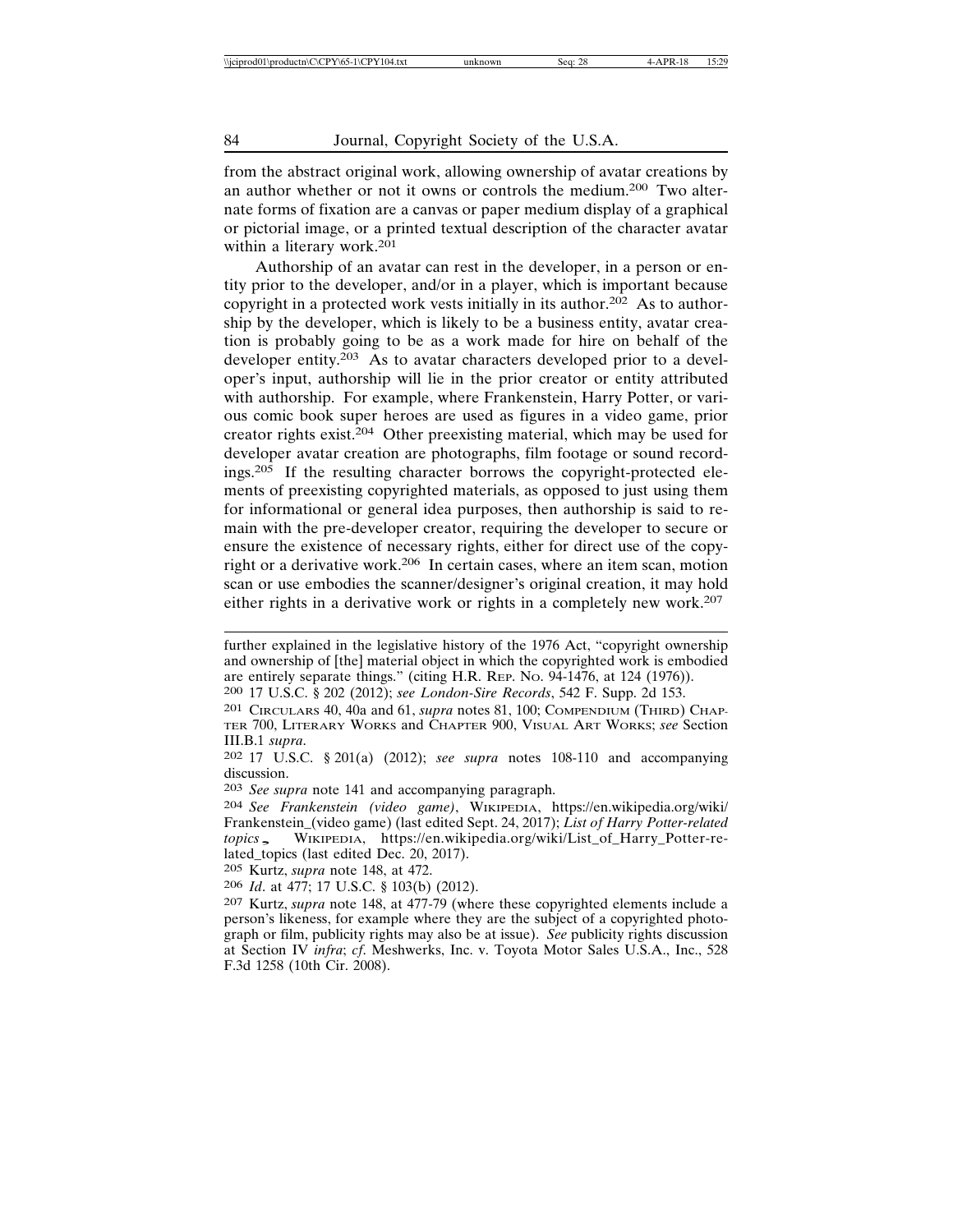from the abstract original work, allowing ownership of avatar creations by an author whether or not it owns or controls the medium.[200] Two alternate forms of fixation are a canvas or paper medium display of a graphical or pictorial image, or a printed textual description of the character avatar within a literary work.[201]

Authorship of an avatar can rest in the developer, in a person or entity prior to the developer, and/or in a player, which is important because copyright in a protected work vests initially in its author.[202] As to authorship by the developer, which is likely to be a business entity, avatar creation is probably going to be as a work made for hire on behalf of the developer entity.[203] As to avatar characters developed prior to a developer's input, authorship will lie in the prior creator or entity attributed with authorship. For example, where Frankenstein, Harry Potter, or various comic book super heroes are used as figures in a video game, prior creator rights exist.[204] Other preexisting material, which may be used for developer avatar creation are photographs, film footage or sound recordings.[205] If the resulting character borrows the copyright-protected elements of preexisting copyrighted materials, as opposed to just using them for informational or general idea purposes, then authorship is said to remain with the pre-developer creator, requiring the developer to secure or ensure the existence of necessary rights, either for direct use of the copyright or a derivative work.[206] In certain cases, where an item scan, motion scan or use embodies the scanner/designer's original creation, it may hold either rights in a derivative work or rights in a completely new work.[207]

---

further explained in the legislative history of the 1976 Act, "copyright ownership and ownership of [the] material object in which the copyrighted work is embodied are entirely separate things." (citing H.R. REP. NO. 94-1476, at 124 (1976)).

200 17 U.S.C. § 202 (2012); *see London-Sire Records*, 542 F. Supp. 2d 153.

201 CIRCULARS 40, 40a and 61, *supra* notes 81, 100; COMPENDIUM (THIRD) CHAPTER 700, LITERARY WORKS and CHAPTER 900, VISUAL ART WORKS; *see* Section III.B.1 *supra*.

202 17 U.S.C. § 201(a) (2012); *see supra* notes 108-110 and accompanying discussion.

203 *See supra* note 141 and accompanying paragraph.

204 *See Frankenstein (video game)*, WIKIPEDIA, https://en.wikipedia.org/wiki/Frankenstein_(video game) (last edited Sept. 24, 2017); *List of Harry Potter-related topics* , WIKIPEDIA, https://en.wikipedia.org/wiki/List_of_Harry_Potter-related_topics (last edited Dec. 20, 2017).

205 Kurtz, *supra* note 148, at 472.

206 *Id*. at 477; 17 U.S.C. § 103(b) (2012).

207 Kurtz, *supra* note 148, at 477-79 (where these copyrighted elements include a person's likeness, for example where they are the subject of a copyrighted photograph or film, publicity rights may also be at issue). *See* publicity rights discussion at Section IV *infra*; *cf*. Meshwerks, Inc. v. Toyota Motor Sales U.S.A., Inc., 528 F.3d 1258 (10th Cir. 2008).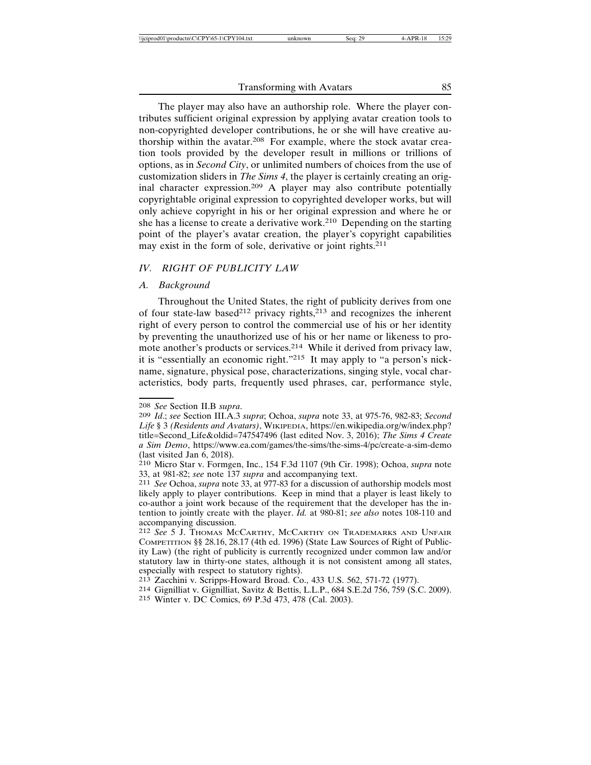The player may also have an authorship role. Where the player contributes sufficient original expression by applying avatar creation tools to non-copyrighted developer contributions, he or she will have creative authorship within the avatar.[208] For example, where the stock avatar creation tools provided by the developer result in millions or trillions of options, as in *Second City*, or unlimited numbers of choices from the use of customization sliders in *The Sims 4*, the player is certainly creating an original character expression.[209] A player may also contribute potentially copyrightable original expression to copyrighted developer works, but will only achieve copyright in his or her original expression and where he or she has a license to create a derivative work.[210] Depending on the starting point of the player's avatar creation, the player's copyright capabilities may exist in the form of sole, derivative or joint rights.[211]

## *IV. RIGHT OF PUBLICITY LAW*

### *A. Background*

Throughout the United States, the right of publicity derives from one of four state-law based[212] privacy rights,[213] and recognizes the inherent right of every person to control the commercial use of his or her identity by preventing the unauthorized use of his or her name or likeness to promote another's products or services.[214] While it derived from privacy law, it is "essentially an economic right."[215] It may apply to "a person's nickname, signature, physical pose, characterizations, singing style, vocal characteristics, body parts, frequently used phrases, car, performance style,

---

208 *See* Section II.B *supra*.

209 *Id*.; *see* Section III.A.3 *supra*; Ochoa, *supra* note 33, at 975-76, 982-83; *Second Life* § 3 *(Residents and Avatars)*, WIKIPEDIA, https://en.wikipedia.org/w/index.php?title=Second_Life&oldid=747547496 (last edited Nov. 3, 2016); *The Sims 4 Create a Sim Demo*, https://www.ea.com/games/the-sims/the-sims-4/pc/create-a-sim-demo (last visited Jan 6, 2018).

210 Micro Star v. Formgen, Inc., 154 F.3d 1107 (9th Cir. 1998); Ochoa, *supra* note 33, at 981-82; *see* note 137 *supra* and accompanying text.

211 *See* Ochoa, *supra* note 33, at 977-83 for a discussion of authorship models most likely apply to player contributions. Keep in mind that a player is least likely to co-author a joint work because of the requirement that the developer has the intention to jointly create with the player. *Id.* at 980-81; *see also* notes 108-110 and accompanying discussion.

212 *See* 5 J. THOMAS MCCARTHY, MCCARTHY ON TRADEMARKS AND UNFAIR COMPETITION §§ 28.16, 28.17 (4th ed. 1996) (State Law Sources of Right of Publicity Law) (the right of publicity is currently recognized under common law and/or statutory law in thirty-one states, although it is not consistent among all states, especially with respect to statutory rights).

213 Zacchini v. Scripps-Howard Broad. Co., 433 U.S. 562, 571-72 (1977).

214 Gignilliat v. Gignilliat, Savitz & Bettis, L.L.P., 684 S.E.2d 756, 759 (S.C. 2009).

215 Winter v. DC Comics, 69 P.3d 473, 478 (Cal. 2003).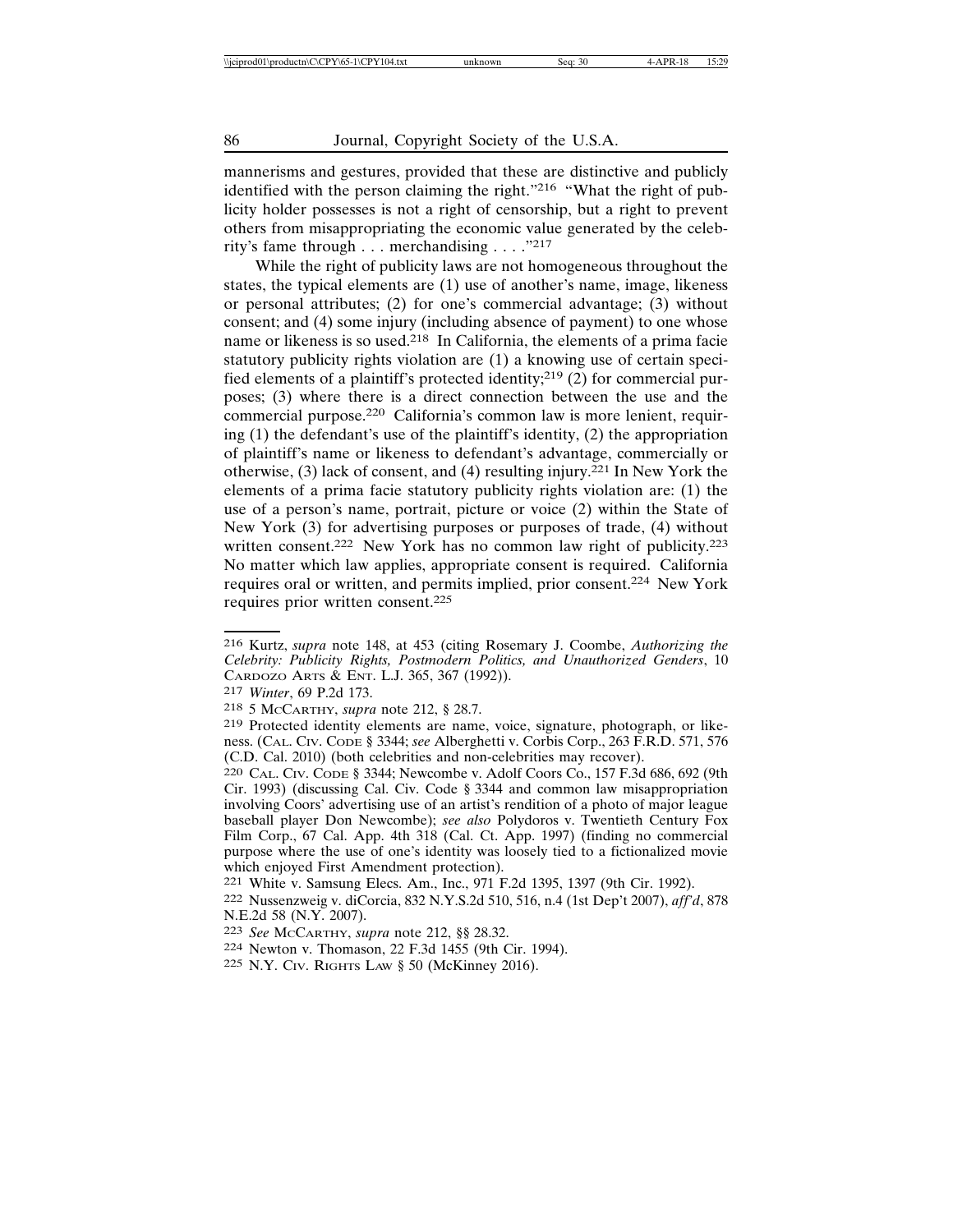mannerisms and gestures, provided that these are distinctive and publicly identified with the person claiming the right."[216] "What the right of publicity holder possesses is not a right of censorship, but a right to prevent others from misappropriating the economic value generated by the celebrity's fame through . . . merchandising . . . ."[217]

While the right of publicity laws are not homogeneous throughout the states, the typical elements are (1) use of another's name, image, likeness or personal attributes; (2) for one's commercial advantage; (3) without consent; and (4) some injury (including absence of payment) to one whose name or likeness is so used.[218] In California, the elements of a prima facie statutory publicity rights violation are (1) a knowing use of certain specified elements of a plaintiff's protected identity;[219] (2) for commercial purposes; (3) where there is a direct connection between the use and the commercial purpose.[220] California's common law is more lenient, requiring (1) the defendant's use of the plaintiff's identity, (2) the appropriation of plaintiff's name or likeness to defendant's advantage, commercially or otherwise, (3) lack of consent, and (4) resulting injury.[221] In New York the elements of a prima facie statutory publicity rights violation are: (1) the use of a person's name, portrait, picture or voice (2) within the State of New York (3) for advertising purposes or purposes of trade, (4) without written consent.[222] New York has no common law right of publicity.[223] No matter which law applies, appropriate consent is required. California requires oral or written, and permits implied, prior consent.[224] New York requires prior written consent.[225]

---

216 Kurtz, *supra* note 148, at 453 (citing Rosemary J. Coombe, *Authorizing the Celebrity: Publicity Rights, Postmodern Politics, and Unauthorized Genders*, 10 CARDOZO ARTS & ENT. L.J. 365, 367 (1992)).

217 *Winter*, 69 P.2d 173.

218 5 MCCARTHY, *supra* note 212, § 28.7.

219 Protected identity elements are name, voice, signature, photograph, or likeness. (CAL. CIV. CODE § 3344; *see* Alberghetti v. Corbis Corp., 263 F.R.D. 571, 576 (C.D. Cal. 2010) (both celebrities and non-celebrities may recover).

220 CAL. CIV. CODE § 3344; Newcombe v. Adolf Coors Co., 157 F.3d 686, 692 (9th Cir. 1993) (discussing Cal. Civ. Code § 3344 and common law misappropriation involving Coors' advertising use of an artist's rendition of a photo of major league baseball player Don Newcombe); *see also* Polydoros v. Twentieth Century Fox Film Corp., 67 Cal. App. 4th 318 (Cal. Ct. App. 1997) (finding no commercial purpose where the use of one's identity was loosely tied to a fictionalized movie which enjoyed First Amendment protection).

221 White v. Samsung Elecs. Am., Inc., 971 F.2d 1395, 1397 (9th Cir. 1992).

222 Nussenzweig v. diCorcia, 832 N.Y.S.2d 510, 516, n.4 (1st Dep't 2007), *aff'd*, 878 N.E.2d 58 (N.Y. 2007).

223 *See* MCCARTHY, *supra* note 212, §§ 28.32.

224 Newton v. Thomason, 22 F.3d 1455 (9th Cir. 1994).

225 N.Y. CIV. RIGHTS LAW § 50 (McKinney 2016).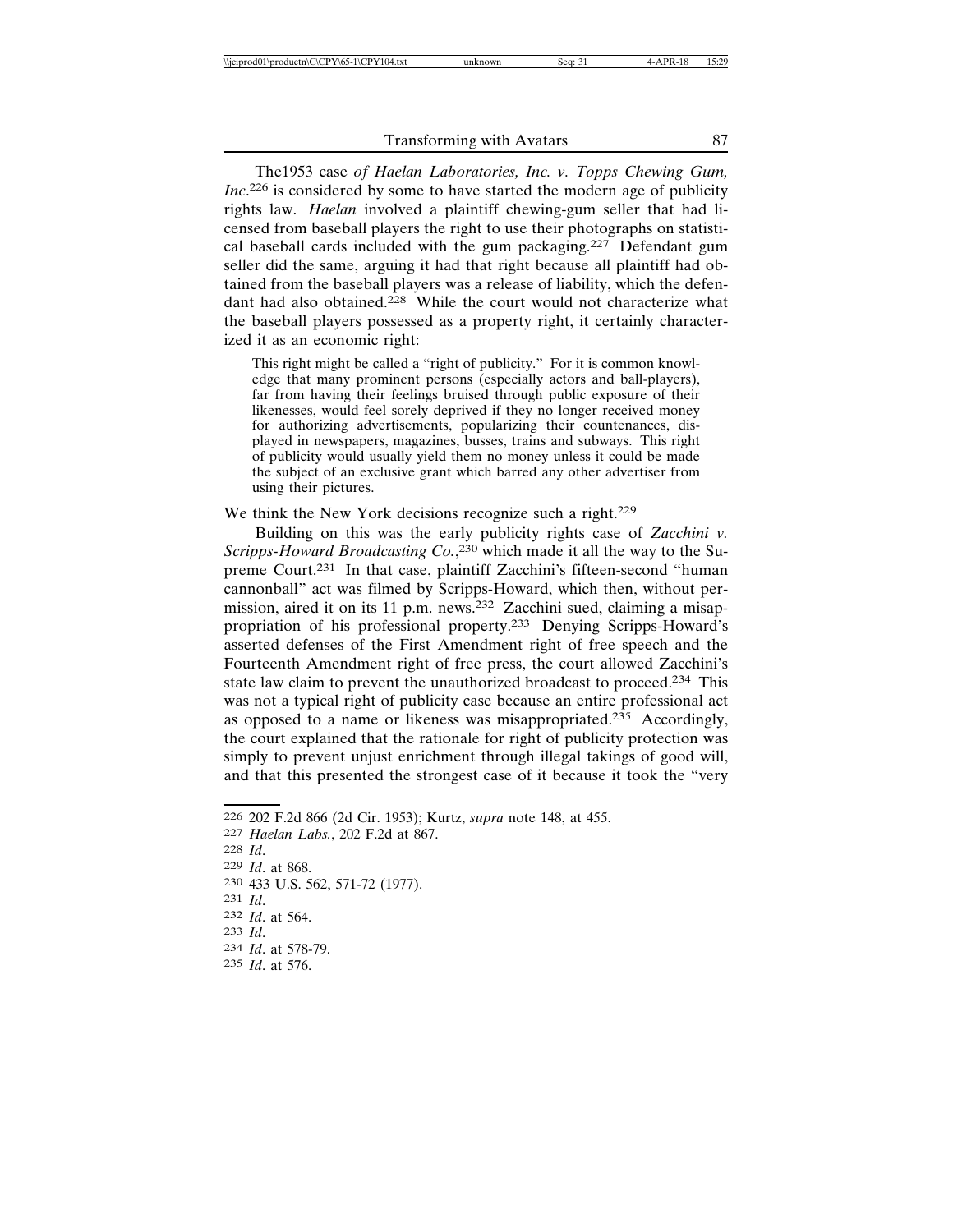The1953 case *of Haelan Laboratories, Inc. v. Topps Chewing Gum, Inc*.[226] is considered by some to have started the modern age of publicity rights law. *Haelan* involved a plaintiff chewing-gum seller that had licensed from baseball players the right to use their photographs on statistical baseball cards included with the gum packaging.[227] Defendant gum seller did the same, arguing it had that right because all plaintiff had obtained from the baseball players was a release of liability, which the defendant had also obtained.[228] While the court would not characterize what the baseball players possessed as a property right, it certainly characterized it as an economic right:

> This right might be called a "right of publicity." For it is common knowledge that many prominent persons (especially actors and ball-players), far from having their feelings bruised through public exposure of their likenesses, would feel sorely deprived if they no longer received money for authorizing advertisements, popularizing their countenances, displayed in newspapers, magazines, busses, trains and subways. This right of publicity would usually yield them no money unless it could be made the subject of an exclusive grant which barred any other advertiser from using their pictures.

We think the New York decisions recognize such a right.[229]

Building on this was the early publicity rights case of *Zacchini v. Scripps-Howard Broadcasting Co.*,[230] which made it all the way to the Supreme Court.[231] In that case, plaintiff Zacchini's fifteen-second "human cannonball" act was filmed by Scripps-Howard, which then, without permission, aired it on its 11 p.m. news.[232] Zacchini sued, claiming a misappropriation of his professional property.[233] Denying Scripps-Howard's asserted defenses of the First Amendment right of free speech and the Fourteenth Amendment right of free press, the court allowed Zacchini's state law claim to prevent the unauthorized broadcast to proceed.[234] This was not a typical right of publicity case because an entire professional act as opposed to a name or likeness was misappropriated.[235] Accordingly, the court explained that the rationale for right of publicity protection was simply to prevent unjust enrichment through illegal takings of good will, and that this presented the strongest case of it because it took the "very

---

226 202 F.2d 866 (2d Cir. 1953); Kurtz, *supra* note 148, at 455.

227 *Haelan Labs.*, 202 F.2d at 867.

228 *Id*.

229 *Id*. at 868.

230 433 U.S. 562, 571-72 (1977).

231 *Id*.

232 *Id*. at 564.

233 *Id*.

234 *Id*. at 578-79.

235 *Id*. at 576.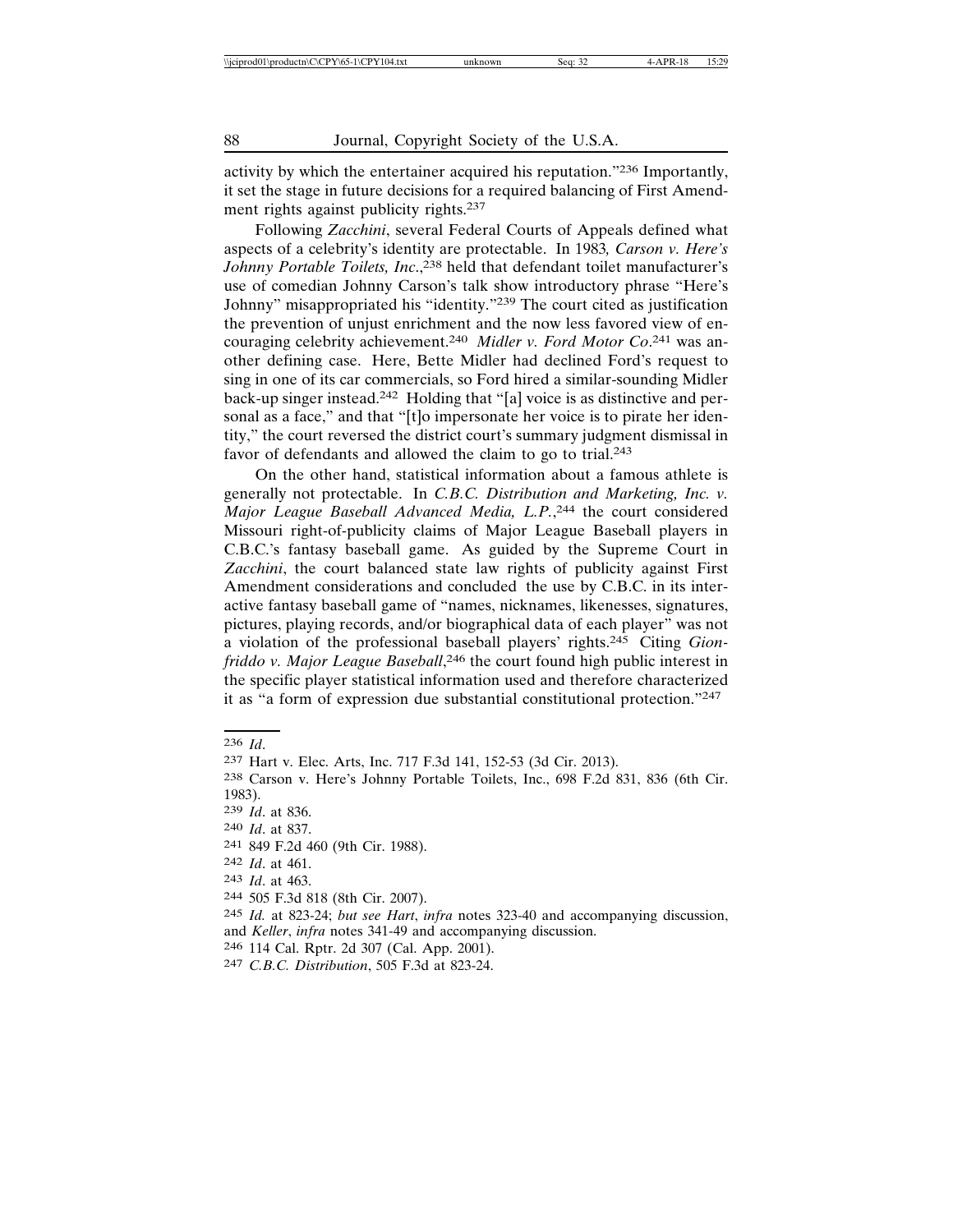activity by which the entertainer acquired his reputation."[236] Importantly, it set the stage in future decisions for a required balancing of First Amendment rights against publicity rights.[237]

Following *Zacchini*, several Federal Courts of Appeals defined what aspects of a celebrity's identity are protectable. In 1983, *Carson v. Here's Johnny Portable Toilets, Inc.*,[238] held that defendant toilet manufacturer's use of comedian Johnny Carson's talk show introductory phrase "Here's Johnny" misappropriated his "identity."[239] The court cited as justification the prevention of unjust enrichment and the now less favored view of encouraging celebrity achievement.[240] *Midler v. Ford Motor Co.*[241] was another defining case. Here, Bette Midler had declined Ford's request to sing in one of its car commercials, so Ford hired a similar-sounding Midler back-up singer instead.[242] Holding that "[a] voice is as distinctive and personal as a face," and that "[t]o impersonate her voice is to pirate her identity," the court reversed the district court's summary judgment dismissal in favor of defendants and allowed the claim to go to trial.[243]

On the other hand, statistical information about a famous athlete is generally not protectable. In *C.B.C. Distribution and Marketing, Inc. v. Major League Baseball Advanced Media, L.P.*,[244] the court considered Missouri right-of-publicity claims of Major League Baseball players in C.B.C.'s fantasy baseball game. As guided by the Supreme Court in *Zacchini*, the court balanced state law rights of publicity against First Amendment considerations and concluded the use by C.B.C. in its interactive fantasy baseball game of "names, nicknames, likenesses, signatures, pictures, playing records, and/or biographical data of each player" was not a violation of the professional baseball players' rights.[245] Citing *Gionfriddo v. Major League Baseball*,[246] the court found high public interest in the specific player statistical information used and therefore characterized it as "a form of expression due substantial constitutional protection."[247]

---

236 *Id*.

237 Hart v. Elec. Arts, Inc. 717 F.3d 141, 152-53 (3d Cir. 2013).

238 Carson v. Here's Johnny Portable Toilets, Inc., 698 F.2d 831, 836 (6th Cir. 1983).

239 *Id*. at 836.

240 *Id*. at 837.

241 849 F.2d 460 (9th Cir. 1988).

242 *Id*. at 461.

243 *Id*. at 463.

244 505 F.3d 818 (8th Cir. 2007).

245 *Id.* at 823-24; *but see Hart*, *infra* notes 323-40 and accompanying discussion, and *Keller*, *infra* notes 341-49 and accompanying discussion.

246 114 Cal. Rptr. 2d 307 (Cal. App. 2001).

247 *C.B.C. Distribution*, 505 F.3d at 823-24.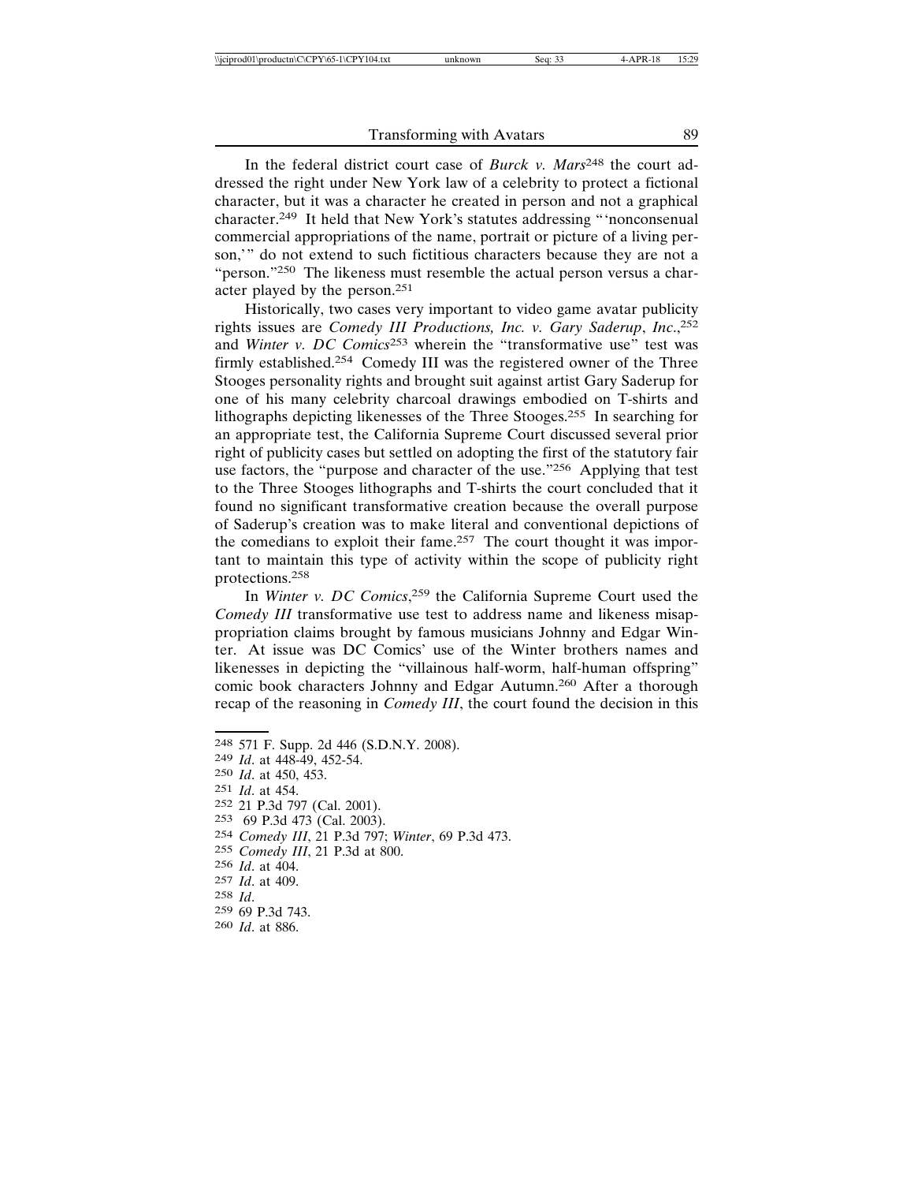In the federal district court case of *Burck v. Mars*[248] the court addressed the right under New York law of a celebrity to protect a fictional character, but it was a character he created in person and not a graphical character.[249] It held that New York's statutes addressing "'nonconsenual commercial appropriations of the name, portrait or picture of a living person,'" do not extend to such fictitious characters because they are not a "person."[250] The likeness must resemble the actual person versus a character played by the person.[251]

Historically, two cases very important to video game avatar publicity rights issues are *Comedy III Productions, Inc. v. Gary Saderup*, *Inc*.,[252] and *Winter v. DC Comics*[253] wherein the "transformative use" test was firmly established.[254] Comedy III was the registered owner of the Three Stooges personality rights and brought suit against artist Gary Saderup for one of his many celebrity charcoal drawings embodied on T-shirts and lithographs depicting likenesses of the Three Stooges.[255] In searching for an appropriate test, the California Supreme Court discussed several prior right of publicity cases but settled on adopting the first of the statutory fair use factors, the "purpose and character of the use."[256] Applying that test to the Three Stooges lithographs and T-shirts the court concluded that it found no significant transformative creation because the overall purpose of Saderup's creation was to make literal and conventional depictions of the comedians to exploit their fame.[257] The court thought it was important to maintain this type of activity within the scope of publicity right protections.[258]

In *Winter v. DC Comics*,[259] the California Supreme Court used the *Comedy III* transformative use test to address name and likeness misappropriation claims brought by famous musicians Johnny and Edgar Winter. At issue was DC Comics' use of the Winter brothers names and likenesses in depicting the "villainous half-worm, half-human offspring" comic book characters Johnny and Edgar Autumn.[260] After a thorough recap of the reasoning in *Comedy III*, the court found the decision in this

---

[248] 571 F. Supp. 2d 446 (S.D.N.Y. 2008).
[249] *Id*. at 448-49, 452-54.
[250] *Id*. at 450, 453.
[251] *Id*. at 454.
[252] 21 P.3d 797 (Cal. 2001).
[253] 69 P.3d 473 (Cal. 2003).
[254] *Comedy III*, 21 P.3d 797; *Winter*, 69 P.3d 473.
[255] *Comedy III*, 21 P.3d at 800.
[256] *Id*. at 404.
[257] *Id*. at 409.
[258] *Id*.
[259] 69 P.3d 743.
[260] *Id*. at 886.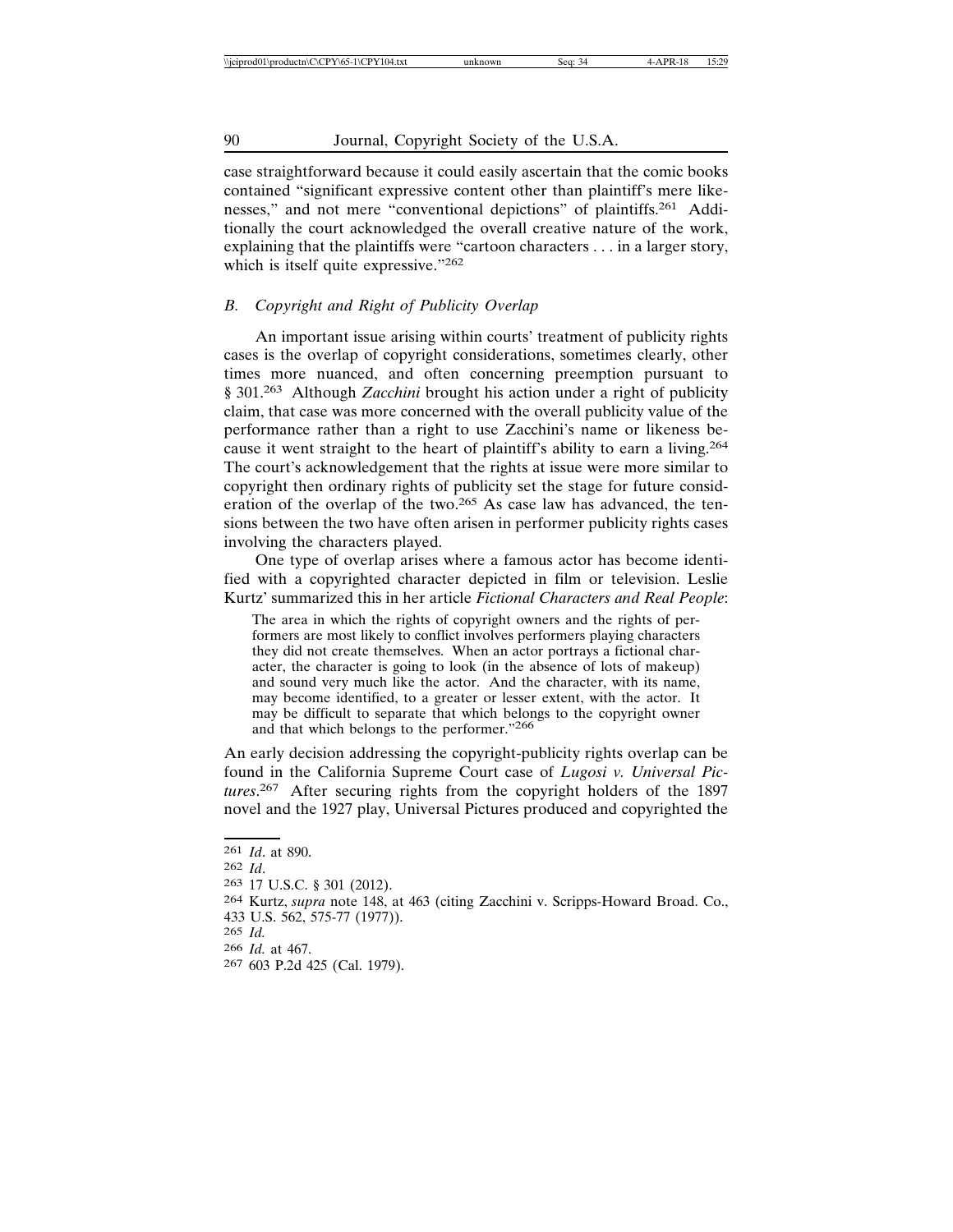case straightforward because it could easily ascertain that the comic books contained "significant expressive content other than plaintiff's mere likenesses," and not mere "conventional depictions" of plaintiffs.[261] Additionally the court acknowledged the overall creative nature of the work, explaining that the plaintiffs were "cartoon characters . . . in a larger story, which is itself quite expressive."[262]

### *B. Copyright and Right of Publicity Overlap*

An important issue arising within courts' treatment of publicity rights cases is the overlap of copyright considerations, sometimes clearly, other times more nuanced, and often concerning preemption pursuant to § 301.[263] Although *Zacchini* brought his action under a right of publicity claim, that case was more concerned with the overall publicity value of the performance rather than a right to use Zacchini's name or likeness because it went straight to the heart of plaintiff's ability to earn a living.[264] The court's acknowledgement that the rights at issue were more similar to copyright then ordinary rights of publicity set the stage for future consideration of the overlap of the two.[265] As case law has advanced, the tensions between the two have often arisen in performer publicity rights cases involving the characters played.

One type of overlap arises where a famous actor has become identified with a copyrighted character depicted in film or television. Leslie Kurtz' summarized this in her article *Fictional Characters and Real People*:

> The area in which the rights of copyright owners and the rights of performers are most likely to conflict involves performers playing characters they did not create themselves. When an actor portrays a fictional character, the character is going to look (in the absence of lots of makeup) and sound very much like the actor. And the character, with its name, may become identified, to a greater or lesser extent, with the actor. It may be difficult to separate that which belongs to the copyright owner and that which belongs to the performer."[266]

An early decision addressing the copyright-publicity rights overlap can be found in the California Supreme Court case of *Lugosi v. Universal Pictures*.[267] After securing rights from the copyright holders of the 1897 novel and the 1927 play, Universal Pictures produced and copyrighted the

---

[261] *Id*. at 890.

[262] *Id*.

[263] 17 U.S.C. § 301 (2012).

[264] Kurtz, *supra* note 148, at 463 (citing Zacchini v. Scripps-Howard Broad. Co., 433 U.S. 562, 575-77 (1977)).

[265] *Id.*

[266] *Id.* at 467.

[267] 603 P.2d 425 (Cal. 1979).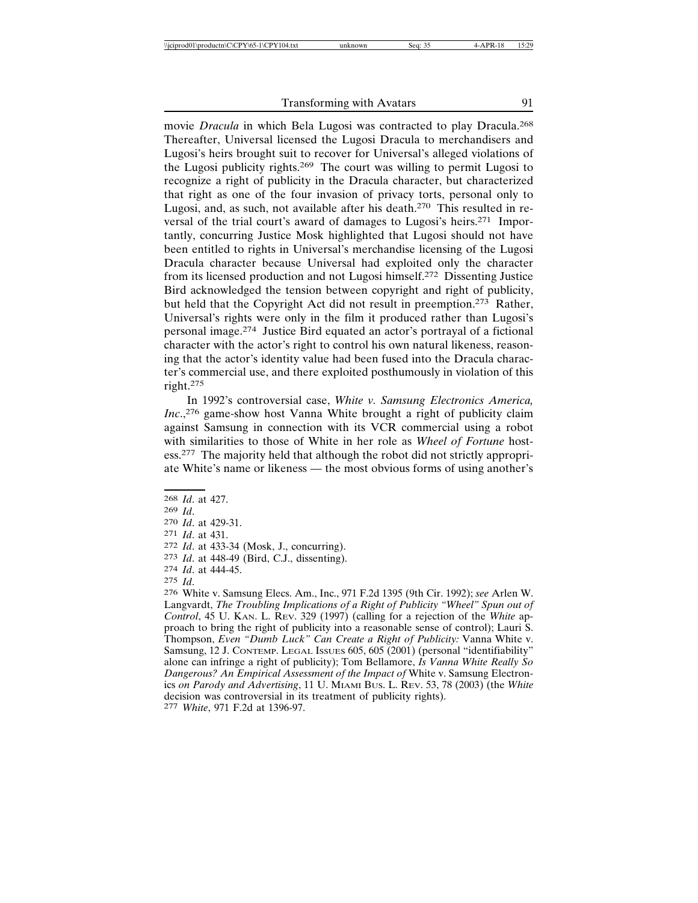movie *Dracula* in which Bela Lugosi was contracted to play Dracula.[268] Thereafter, Universal licensed the Lugosi Dracula to merchandisers and Lugosi's heirs brought suit to recover for Universal's alleged violations of the Lugosi publicity rights.[269] The court was willing to permit Lugosi to recognize a right of publicity in the Dracula character, but characterized that right as one of the four invasion of privacy torts, personal only to Lugosi, and, as such, not available after his death.[270] This resulted in reversal of the trial court's award of damages to Lugosi's heirs.[271] Importantly, concurring Justice Mosk highlighted that Lugosi should not have been entitled to rights in Universal's merchandise licensing of the Lugosi Dracula character because Universal had exploited only the character from its licensed production and not Lugosi himself.[272] Dissenting Justice Bird acknowledged the tension between copyright and right of publicity, but held that the Copyright Act did not result in preemption.[273] Rather, Universal's rights were only in the film it produced rather than Lugosi's personal image.[274] Justice Bird equated an actor's portrayal of a fictional character with the actor's right to control his own natural likeness, reasoning that the actor's identity value had been fused into the Dracula character's commercial use, and there exploited posthumously in violation of this right.[275]

In 1992's controversial case, *White v. Samsung Electronics America, Inc.*,[276] game-show host Vanna White brought a right of publicity claim against Samsung in connection with its VCR commercial using a robot with similarities to those of White in her role as *Wheel of Fortune* hostess.[277] The majority held that although the robot did not strictly appropriate White's name or likeness — the most obvious forms of using another's

---

268 *Id.* at 427.

269 *Id.*

270 *Id.* at 429-31.

271 *Id.* at 431.

272 *Id.* at 433-34 (Mosk, J., concurring).

273 *Id.* at 448-49 (Bird, C.J., dissenting).

274 *Id.* at 444-45.

275 *Id.*

276 White v. Samsung Elecs. Am., Inc., 971 F.2d 1395 (9th Cir. 1992); *see* Arlen W. Langvardt, *The Troubling Implications of a Right of Publicity "Wheel" Spun out of Control*, 45 U. KAN. L. REV. 329 (1997) (calling for a rejection of the *White* approach to bring the right of publicity into a reasonable sense of control); Lauri S. Thompson, *Even "Dumb Luck" Can Create a Right of Publicity:* Vanna White v. Samsung, 12 J. CONTEMP. LEGAL ISSUES 605, 605 (2001) (personal "identifiability" alone can infringe a right of publicity); Tom Bellamore, *Is Vanna White Really So Dangerous? An Empirical Assessment of the Impact of* White v. Samsung Electronics *on Parody and Advertising*, 11 U. MIAMI BUS. L. REV. 53, 78 (2003) (the *White* decision was controversial in its treatment of publicity rights).

277 *White*, 971 F.2d at 1396-97.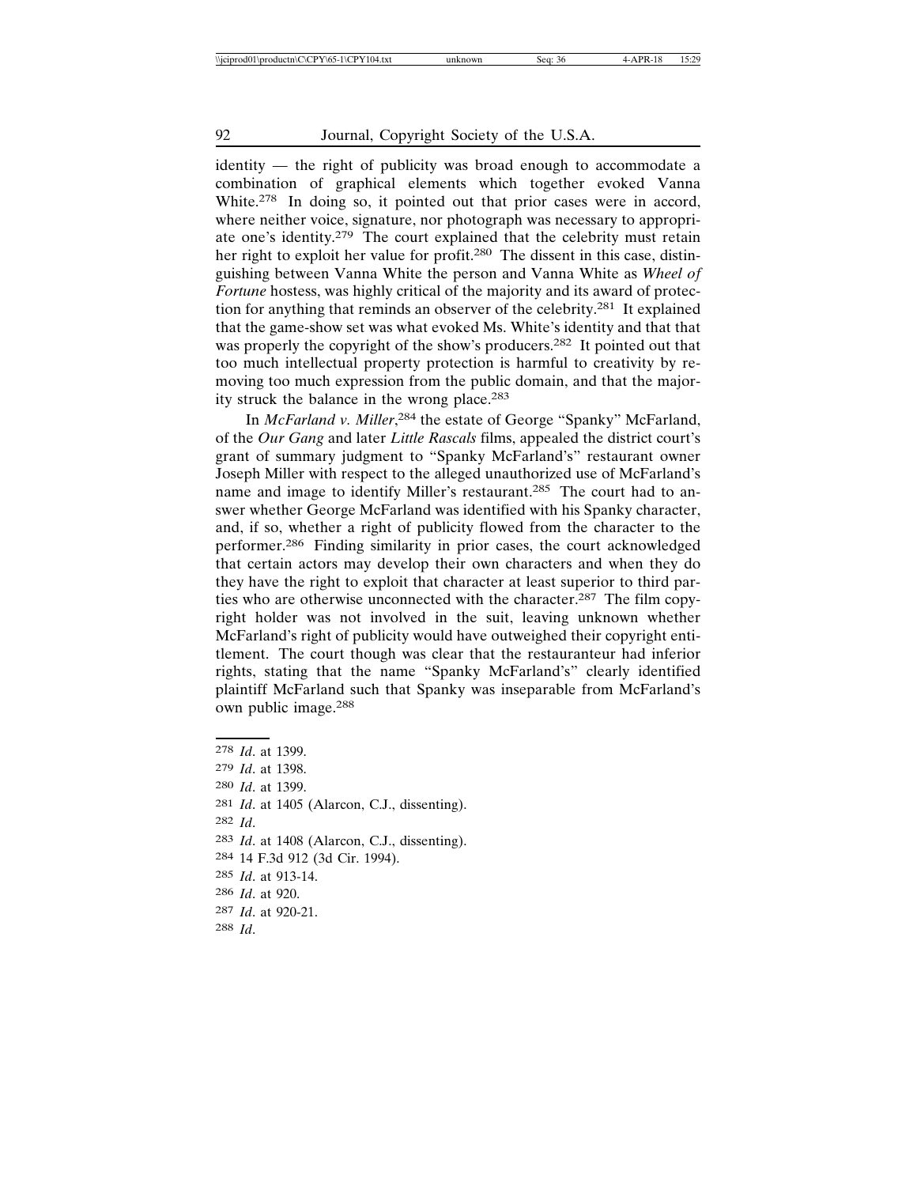identity — the right of publicity was broad enough to accommodate a combination of graphical elements which together evoked Vanna White.[278] In doing so, it pointed out that prior cases were in accord, where neither voice, signature, nor photograph was necessary to appropriate one's identity.[279] The court explained that the celebrity must retain her right to exploit her value for profit.[280] The dissent in this case, distinguishing between Vanna White the person and Vanna White as *Wheel of Fortune* hostess, was highly critical of the majority and its award of protection for anything that reminds an observer of the celebrity.[281] It explained that the game-show set was what evoked Ms. White's identity and that that was properly the copyright of the show's producers.[282] It pointed out that too much intellectual property protection is harmful to creativity by removing too much expression from the public domain, and that the majority struck the balance in the wrong place.[283]

In *McFarland v. Miller*,[284] the estate of George "Spanky" McFarland, of the *Our Gang* and later *Little Rascals* films, appealed the district court's grant of summary judgment to "Spanky McFarland's" restaurant owner Joseph Miller with respect to the alleged unauthorized use of McFarland's name and image to identify Miller's restaurant.[285] The court had to answer whether George McFarland was identified with his Spanky character, and, if so, whether a right of publicity flowed from the character to the performer.[286] Finding similarity in prior cases, the court acknowledged that certain actors may develop their own characters and when they do they have the right to exploit that character at least superior to third parties who are otherwise unconnected with the character.[287] The film copyright holder was not involved in the suit, leaving unknown whether McFarland's right of publicity would have outweighed their copyright entitlement. The court though was clear that the restauranteur had inferior rights, stating that the name "Spanky McFarland's" clearly identified plaintiff McFarland such that Spanky was inseparable from McFarland's own public image.[288]

---

278 *Id*. at 1399.
279 *Id*. at 1398.
280 *Id*. at 1399.
281 *Id*. at 1405 (Alarcon, C.J., dissenting).
282 *Id*.
283 *Id*. at 1408 (Alarcon, C.J., dissenting).
284 14 F.3d 912 (3d Cir. 1994).
285 *Id*. at 913-14.
286 *Id*. at 920.
287 *Id*. at 920-21.
288 *Id*.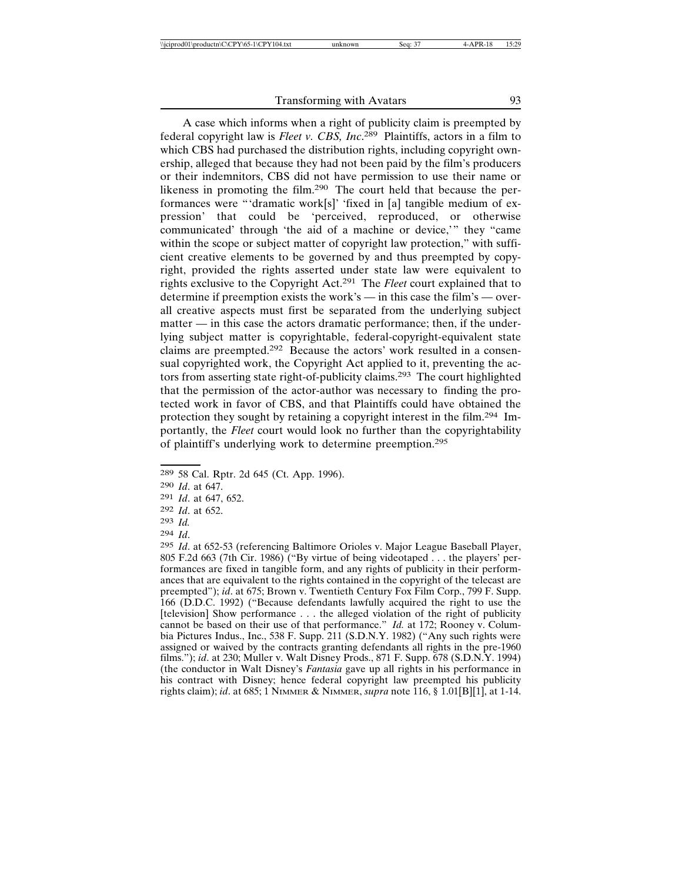A case which informs when a right of publicity claim is preempted by federal copyright law is *Fleet v. CBS, Inc.*[289] Plaintiffs, actors in a film to which CBS had purchased the distribution rights, including copyright ownership, alleged that because they had not been paid by the film's producers or their indemnitors, CBS did not have permission to use their name or likeness in promoting the film.[290] The court held that because the performances were "'dramatic work[s]' 'fixed in [a] tangible medium of expression' that could be 'perceived, reproduced, or otherwise communicated' through 'the aid of a machine or device,'" they "came within the scope or subject matter of copyright law protection," with sufficient creative elements to be governed by and thus preempted by copyright, provided the rights asserted under state law were equivalent to rights exclusive to the Copyright Act.[291] The *Fleet* court explained that to determine if preemption exists the work's — in this case the film's — overall creative aspects must first be separated from the underlying subject matter — in this case the actors dramatic performance; then, if the underlying subject matter is copyrightable, federal-copyright-equivalent state claims are preempted.[292] Because the actors' work resulted in a consensual copyrighted work, the Copyright Act applied to it, preventing the actors from asserting state right-of-publicity claims.[293] The court highlighted that the permission of the actor-author was necessary to finding the protected work in favor of CBS, and that Plaintiffs could have obtained the protection they sought by retaining a copyright interest in the film.[294] Importantly, the *Fleet* court would look no further than the copyrightability of plaintiff's underlying work to determine preemption.[295]

---

289 58 Cal. Rptr. 2d 645 (Ct. App. 1996).

290 *Id*. at 647.

291 *Id*. at 647, 652.

292 *Id*. at 652.

293 *Id.*

294 *Id*.

295 *Id*. at 652-53 (referencing Baltimore Orioles v. Major League Baseball Player, 805 F.2d 663 (7th Cir. 1986) ("By virtue of being videotaped . . . the players' performances are fixed in tangible form, and any rights of publicity in their performances that are equivalent to the rights contained in the copyright of the telecast are preempted"); *id*. at 675; Brown v. Twentieth Century Fox Film Corp., 799 F. Supp. 166 (D.D.C. 1992) ("Because defendants lawfully acquired the right to use the [television] Show performance . . . the alleged violation of the right of publicity cannot be based on their use of that performance." *Id.* at 172; Rooney v. Columbia Pictures Indus., Inc., 538 F. Supp. 211 (S.D.N.Y. 1982) ("Any such rights were assigned or waived by the contracts granting defendants all rights in the pre-1960 films."); *id*. at 230; Muller v. Walt Disney Prods., 871 F. Supp. 678 (S.D.N.Y. 1994) (the conductor in Walt Disney's *Fantasia* gave up all rights in his performance in his contract with Disney; hence federal copyright law preempted his publicity rights claim); *id*. at 685; 1 NIMMER & NIMMER, *supra* note 116, § 1.01[B][1], at 1-14.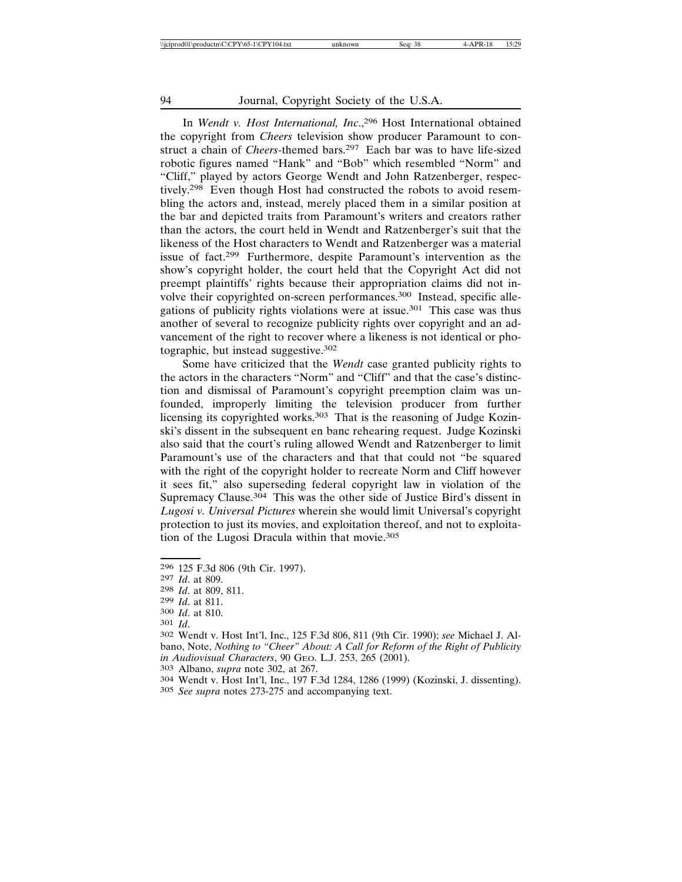In *Wendt v. Host International, Inc.*,[296] Host International obtained the copyright from *Cheers* television show producer Paramount to construct a chain of *Cheers*-themed bars.[297] Each bar was to have life-sized robotic figures named "Hank" and "Bob" which resembled "Norm" and "Cliff," played by actors George Wendt and John Ratzenberger, respectively.[298] Even though Host had constructed the robots to avoid resembling the actors and, instead, merely placed them in a similar position at the bar and depicted traits from Paramount's writers and creators rather than the actors, the court held in Wendt and Ratzenberger's suit that the likeness of the Host characters to Wendt and Ratzenberger was a material issue of fact.[299] Furthermore, despite Paramount's intervention as the show's copyright holder, the court held that the Copyright Act did not preempt plaintiffs' rights because their appropriation claims did not involve their copyrighted on-screen performances.[300] Instead, specific allegations of publicity rights violations were at issue.[301] This case was thus another of several to recognize publicity rights over copyright and an advancement of the right to recover where a likeness is not identical or photographic, but instead suggestive.[302]

Some have criticized that the *Wendt* case granted publicity rights to the actors in the characters "Norm" and "Cliff" and that the case's distinction and dismissal of Paramount's copyright preemption claim was unfounded, improperly limiting the television producer from further licensing its copyrighted works.[303] That is the reasoning of Judge Kozinski's dissent in the subsequent en banc rehearing request. Judge Kozinski also said that the court's ruling allowed Wendt and Ratzenberger to limit Paramount's use of the characters and that that could not "be squared with the right of the copyright holder to recreate Norm and Cliff however it sees fit," also superseding federal copyright law in violation of the Supremacy Clause.[304] This was the other side of Justice Bird's dissent in *Lugosi v. Universal Pictures* wherein she would limit Universal's copyright protection to just its movies, and exploitation thereof, and not to exploitation of the Lugosi Dracula within that movie.[305]

---

[296] 125 F.3d 806 (9th Cir. 1997).

[297] *Id*. at 809.

[298] *Id*. at 809, 811.

[299] *Id*. at 811.

[300] *Id*. at 810.

[301] *Id*.

[302] Wendt v. Host Int'l, Inc., 125 F.3d 806, 811 (9th Cir. 1990); *see* Michael J. Albano, Note, *Nothing to "Cheer" About: A Call for Reform of the Right of Publicity in Audiovisual Characters*, 90 GEO. L.J. 253, 265 (2001).

[303] Albano, *supra* note 302, at 267.

[304] Wendt v. Host Int'l, Inc., 197 F.3d 1284, 1286 (1999) (Kozinski, J. dissenting).

[305] *See supra* notes 273-275 and accompanying text.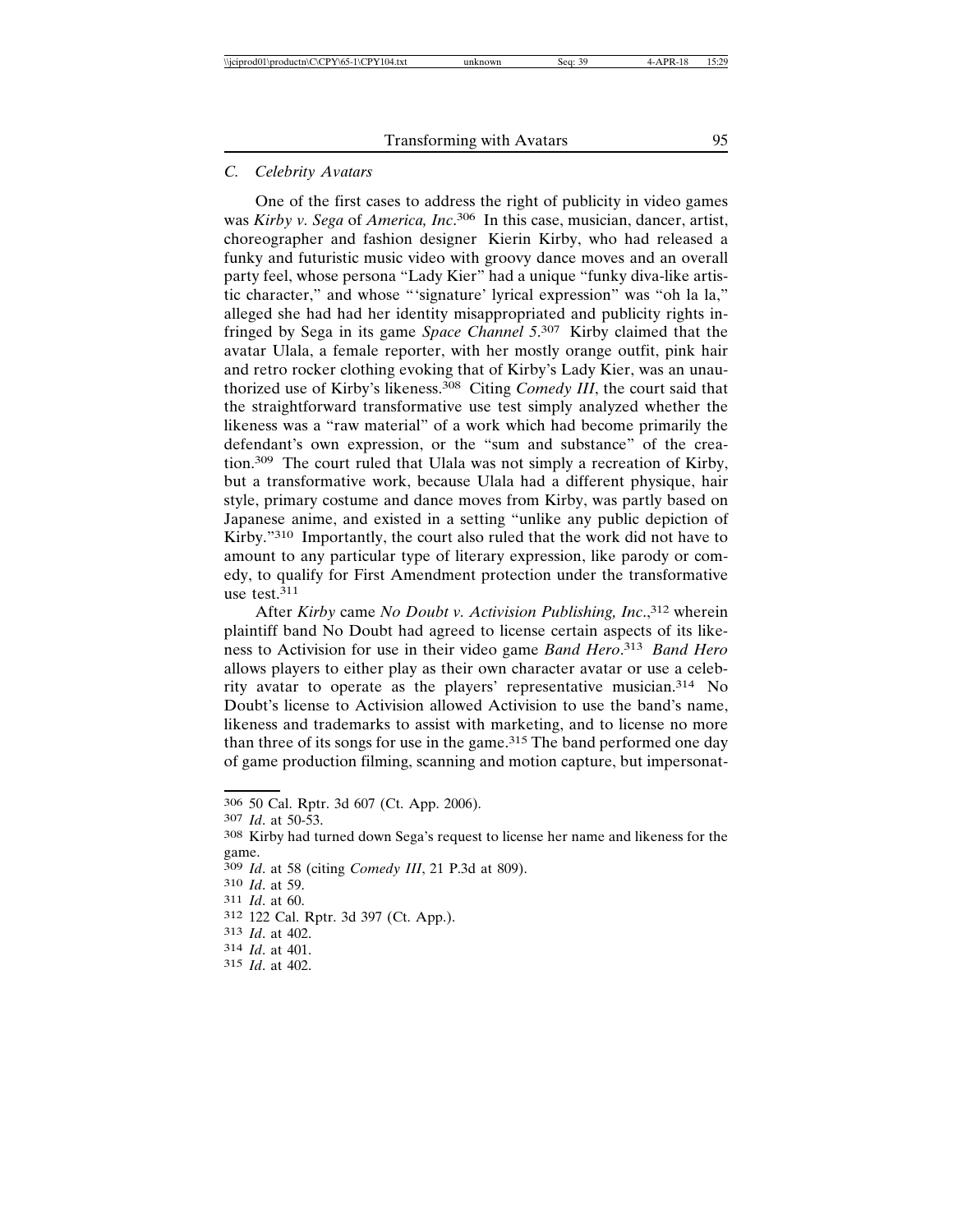### *C. Celebrity Avatars*

One of the first cases to address the right of publicity in video games was *Kirby v. Sega* of *America, Inc*.[306] In this case, musician, dancer, artist, choreographer and fashion designer Kierin Kirby, who had released a funky and futuristic music video with groovy dance moves and an overall party feel, whose persona "Lady Kier" had a unique "funky diva-like artistic character," and whose "'signature' lyrical expression" was "oh la la," alleged she had had her identity misappropriated and publicity rights infringed by Sega in its game *Space Channel 5*.[307] Kirby claimed that the avatar Ulala, a female reporter, with her mostly orange outfit, pink hair and retro rocker clothing evoking that of Kirby's Lady Kier, was an unauthorized use of Kirby's likeness.[308] Citing *Comedy III*, the court said that the straightforward transformative use test simply analyzed whether the likeness was a "raw material" of a work which had become primarily the defendant's own expression, or the "sum and substance" of the creation.[309] The court ruled that Ulala was not simply a recreation of Kirby, but a transformative work, because Ulala had a different physique, hair style, primary costume and dance moves from Kirby, was partly based on Japanese anime, and existed in a setting "unlike any public depiction of Kirby."[310] Importantly, the court also ruled that the work did not have to amount to any particular type of literary expression, like parody or comedy, to qualify for First Amendment protection under the transformative use test.[311]

After *Kirby* came *No Doubt v. Activision Publishing, Inc*.,[312] wherein plaintiff band No Doubt had agreed to license certain aspects of its likeness to Activision for use in their video game *Band Hero*.[313] *Band Hero* allows players to either play as their own character avatar or use a celebrity avatar to operate as the players' representative musician.[314] No Doubt's license to Activision allowed Activision to use the band's name, likeness and trademarks to assist with marketing, and to license no more than three of its songs for use in the game.[315] The band performed one day of game production filming, scanning and motion capture, but impersonat-

---

306 50 Cal. Rptr. 3d 607 (Ct. App. 2006).

307 *Id*. at 50-53.

308 Kirby had turned down Sega's request to license her name and likeness for the game.

309 *Id*. at 58 (citing *Comedy III*, 21 P.3d at 809).

310 *Id*. at 59.

311 *Id*. at 60.

312 122 Cal. Rptr. 3d 397 (Ct. App.).

313 *Id*. at 402.

314 *Id*. at 401.

315 *Id*. at 402.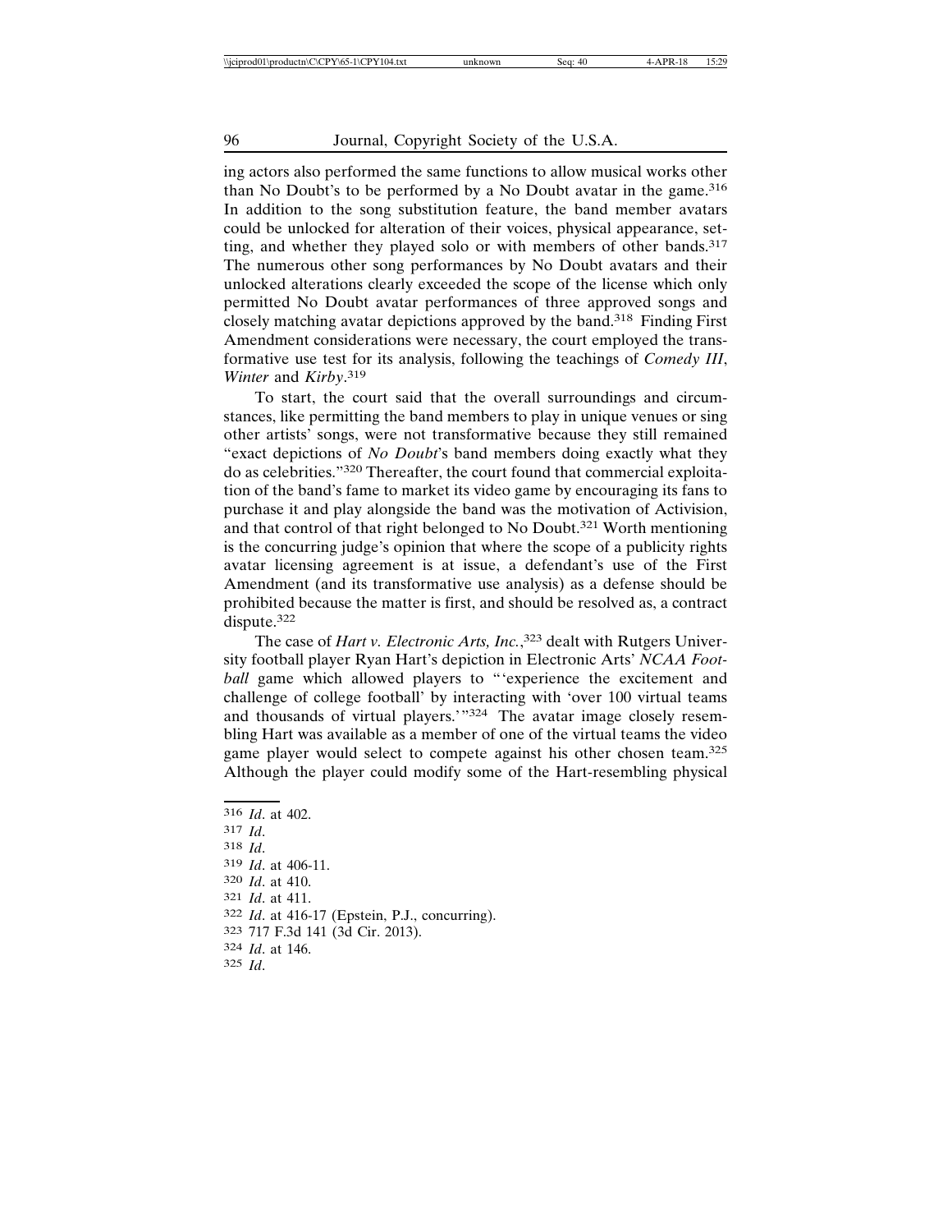ing actors also performed the same functions to allow musical works other than No Doubt's to be performed by a No Doubt avatar in the game.[316] In addition to the song substitution feature, the band member avatars could be unlocked for alteration of their voices, physical appearance, setting, and whether they played solo or with members of other bands.[317] The numerous other song performances by No Doubt avatars and their unlocked alterations clearly exceeded the scope of the license which only permitted No Doubt avatar performances of three approved songs and closely matching avatar depictions approved by the band.[318] Finding First Amendment considerations were necessary, the court employed the transformative use test for its analysis, following the teachings of *Comedy III*, *Winter* and *Kirby*.[319]

To start, the court said that the overall surroundings and circumstances, like permitting the band members to play in unique venues or sing other artists' songs, were not transformative because they still remained "exact depictions of *No Doubt*'s band members doing exactly what they do as celebrities."[320] Thereafter, the court found that commercial exploitation of the band's fame to market its video game by encouraging its fans to purchase it and play alongside the band was the motivation of Activision, and that control of that right belonged to No Doubt.[321] Worth mentioning is the concurring judge's opinion that where the scope of a publicity rights avatar licensing agreement is at issue, a defendant's use of the First Amendment (and its transformative use analysis) as a defense should be prohibited because the matter is first, and should be resolved as, a contract dispute.[322]

The case of *Hart v. Electronic Arts, Inc.*,[323] dealt with Rutgers University football player Ryan Hart's depiction in Electronic Arts' *NCAA Football* game which allowed players to "'experience the excitement and challenge of college football' by interacting with 'over 100 virtual teams and thousands of virtual players.'"[324] The avatar image closely resembling Hart was available as a member of one of the virtual teams the video game player would select to compete against his other chosen team.[325] Although the player could modify some of the Hart-resembling physical

---

[316] *Id*. at 402.

[317] *Id*.

[318] *Id*.

[319] *Id*. at 406-11.

[320] *Id*. at 410.

[321] *Id*. at 411.

[322] *Id*. at 416-17 (Epstein, P.J., concurring).

[323] 717 F.3d 141 (3d Cir. 2013).

[324] *Id*. at 146.

[325] *Id*.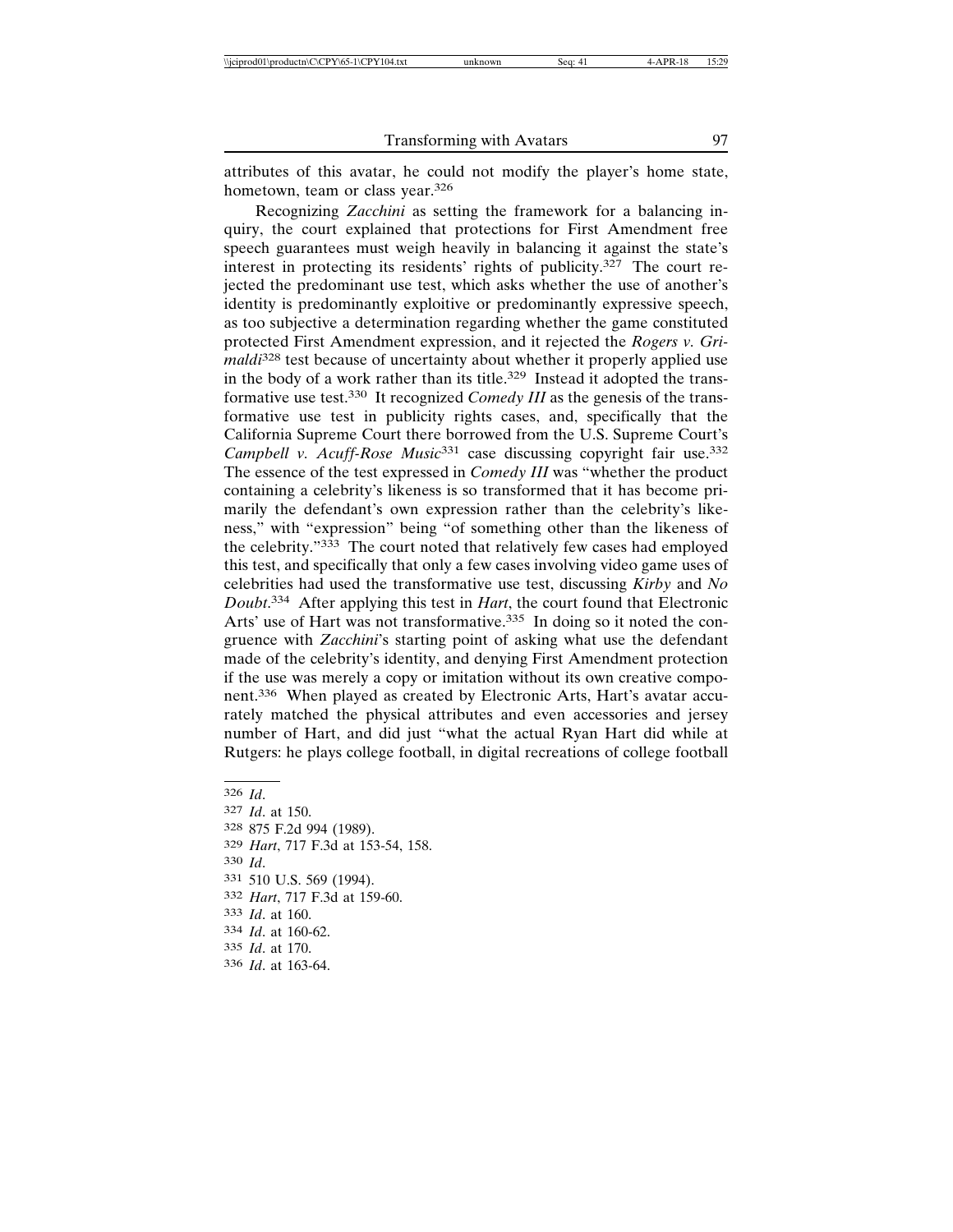attributes of this avatar, he could not modify the player's home state, hometown, team or class year.[326]

Recognizing *Zacchini* as setting the framework for a balancing inquiry, the court explained that protections for First Amendment free speech guarantees must weigh heavily in balancing it against the state's interest in protecting its residents' rights of publicity.[327] The court rejected the predominant use test, which asks whether the use of another's identity is predominantly exploitive or predominantly expressive speech, as too subjective a determination regarding whether the game constituted protected First Amendment expression, and it rejected the *Rogers v. Grimaldi*[328] test because of uncertainty about whether it properly applied use in the body of a work rather than its title.[329] Instead it adopted the transformative use test.[330] It recognized *Comedy III* as the genesis of the transformative use test in publicity rights cases, and, specifically that the California Supreme Court there borrowed from the U.S. Supreme Court's *Campbell v. Acuff-Rose Music*[331] case discussing copyright fair use.[332] The essence of the test expressed in *Comedy III* was "whether the product containing a celebrity's likeness is so transformed that it has become primarily the defendant's own expression rather than the celebrity's likeness," with "expression" being "of something other than the likeness of the celebrity."[333] The court noted that relatively few cases had employed this test, and specifically that only a few cases involving video game uses of celebrities had used the transformative use test, discussing *Kirby* and *No Doubt*.[334] After applying this test in *Hart*, the court found that Electronic Arts' use of Hart was not transformative.[335] In doing so it noted the congruence with *Zacchini*'s starting point of asking what use the defendant made of the celebrity's identity, and denying First Amendment protection if the use was merely a copy or imitation without its own creative component.[336] When played as created by Electronic Arts, Hart's avatar accurately matched the physical attributes and even accessories and jersey number of Hart, and did just "what the actual Ryan Hart did while at Rutgers: he plays college football, in digital recreations of college football

---

326 *Id*.

327 *Id*. at 150.

328 875 F.2d 994 (1989).

329 *Hart*, 717 F.3d at 153-54, 158.

330 *Id*.

331 510 U.S. 569 (1994).

332 *Hart*, 717 F.3d at 159-60.

333 *Id*. at 160.

334 *Id*. at 160-62.

335 *Id*. at 170.

336 *Id*. at 163-64.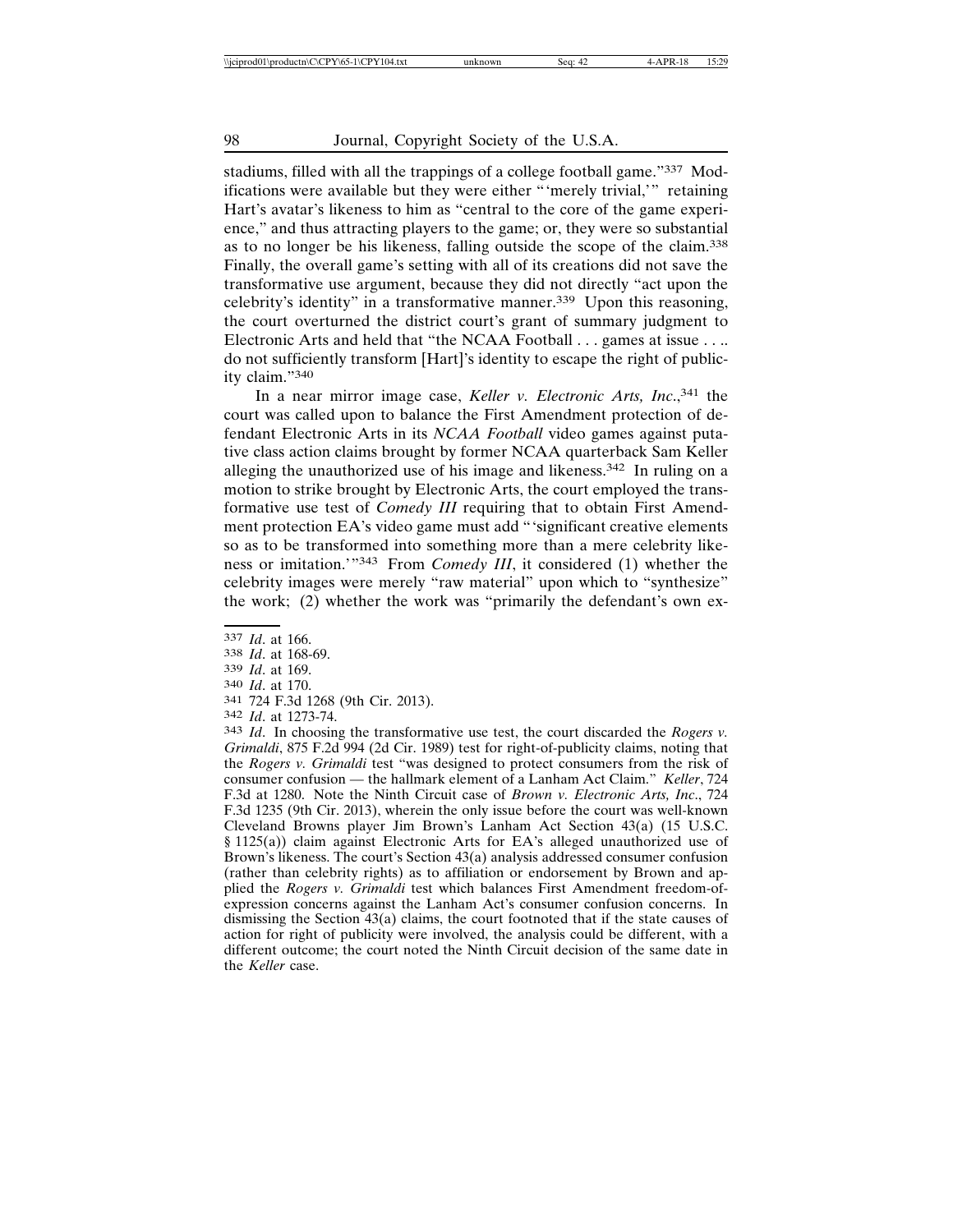stadiums, filled with all the trappings of a college football game."[337] Modifications were available but they were either "'merely trivial,'" retaining Hart's avatar's likeness to him as "central to the core of the game experience," and thus attracting players to the game; or, they were so substantial as to no longer be his likeness, falling outside the scope of the claim.[338] Finally, the overall game's setting with all of its creations did not save the transformative use argument, because they did not directly "act upon the celebrity's identity" in a transformative manner.[339] Upon this reasoning, the court overturned the district court's grant of summary judgment to Electronic Arts and held that "the NCAA Football . . . games at issue . . .. do not sufficiently transform [Hart]'s identity to escape the right of publicity claim."[340]

In a near mirror image case, *Keller v. Electronic Arts, Inc.*,[341] the court was called upon to balance the First Amendment protection of defendant Electronic Arts in its *NCAA Football* video games against putative class action claims brought by former NCAA quarterback Sam Keller alleging the unauthorized use of his image and likeness.[342] In ruling on a motion to strike brought by Electronic Arts, the court employed the transformative use test of *Comedy III* requiring that to obtain First Amendment protection EA's video game must add "'significant creative elements so as to be transformed into something more than a mere celebrity likeness or imitation.'"[343] From *Comedy III*, it considered (1) whether the celebrity images were merely "raw material" upon which to "synthesize" the work; (2) whether the work was "primarily the defendant's own ex-

---

[337] *Id*. at 166.

[338] *Id*. at 168-69.

[339] *Id*. at 169.

[340] *Id*. at 170.

[341] 724 F.3d 1268 (9th Cir. 2013).

[342] *Id*. at 1273-74.

[343] *Id*. In choosing the transformative use test, the court discarded the *Rogers v. Grimaldi*, 875 F.2d 994 (2d Cir. 1989) test for right-of-publicity claims, noting that the *Rogers v. Grimaldi* test "was designed to protect consumers from the risk of consumer confusion — the hallmark element of a Lanham Act Claim." *Keller*, 724 F.3d at 1280. Note the Ninth Circuit case of *Brown v. Electronic Arts, Inc*., 724 F.3d 1235 (9th Cir. 2013), wherein the only issue before the court was well-known Cleveland Browns player Jim Brown's Lanham Act Section 43(a) (15 U.S.C. § 1125(a)) claim against Electronic Arts for EA's alleged unauthorized use of Brown's likeness. The court's Section 43(a) analysis addressed consumer confusion (rather than celebrity rights) as to affiliation or endorsement by Brown and applied the *Rogers v. Grimaldi* test which balances First Amendment freedom-of-expression concerns against the Lanham Act's consumer confusion concerns. In dismissing the Section 43(a) claims, the court footnoted that if the state causes of action for right of publicity were involved, the analysis could be different, with a different outcome; the court noted the Ninth Circuit decision of the same date in the *Keller* case.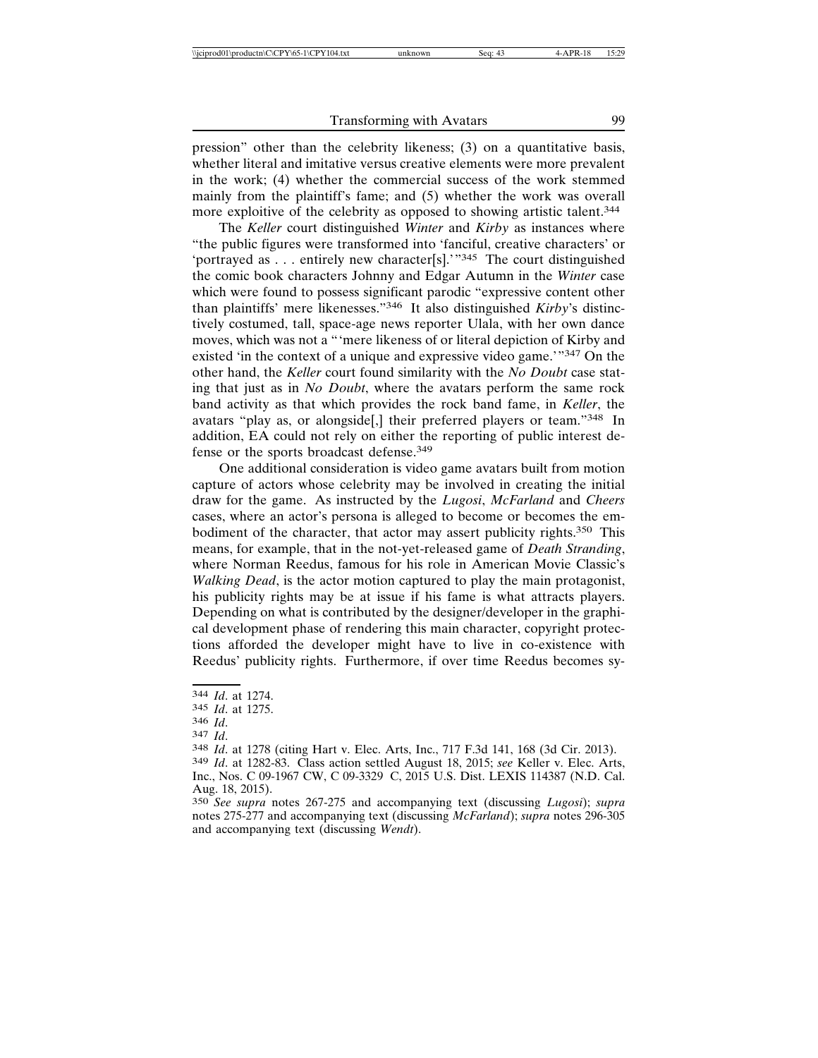pression" other than the celebrity likeness; (3) on a quantitative basis, whether literal and imitative versus creative elements were more prevalent in the work; (4) whether the commercial success of the work stemmed mainly from the plaintiff's fame; and (5) whether the work was overall more exploitive of the celebrity as opposed to showing artistic talent.[344]

The *Keller* court distinguished *Winter* and *Kirby* as instances where "the public figures were transformed into 'fanciful, creative characters' or 'portrayed as . . . entirely new character[s].'"[345] The court distinguished the comic book characters Johnny and Edgar Autumn in the *Winter* case which were found to possess significant parodic "expressive content other than plaintiffs' mere likenesses."[346] It also distinguished *Kirby*'s distinctively costumed, tall, space-age news reporter Ulala, with her own dance moves, which was not a "'mere likeness of or literal depiction of Kirby and existed 'in the context of a unique and expressive video game.'"[347] On the other hand, the *Keller* court found similarity with the *No Doubt* case stating that just as in *No Doubt*, where the avatars perform the same rock band activity as that which provides the rock band fame, in *Keller*, the avatars "play as, or alongside[,] their preferred players or team."[348] In addition, EA could not rely on either the reporting of public interest defense or the sports broadcast defense.[349]

One additional consideration is video game avatars built from motion capture of actors whose celebrity may be involved in creating the initial draw for the game. As instructed by the *Lugosi*, *McFarland* and *Cheers* cases, where an actor's persona is alleged to become or becomes the embodiment of the character, that actor may assert publicity rights.[350] This means, for example, that in the not-yet-released game of *Death Stranding*, where Norman Reedus, famous for his role in American Movie Classic's *Walking Dead*, is the actor motion captured to play the main protagonist, his publicity rights may be at issue if his fame is what attracts players. Depending on what is contributed by the designer/developer in the graphical development phase of rendering this main character, copyright protections afforded the developer might have to live in co-existence with Reedus' publicity rights. Furthermore, if over time Reedus becomes sy-

---

[344] *Id*. at 1274.

[345] *Id*. at 1275.

[346] *Id*.

[347] *Id*.

[348] *Id*. at 1278 (citing Hart v. Elec. Arts, Inc., 717 F.3d 141, 168 (3d Cir. 2013).

[349] *Id*. at 1282-83. Class action settled August 18, 2015; *see* Keller v. Elec. Arts, Inc., Nos. C 09-1967 CW, C 09-3329 C, 2015 U.S. Dist. LEXIS 114387 (N.D. Cal. Aug. 18, 2015).

[350] *See supra* notes 267-275 and accompanying text (discussing *Lugosi*); *supra* notes 275-277 and accompanying text (discussing *McFarland*); *supra* notes 296-305 and accompanying text (discussing *Wendt*).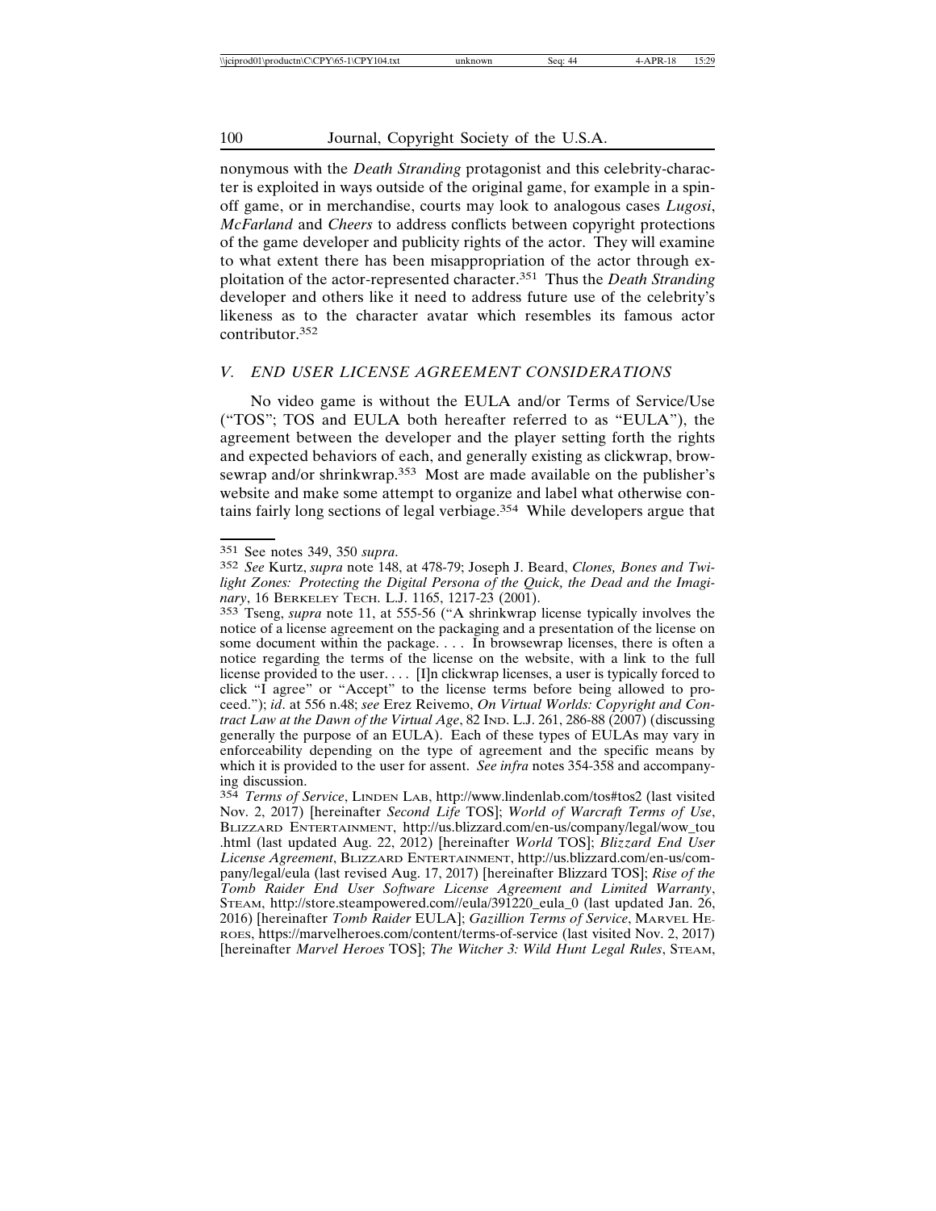nonymous with the *Death Stranding* protagonist and this celebrity-character is exploited in ways outside of the original game, for example in a spin-off game, or in merchandise, courts may look to analogous cases *Lugosi*, *McFarland* and *Cheers* to address conflicts between copyright protections of the game developer and publicity rights of the actor. They will examine to what extent there has been misappropriation of the actor through exploitation of the actor-represented character.[351] Thus the *Death Stranding* developer and others like it need to address future use of the celebrity's likeness as to the character avatar which resembles its famous actor contributor.[352]

## V. END USER LICENSE AGREEMENT CONSIDERATIONS

No video game is without the EULA and/or Terms of Service/Use ("TOS"; TOS and EULA both hereafter referred to as "EULA"), the agreement between the developer and the player setting forth the rights and expected behaviors of each, and generally existing as clickwrap, browsewrap and/or shrinkwrap.[353] Most are made available on the publisher's website and make some attempt to organize and label what otherwise contains fairly long sections of legal verbiage.[354] While developers argue that

---

351 See notes 349, 350 *supra*.

352 *See* Kurtz, *supra* note 148, at 478-79; Joseph J. Beard, *Clones, Bones and Twilight Zones: Protecting the Digital Persona of the Quick, the Dead and the Imaginary*, 16 BERKELEY TECH. L.J. 1165, 1217-23 (2001).

353 Tseng, *supra* note 11, at 555-56 ("A shrinkwrap license typically involves the notice of a license agreement on the packaging and a presentation of the license on some document within the package. . . . In browsewrap licenses, there is often a notice regarding the terms of the license on the website, with a link to the full license provided to the user. . . . [I]n clickwrap licenses, a user is typically forced to click "I agree" or "Accept" to the license terms before being allowed to proceed."); *id*. at 556 n.48; *see* Erez Reivemo, *On Virtual Worlds: Copyright and Contract Law at the Dawn of the Virtual Age*, 82 IND. L.J. 261, 286-88 (2007) (discussing generally the purpose of an EULA). Each of these types of EULAs may vary in enforceability depending on the type of agreement and the specific means by which it is provided to the user for assent. *See infra* notes 354-358 and accompanying discussion.

354 *Terms of Service*, LINDEN LAB, http://www.lindenlab.com/tos#tos2 (last visited Nov. 2, 2017) [hereinafter *Second Life* TOS]; *World of Warcraft Terms of Use*, BLIZZARD ENTERTAINMENT, http://us.blizzard.com/en-us/company/legal/wow_tou.html (last updated Aug. 22, 2012) [hereinafter *World* TOS]; *Blizzard End User License Agreement*, BLIZZARD ENTERTAINMENT, http://us.blizzard.com/en-us/company/legal/eula (last revised Aug. 17, 2017) [hereinafter Blizzard TOS]; *Rise of the Tomb Raider End User Software License Agreement and Limited Warranty*, STEAM, http://store.steampowered.com//eula/391220_eula_0 (last updated Jan. 26, 2016) [hereinafter *Tomb Raider* EULA]; *Gazillion Terms of Service*, MARVEL HEROES, https://marvelheroes.com/content/terms-of-service (last visited Nov. 2, 2017) [hereinafter *Marvel Heroes* TOS]; *The Witcher 3: Wild Hunt Legal Rules*, STEAM,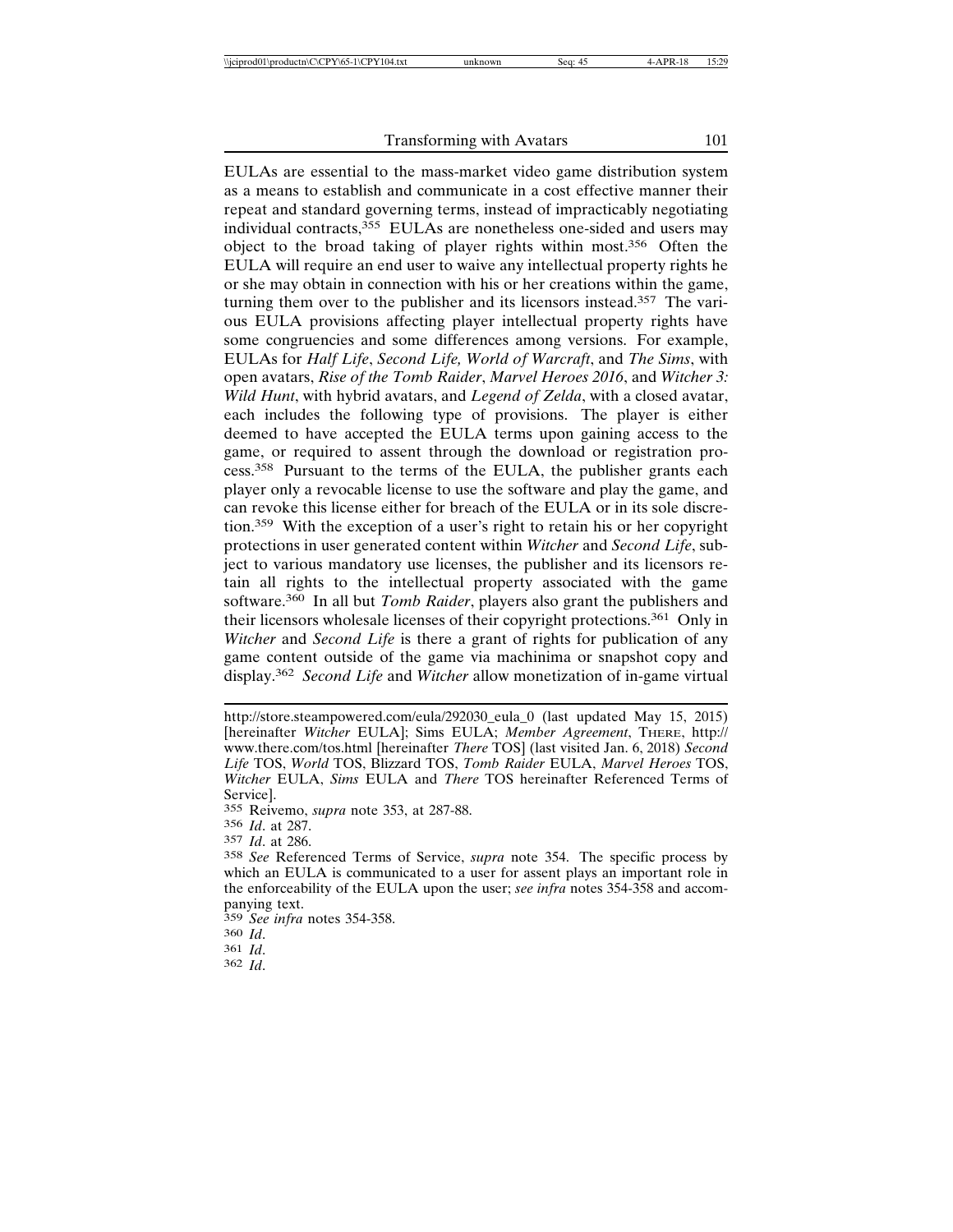EULAs are essential to the mass-market video game distribution system as a means to establish and communicate in a cost effective manner their repeat and standard governing terms, instead of impracticably negotiating individual contracts,[355] EULAs are nonetheless one-sided and users may object to the broad taking of player rights within most.[356] Often the EULA will require an end user to waive any intellectual property rights he or she may obtain in connection with his or her creations within the game, turning them over to the publisher and its licensors instead.[357] The various EULA provisions affecting player intellectual property rights have some congruencies and some differences among versions. For example, EULAs for *Half Life*, *Second Life, World of Warcraft*, and *The Sims*, with open avatars, *Rise of the Tomb Raider*, *Marvel Heroes 2016*, and *Witcher 3: Wild Hunt*, with hybrid avatars, and *Legend of Zelda*, with a closed avatar, each includes the following type of provisions. The player is either deemed to have accepted the EULA terms upon gaining access to the game, or required to assent through the download or registration process.[358] Pursuant to the terms of the EULA, the publisher grants each player only a revocable license to use the software and play the game, and can revoke this license either for breach of the EULA or in its sole discretion.[359] With the exception of a user's right to retain his or her copyright protections in user generated content within *Witcher* and *Second Life*, subject to various mandatory use licenses, the publisher and its licensors retain all rights to the intellectual property associated with the game software.[360] In all but *Tomb Raider*, players also grant the publishers and their licensors wholesale licenses of their copyright protections.[361] Only in *Witcher* and *Second Life* is there a grant of rights for publication of any game content outside of the game via machinima or snapshot copy and display.[362] *Second Life* and *Witcher* allow monetization of in-game virtual

---

http://store.steampowered.com/eula/292030_eula_0 (last updated May 15, 2015) [hereinafter *Witcher* EULA]; Sims EULA; *Member Agreement*, THERE, http://www.there.com/tos.html [hereinafter *There* TOS] (last visited Jan. 6, 2018) *Second Life* TOS, *World* TOS, Blizzard TOS, *Tomb Raider* EULA, *Marvel Heroes* TOS, *Witcher* EULA, *Sims* EULA and *There* TOS hereinafter Referenced Terms of Service].

355 Reivemo, *supra* note 353, at 287-88.

356 *Id*. at 287.

357 *Id*. at 286.

358 *See* Referenced Terms of Service, *supra* note 354. The specific process by which an EULA is communicated to a user for assent plays an important role in the enforceability of the EULA upon the user; *see infra* notes 354-358 and accompanying text.

359 *See infra* notes 354-358.

360 *Id*.

361 *Id*.

362 *Id*.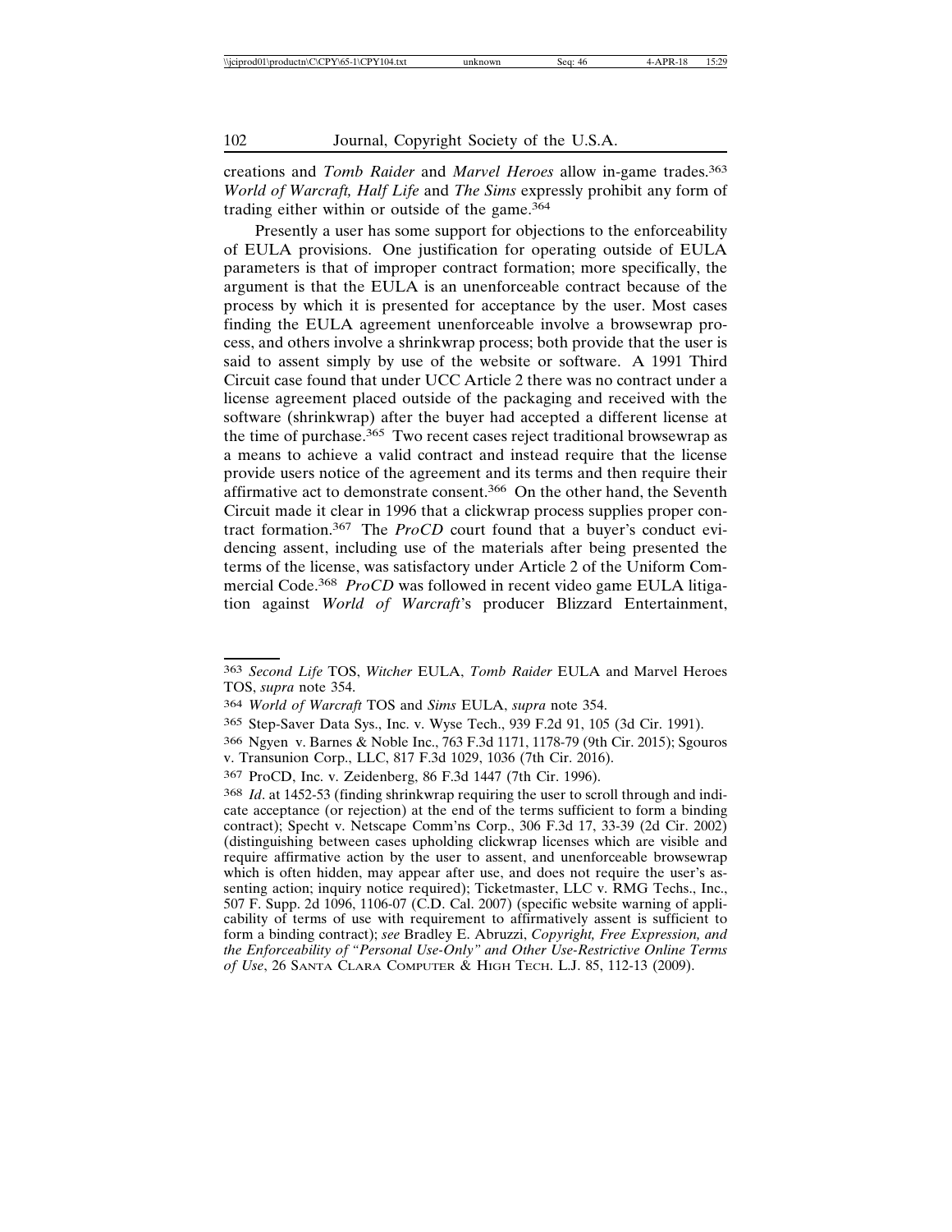creations and *Tomb Raider* and *Marvel Heroes* allow in-game trades.[363] *World of Warcraft, Half Life* and *The Sims* expressly prohibit any form of trading either within or outside of the game.[364]

Presently a user has some support for objections to the enforceability of EULA provisions. One justification for operating outside of EULA parameters is that of improper contract formation; more specifically, the argument is that the EULA is an unenforceable contract because of the process by which it is presented for acceptance by the user. Most cases finding the EULA agreement unenforceable involve a browsewrap process, and others involve a shrinkwrap process; both provide that the user is said to assent simply by use of the website or software. A 1991 Third Circuit case found that under UCC Article 2 there was no contract under a license agreement placed outside of the packaging and received with the software (shrinkwrap) after the buyer had accepted a different license at the time of purchase.[365] Two recent cases reject traditional browsewrap as a means to achieve a valid contract and instead require that the license provide users notice of the agreement and its terms and then require their affirmative act to demonstrate consent.[366] On the other hand, the Seventh Circuit made it clear in 1996 that a clickwrap process supplies proper contract formation.[367] The *ProCD* court found that a buyer's conduct evidencing assent, including use of the materials after being presented the terms of the license, was satisfactory under Article 2 of the Uniform Commercial Code.[368] *ProCD* was followed in recent video game EULA litigation against *World of Warcraft*'s producer Blizzard Entertainment,

---

363 *Second Life* TOS, *Witcher* EULA, *Tomb Raider* EULA and Marvel Heroes TOS, *supra* note 354.

364 *World of Warcraft* TOS and *Sims* EULA, *supra* note 354.

365 Step-Saver Data Sys., Inc. v. Wyse Tech., 939 F.2d 91, 105 (3d Cir. 1991).

366 Ngyen v. Barnes & Noble Inc., 763 F.3d 1171, 1178-79 (9th Cir. 2015); Sgouros v. Transunion Corp., LLC, 817 F.3d 1029, 1036 (7th Cir. 2016).

367 ProCD, Inc. v. Zeidenberg, 86 F.3d 1447 (7th Cir. 1996).

368 *Id*. at 1452-53 (finding shrinkwrap requiring the user to scroll through and indicate acceptance (or rejection) at the end of the terms sufficient to form a binding contract); Specht v. Netscape Comm'ns Corp., 306 F.3d 17, 33-39 (2d Cir. 2002) (distinguishing between cases upholding clickwrap licenses which are visible and require affirmative action by the user to assent, and unenforceable browsewrap which is often hidden, may appear after use, and does not require the user's assenting action; inquiry notice required); Ticketmaster, LLC v. RMG Techs., Inc., 507 F. Supp. 2d 1096, 1106-07 (C.D. Cal. 2007) (specific website warning of applicability of terms of use with requirement to affirmatively assent is sufficient to form a binding contract); *see* Bradley E. Abruzzi, *Copyright, Free Expression, and the Enforceability of "Personal Use-Only" and Other Use-Restrictive Online Terms of Use*, 26 SANTA CLARA COMPUTER & HIGH TECH. L.J. 85, 112-13 (2009).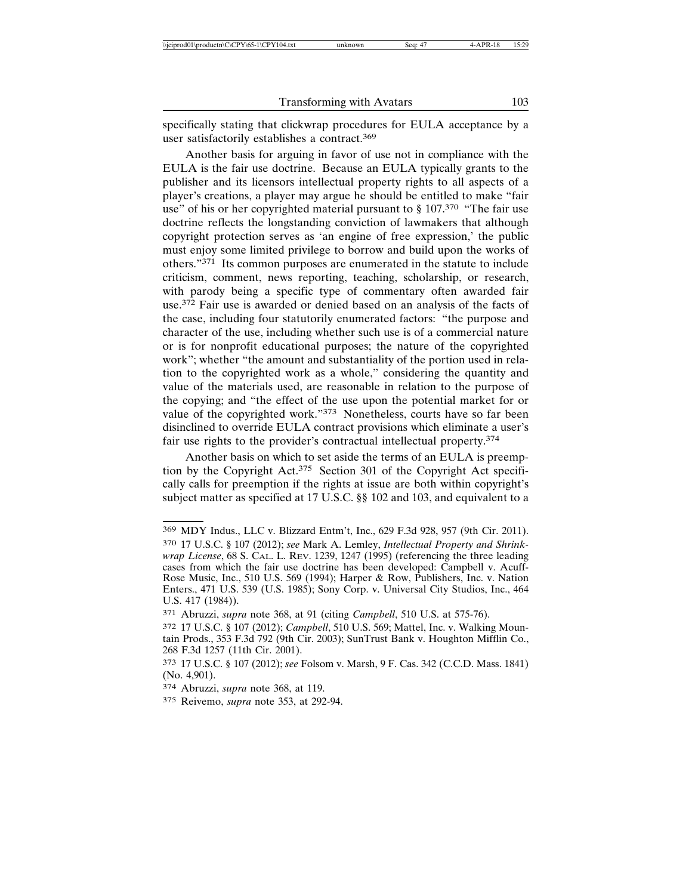specifically stating that clickwrap procedures for EULA acceptance by a user satisfactorily establishes a contract.[369]

Another basis for arguing in favor of use not in compliance with the EULA is the fair use doctrine. Because an EULA typically grants to the publisher and its licensors intellectual property rights to all aspects of a player's creations, a player may argue he should be entitled to make "fair use" of his or her copyrighted material pursuant to § 107.[370] "The fair use doctrine reflects the longstanding conviction of lawmakers that although copyright protection serves as 'an engine of free expression,' the public must enjoy some limited privilege to borrow and build upon the works of others."[371] Its common purposes are enumerated in the statute to include criticism, comment, news reporting, teaching, scholarship, or research, with parody being a specific type of commentary often awarded fair use.[372] Fair use is awarded or denied based on an analysis of the facts of the case, including four statutorily enumerated factors: "the purpose and character of the use, including whether such use is of a commercial nature or is for nonprofit educational purposes; the nature of the copyrighted work"; whether "the amount and substantiality of the portion used in relation to the copyrighted work as a whole," considering the quantity and value of the materials used, are reasonable in relation to the purpose of the copying; and "the effect of the use upon the potential market for or value of the copyrighted work."[373] Nonetheless, courts have so far been disinclined to override EULA contract provisions which eliminate a user's fair use rights to the provider's contractual intellectual property.[374]

Another basis on which to set aside the terms of an EULA is preemption by the Copyright Act.[375] Section 301 of the Copyright Act specifically calls for preemption if the rights at issue are both within copyright's subject matter as specified at 17 U.S.C. §§ 102 and 103, and equivalent to a

---

369 MDY Indus., LLC v. Blizzard Entm't, Inc., 629 F.3d 928, 957 (9th Cir. 2011).

370 17 U.S.C. § 107 (2012); *see* Mark A. Lemley, *Intellectual Property and Shrinkwrap License*, 68 S. CAL. L. REV. 1239, 1247 (1995) (referencing the three leading cases from which the fair use doctrine has been developed: Campbell v. Acuff-Rose Music, Inc., 510 U.S. 569 (1994); Harper & Row, Publishers, Inc. v. Nation Enters., 471 U.S. 539 (U.S. 1985); Sony Corp. v. Universal City Studios, Inc., 464 U.S. 417 (1984)).

371 Abruzzi, *supra* note 368, at 91 (citing *Campbell*, 510 U.S. at 575-76).

372 17 U.S.C. § 107 (2012); *Campbell*, 510 U.S. 569; Mattel, Inc. v. Walking Mountain Prods., 353 F.3d 792 (9th Cir. 2003); SunTrust Bank v. Houghton Mifflin Co., 268 F.3d 1257 (11th Cir. 2001).

373 17 U.S.C. § 107 (2012); *see* Folsom v. Marsh, 9 F. Cas. 342 (C.C.D. Mass. 1841) (No. 4,901).

374 Abruzzi, *supra* note 368, at 119.

375 Reivemo, *supra* note 353, at 292-94.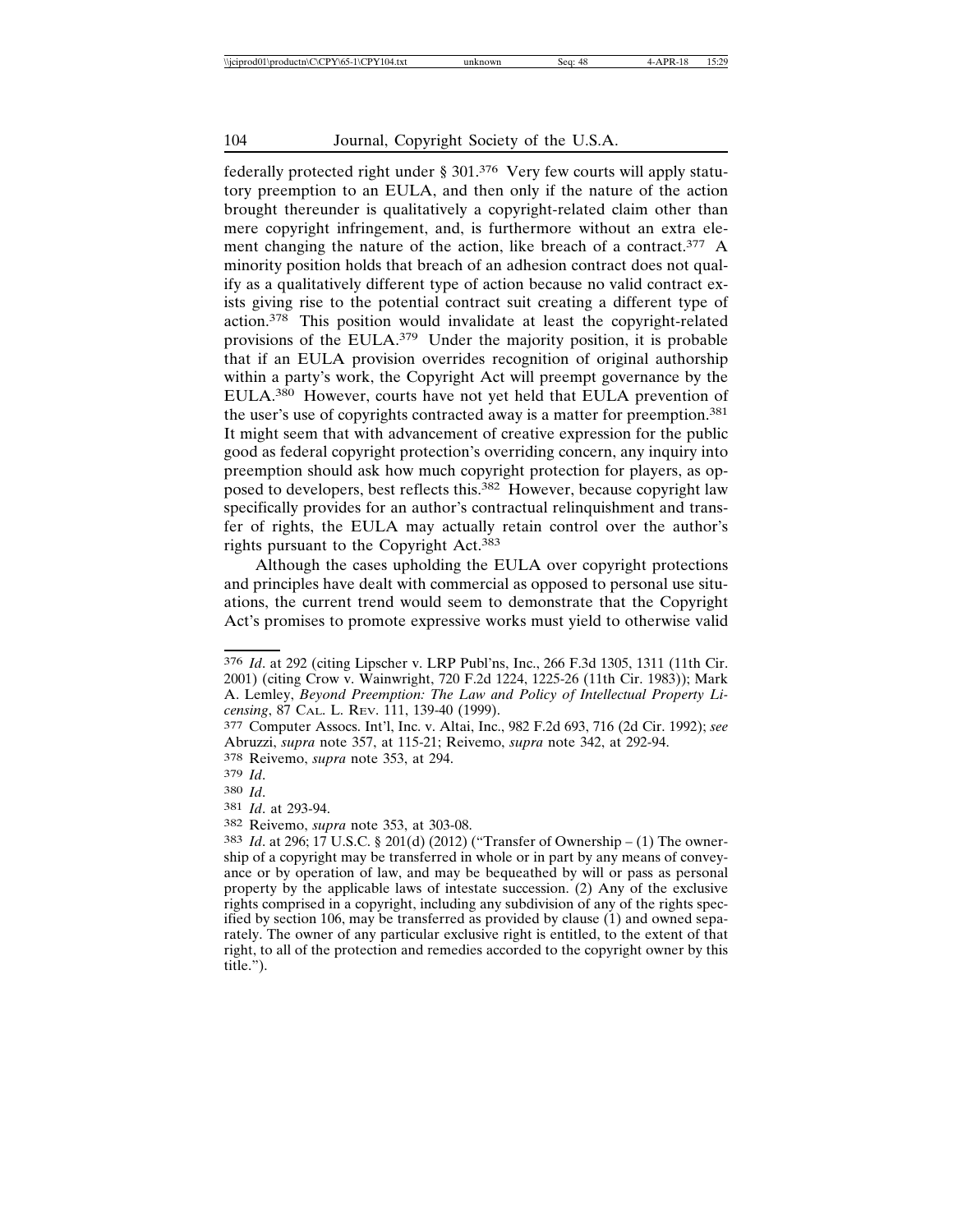federally protected right under § 301.[376] Very few courts will apply statutory preemption to an EULA, and then only if the nature of the action brought thereunder is qualitatively a copyright-related claim other than mere copyright infringement, and, is furthermore without an extra element changing the nature of the action, like breach of a contract.[377] A minority position holds that breach of an adhesion contract does not qualify as a qualitatively different type of action because no valid contract exists giving rise to the potential contract suit creating a different type of action.[378] This position would invalidate at least the copyright-related provisions of the EULA.[379] Under the majority position, it is probable that if an EULA provision overrides recognition of original authorship within a party's work, the Copyright Act will preempt governance by the EULA.[380] However, courts have not yet held that EULA prevention of the user's use of copyrights contracted away is a matter for preemption.[381] It might seem that with advancement of creative expression for the public good as federal copyright protection's overriding concern, any inquiry into preemption should ask how much copyright protection for players, as opposed to developers, best reflects this.[382] However, because copyright law specifically provides for an author's contractual relinquishment and transfer of rights, the EULA may actually retain control over the author's rights pursuant to the Copyright Act.[383]

Although the cases upholding the EULA over copyright protections and principles have dealt with commercial as opposed to personal use situations, the current trend would seem to demonstrate that the Copyright Act's promises to promote expressive works must yield to otherwise valid

---

[376] *Id*. at 292 (citing Lipscher v. LRP Publ'ns, Inc., 266 F.3d 1305, 1311 (11th Cir. 2001) (citing Crow v. Wainwright, 720 F.2d 1224, 1225-26 (11th Cir. 1983)); Mark A. Lemley, *Beyond Preemption: The Law and Policy of Intellectual Property Licensing*, 87 CAL. L. REV. 111, 139-40 (1999).

[377] Computer Assocs. Int'l, Inc. v. Altai, Inc., 982 F.2d 693, 716 (2d Cir. 1992); *see* Abruzzi, *supra* note 357, at 115-21; Reivemo, *supra* note 342, at 292-94.

[378] Reivemo, *supra* note 353, at 294.

[379] *Id*.

[380] *Id*.

[381] *Id*. at 293-94.

[382] Reivemo, *supra* note 353, at 303-08.

[383] *Id*. at 296; 17 U.S.C. § 201(d) (2012) ("Transfer of Ownership – (1) The ownership of a copyright may be transferred in whole or in part by any means of conveyance or by operation of law, and may be bequeathed by will or pass as personal property by the applicable laws of intestate succession. (2) Any of the exclusive rights comprised in a copyright, including any subdivision of any of the rights specified by section 106, may be transferred as provided by clause (1) and owned separately. The owner of any particular exclusive right is entitled, to the extent of that right, to all of the protection and remedies accorded to the copyright owner by this title.").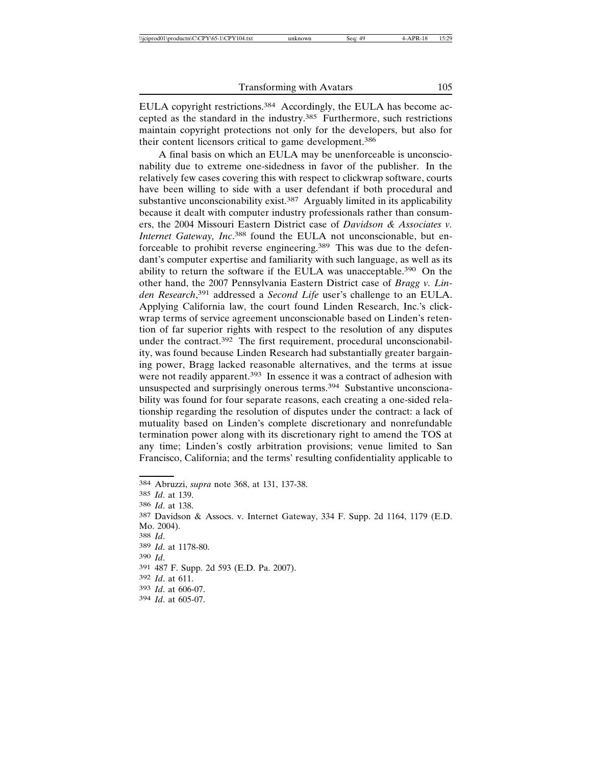EULA copyright restrictions.[384] Accordingly, the EULA has become accepted as the standard in the industry.[385] Furthermore, such restrictions maintain copyright protections not only for the developers, but also for their content licensors critical to game development.[386]

A final basis on which an EULA may be unenforceable is unconscionability due to extreme one-sidedness in favor of the publisher. In the relatively few cases covering this with respect to clickwrap software, courts have been willing to side with a user defendant if both procedural and substantive unconscionability exist.[387] Arguably limited in its applicability because it dealt with computer industry professionals rather than consumers, the 2004 Missouri Eastern District case of *Davidson & Associates v. Internet Gateway, Inc*.[388] found the EULA not unconscionable, but enforceable to prohibit reverse engineering.[389] This was due to the defendant's computer expertise and familiarity with such language, as well as its ability to return the software if the EULA was unacceptable.[390] On the other hand, the 2007 Pennsylvania Eastern District case of *Bragg v. Linden Research*,[391] addressed a *Second Life* user's challenge to an EULA. Applying California law, the court found Linden Research, Inc.'s clickwrap terms of service agreement unconscionable based on Linden's retention of far superior rights with respect to the resolution of any disputes under the contract.[392] The first requirement, procedural unconscionability, was found because Linden Research had substantially greater bargaining power, Bragg lacked reasonable alternatives, and the terms at issue were not readily apparent.[393] In essence it was a contract of adhesion with unsuspected and surprisingly onerous terms.[394] Substantive unconscionability was found for four separate reasons, each creating a one-sided relationship regarding the resolution of disputes under the contract: a lack of mutuality based on Linden's complete discretionary and nonrefundable termination power along with its discretionary right to amend the TOS at any time; Linden's costly arbitration provisions; venue limited to San Francisco, California; and the terms' resulting confidentiality applicable to

---

[384] Abruzzi, *supra* note 368, at 131, 137-38.

[385] *Id*. at 139.

[386] *Id*. at 138.

[387] Davidson & Assocs. v. Internet Gateway, 334 F. Supp. 2d 1164, 1179 (E.D. Mo. 2004).

[388] *Id*.

[389] *Id*. at 1178-80.

[390] *Id*.

[391] 487 F. Supp. 2d 593 (E.D. Pa. 2007).

[392] *Id*. at 611.

[393] *Id*. at 606-07.

[394] *Id*. at 605-07.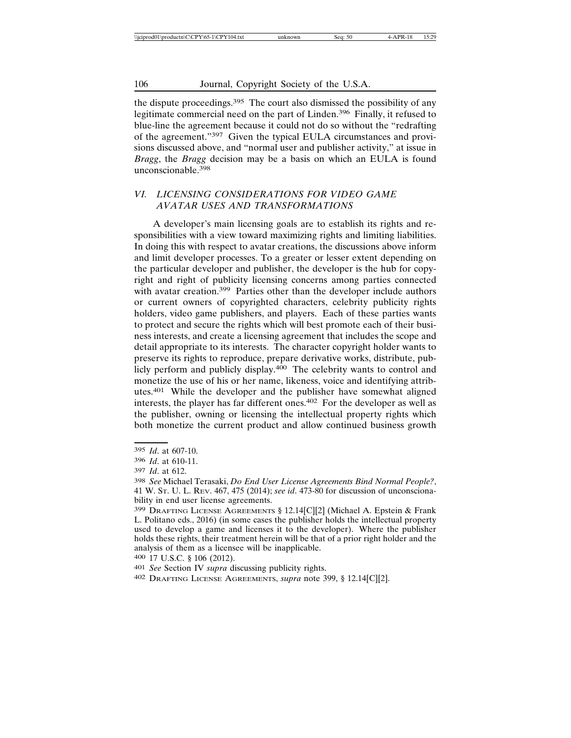the dispute proceedings.[395] The court also dismissed the possibility of any legitimate commercial need on the part of Linden.[396] Finally, it refused to blue-line the agreement because it could not do so without the "redrafting of the agreement."[397] Given the typical EULA circumstances and provisions discussed above, and "normal user and publisher activity," at issue in *Bragg*, the *Bragg* decision may be a basis on which an EULA is found unconscionable.[398]

## *VI. LICENSING CONSIDERATIONS FOR VIDEO GAME AVATAR USES AND TRANSFORMATIONS*

A developer's main licensing goals are to establish its rights and responsibilities with a view toward maximizing rights and limiting liabilities. In doing this with respect to avatar creations, the discussions above inform and limit developer processes. To a greater or lesser extent depending on the particular developer and publisher, the developer is the hub for copyright and right of publicity licensing concerns among parties connected with avatar creation.[399] Parties other than the developer include authors or current owners of copyrighted characters, celebrity publicity rights holders, video game publishers, and players. Each of these parties wants to protect and secure the rights which will best promote each of their business interests, and create a licensing agreement that includes the scope and detail appropriate to its interests. The character copyright holder wants to preserve its rights to reproduce, prepare derivative works, distribute, publicly perform and publicly display.[400] The celebrity wants to control and monetize the use of his or her name, likeness, voice and identifying attributes.[401] While the developer and the publisher have somewhat aligned interests, the player has far different ones.[402] For the developer as well as the publisher, owning or licensing the intellectual property rights which both monetize the current product and allow continued business growth

---

395 *Id*. at 607-10.

396 *Id*. at 610-11.

397 *Id*. at 612.

398 *See* Michael Terasaki, *Do End User License Agreements Bind Normal People?*, 41 W. St. U. L. Rev. 467, 475 (2014); *see id*. 473-80 for discussion of unconscionability in end user license agreements.

399 Drafting License Agreements § 12.14[C][2] (Michael A. Epstein & Frank L. Politano eds., 2016) (in some cases the publisher holds the intellectual property used to develop a game and licenses it to the developer). Where the publisher holds these rights, their treatment herein will be that of a prior right holder and the analysis of them as a licensee will be inapplicable.

400 17 U.S.C. § 106 (2012).

401 *See* Section IV *supra* discussing publicity rights.

402 Drafting License Agreements, *supra* note 399, § 12.14[C][2].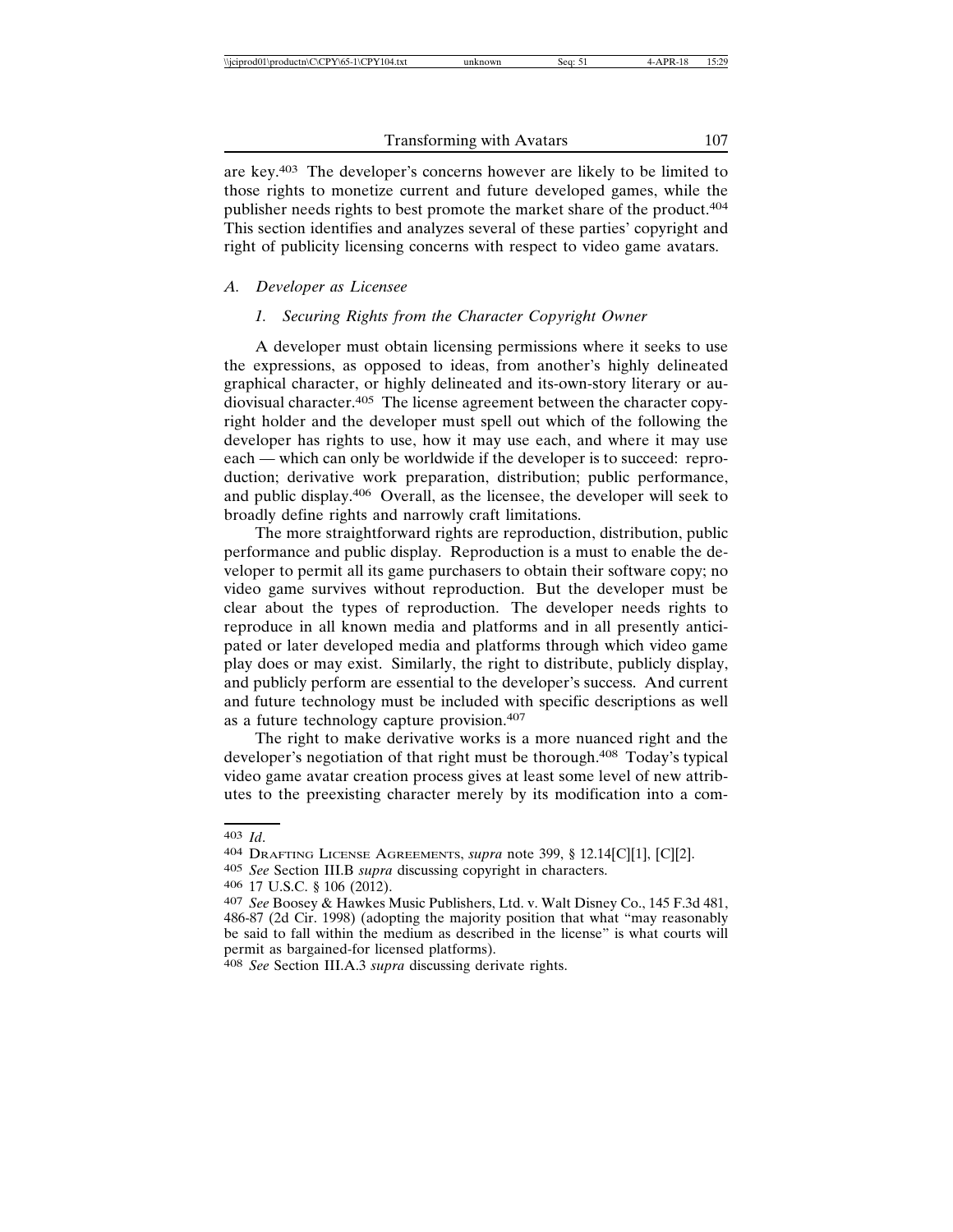are key.[403] The developer's concerns however are likely to be limited to those rights to monetize current and future developed games, while the publisher needs rights to best promote the market share of the product.[404] This section identifies and analyzes several of these parties' copyright and right of publicity licensing concerns with respect to video game avatars.

### A. *Developer as Licensee*

#### 1. *Securing Rights from the Character Copyright Owner*

A developer must obtain licensing permissions where it seeks to use the expressions, as opposed to ideas, from another's highly delineated graphical character, or highly delineated and its-own-story literary or audiovisual character.[405] The license agreement between the character copyright holder and the developer must spell out which of the following the developer has rights to use, how it may use each, and where it may use each — which can only be worldwide if the developer is to succeed: reproduction; derivative work preparation, distribution; public performance, and public display.[406] Overall, as the licensee, the developer will seek to broadly define rights and narrowly craft limitations.

The more straightforward rights are reproduction, distribution, public performance and public display. Reproduction is a must to enable the developer to permit all its game purchasers to obtain their software copy; no video game survives without reproduction. But the developer must be clear about the types of reproduction. The developer needs rights to reproduce in all known media and platforms and in all presently anticipated or later developed media and platforms through which video game play does or may exist. Similarly, the right to distribute, publicly display, and publicly perform are essential to the developer's success. And current and future technology must be included with specific descriptions as well as a future technology capture provision.[407]

The right to make derivative works is a more nuanced right and the developer's negotiation of that right must be thorough.[408] Today's typical video game avatar creation process gives at least some level of new attributes to the preexisting character merely by its modification into a com-

---

[403] *Id*.

[404] Drafting License Agreements, *supra* note 399, § 12.14[C][1], [C][2].

[405] *See* Section III.B *supra* discussing copyright in characters.

[406] 17 U.S.C. § 106 (2012).

[407] *See* Boosey & Hawkes Music Publishers, Ltd. v. Walt Disney Co., 145 F.3d 481, 486-87 (2d Cir. 1998) (adopting the majority position that what "may reasonably be said to fall within the medium as described in the license" is what courts will permit as bargained-for licensed platforms).

[408] *See* Section III.A.3 *supra* discussing derivate rights.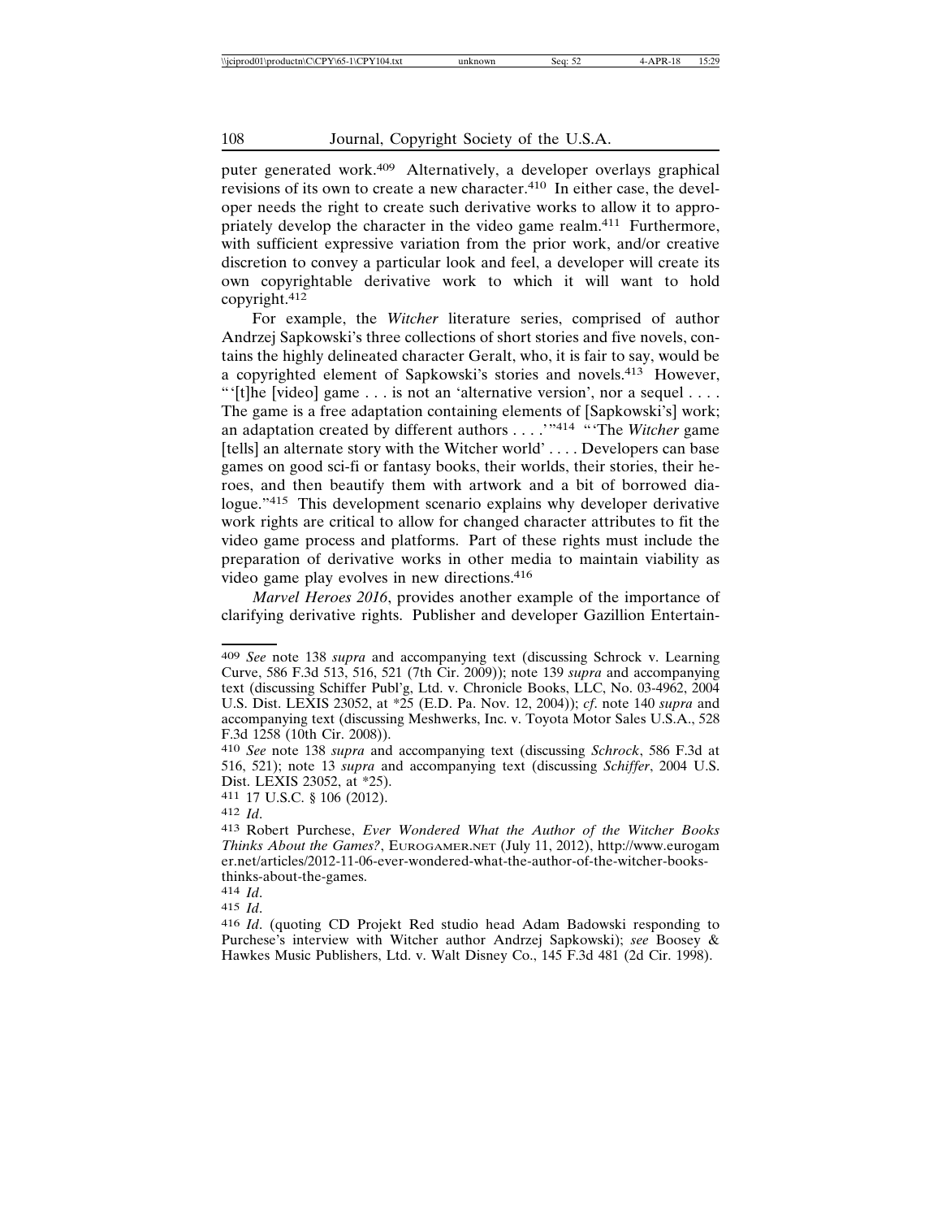puter generated work.[409] Alternatively, a developer overlays graphical revisions of its own to create a new character.[410] In either case, the developer needs the right to create such derivative works to allow it to appropriately develop the character in the video game realm.[411] Furthermore, with sufficient expressive variation from the prior work, and/or creative discretion to convey a particular look and feel, a developer will create its own copyrightable derivative work to which it will want to hold copyright.[412]

For example, the *Witcher* literature series, comprised of author Andrzej Sapkowski's three collections of short stories and five novels, contains the highly delineated character Geralt, who, it is fair to say, would be a copyrighted element of Sapkowski's stories and novels.[413] However, "'[t]he [video] game . . . is not an 'alternative version', nor a sequel . . . . The game is a free adaptation containing elements of [Sapkowski's] work; an adaptation created by different authors . . . .'"[414] "'The *Witcher* game [tells] an alternate story with the Witcher world' . . . . Developers can base games on good sci-fi or fantasy books, their worlds, their stories, their heroes, and then beautify them with artwork and a bit of borrowed dialogue."[415] This development scenario explains why developer derivative work rights are critical to allow for changed character attributes to fit the video game process and platforms. Part of these rights must include the preparation of derivative works in other media to maintain viability as video game play evolves in new directions.[416]

*Marvel Heroes 2016*, provides another example of the importance of clarifying derivative rights. Publisher and developer Gazillion Entertain-

---

[409] *See* note 138 *supra* and accompanying text (discussing Schrock v. Learning Curve, 586 F.3d 513, 516, 521 (7th Cir. 2009)); note 139 *supra* and accompanying text (discussing Schiffer Publ'g, Ltd. v. Chronicle Books, LLC, No. 03-4962, 2004 U.S. Dist. LEXIS 23052, at *25 (E.D. Pa. Nov. 12, 2004)); *cf*. note 140 *supra* and accompanying text (discussing Meshwerks, Inc. v. Toyota Motor Sales U.S.A., 528 F.3d 1258 (10th Cir. 2008)).

[410] *See* note 138 *supra* and accompanying text (discussing *Schrock*, 586 F.3d at 516, 521); note 13 *supra* and accompanying text (discussing *Schiffer*, 2004 U.S. Dist. LEXIS 23052, at *25).

[411] 17 U.S.C. § 106 (2012).

[412] *Id*.

[413] Robert Purchese, *Ever Wondered What the Author of the Witcher Books Thinks About the Games?*, EUROGAMER.NET (July 11, 2012), http://www.eurogamer.net/articles/2012-11-06-ever-wondered-what-the-author-of-the-witcher-books-thinks-about-the-games.

[414] *Id*.

[415] *Id*.

[416] *Id*. (quoting CD Projekt Red studio head Adam Badowski responding to Purchese's interview with Witcher author Andrzej Sapkowski); *see* Boosey & Hawkes Music Publishers, Ltd. v. Walt Disney Co., 145 F.3d 481 (2d Cir. 1998).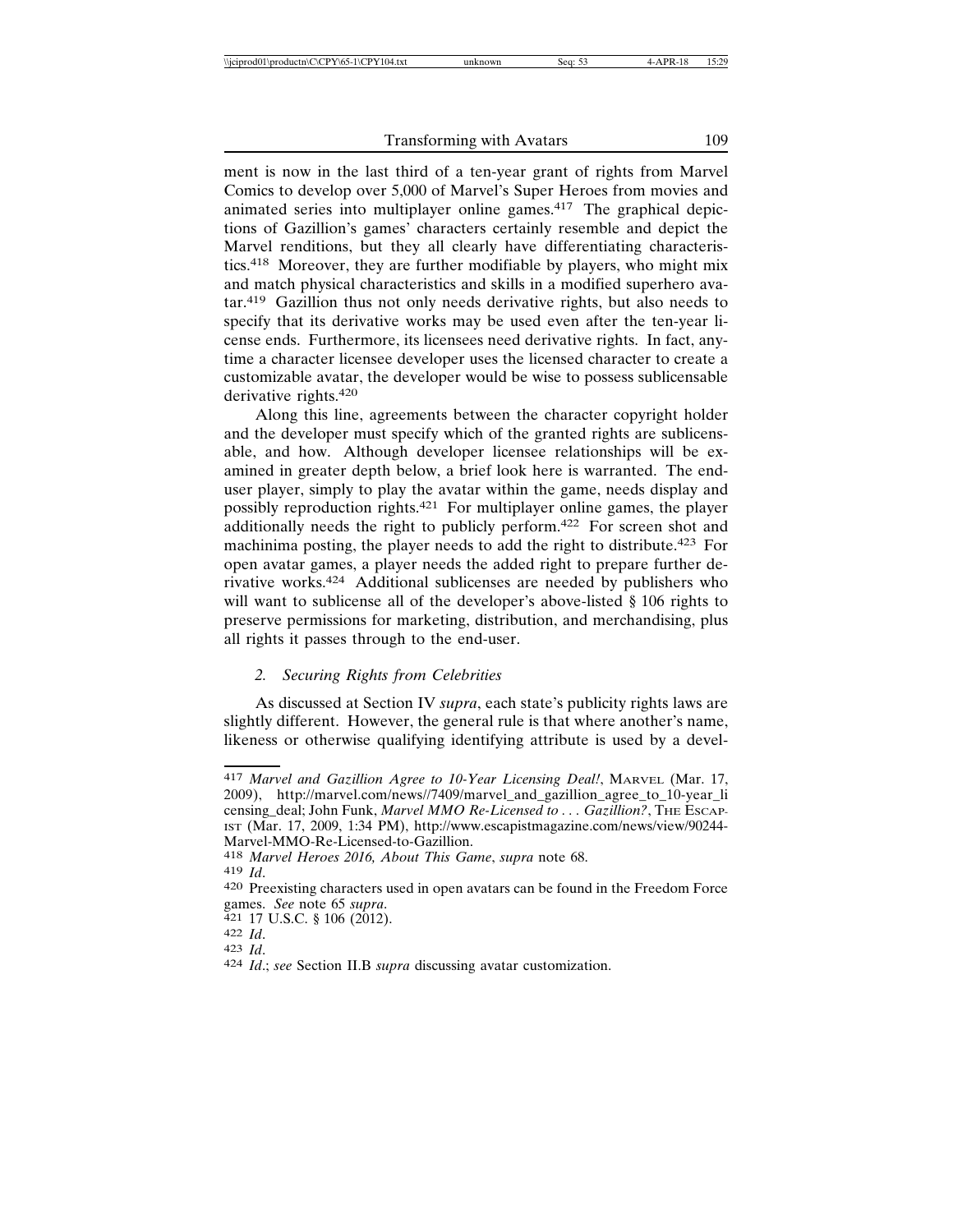ment is now in the last third of a ten-year grant of rights from Marvel Comics to develop over 5,000 of Marvel's Super Heroes from movies and animated series into multiplayer online games.[417] The graphical depictions of Gazillion's games' characters certainly resemble and depict the Marvel renditions, but they all clearly have differentiating characteristics.[418] Moreover, they are further modifiable by players, who might mix and match physical characteristics and skills in a modified superhero avatar.[419] Gazillion thus not only needs derivative rights, but also needs to specify that its derivative works may be used even after the ten-year license ends. Furthermore, its licensees need derivative rights. In fact, anytime a character licensee developer uses the licensed character to create a customizable avatar, the developer would be wise to possess sublicensable derivative rights.[420]

Along this line, agreements between the character copyright holder and the developer must specify which of the granted rights are sublicensable, and how. Although developer licensee relationships will be examined in greater depth below, a brief look here is warranted. The end-user player, simply to play the avatar within the game, needs display and possibly reproduction rights.[421] For multiplayer online games, the player additionally needs the right to publicly perform.[422] For screen shot and machinima posting, the player needs to add the right to distribute.[423] For open avatar games, a player needs the added right to prepare further derivative works.[424] Additional sublicenses are needed by publishers who will want to sublicense all of the developer's above-listed § 106 rights to preserve permissions for marketing, distribution, and merchandising, plus all rights it passes through to the end-user.

### *2. Securing Rights from Celebrities*

As discussed at Section IV *supra*, each state's publicity rights laws are slightly different. However, the general rule is that where another's name, likeness or otherwise qualifying identifying attribute is used by a devel-

---

[417] *Marvel and Gazillion Agree to 10-Year Licensing Deal!*, MARVEL (Mar. 17, 2009), http://marvel.com/news//7409/marvel_and_gazillion_agree_to_10-year_licensing_deal; John Funk, *Marvel MMO Re-Licensed to . . . Gazillion?*, THE ESCAPIST (Mar. 17, 2009, 1:34 PM), http://www.escapistmagazine.com/news/view/90244-Marvel-MMO-Re-Licensed-to-Gazillion.

[418] *Marvel Heroes 2016, About This Game*, *supra* note 68.

[419] *Id*.

[420] Preexisting characters used in open avatars can be found in the Freedom Force games. *See* note 65 *supra*.

[421] 17 U.S.C. § 106 (2012).

[422] *Id*.

[423] *Id*.

[424] *Id*.; *see* Section II.B *supra* discussing avatar customization.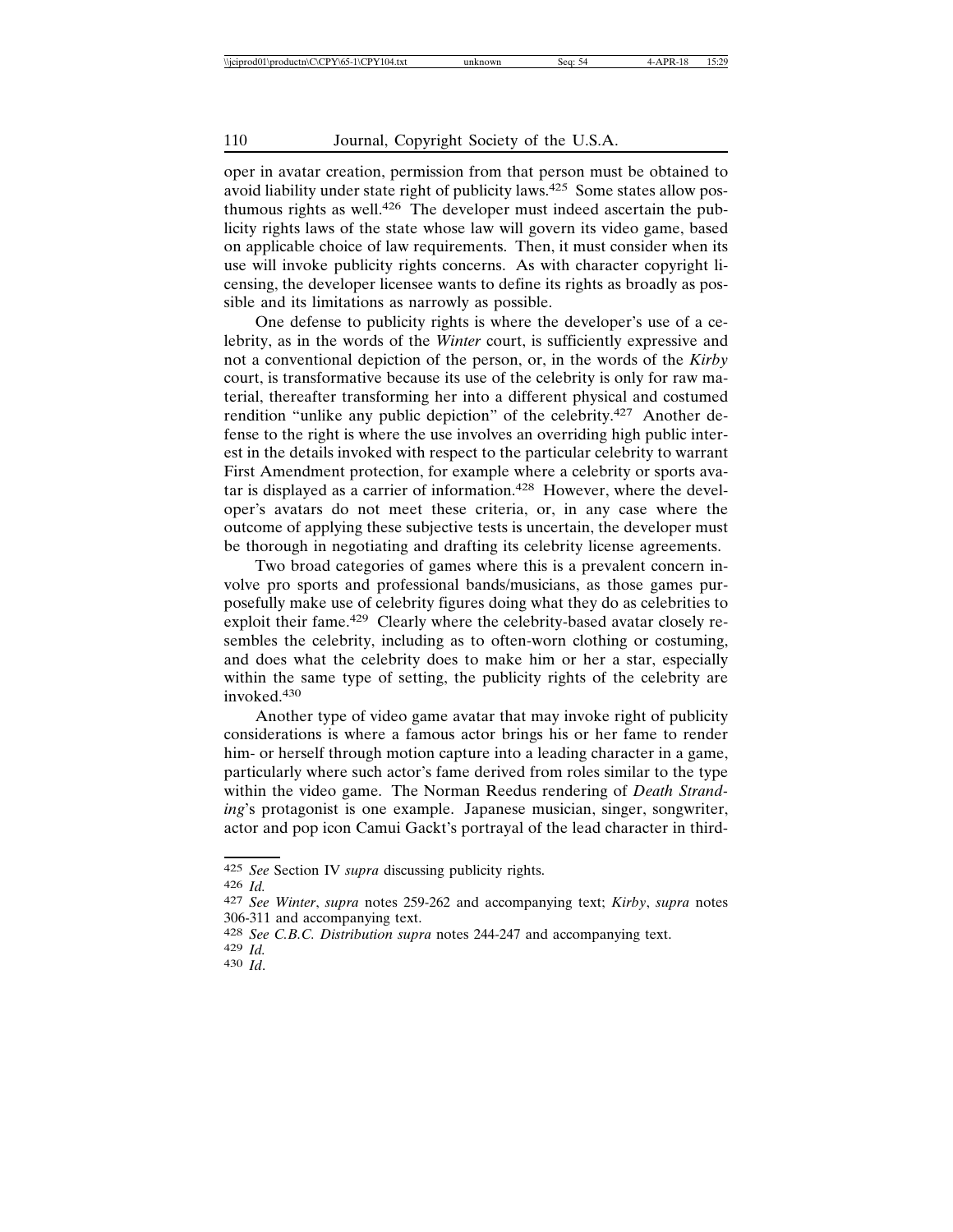oper in avatar creation, permission from that person must be obtained to avoid liability under state right of publicity laws.[425] Some states allow posthumous rights as well.[426] The developer must indeed ascertain the publicity rights laws of the state whose law will govern its video game, based on applicable choice of law requirements. Then, it must consider when its use will invoke publicity rights concerns. As with character copyright licensing, the developer licensee wants to define its rights as broadly as possible and its limitations as narrowly as possible.

One defense to publicity rights is where the developer's use of a celebrity, as in the words of the *Winter* court, is sufficiently expressive and not a conventional depiction of the person, or, in the words of the *Kirby* court, is transformative because its use of the celebrity is only for raw material, thereafter transforming her into a different physical and costumed rendition "unlike any public depiction" of the celebrity.[427] Another defense to the right is where the use involves an overriding high public interest in the details invoked with respect to the particular celebrity to warrant First Amendment protection, for example where a celebrity or sports avatar is displayed as a carrier of information.[428] However, where the developer's avatars do not meet these criteria, or, in any case where the outcome of applying these subjective tests is uncertain, the developer must be thorough in negotiating and drafting its celebrity license agreements.

Two broad categories of games where this is a prevalent concern involve pro sports and professional bands/musicians, as those games purposefully make use of celebrity figures doing what they do as celebrities to exploit their fame.[429] Clearly where the celebrity-based avatar closely resembles the celebrity, including as to often-worn clothing or costuming, and does what the celebrity does to make him or her a star, especially within the same type of setting, the publicity rights of the celebrity are invoked.[430]

Another type of video game avatar that may invoke right of publicity considerations is where a famous actor brings his or her fame to render him- or herself through motion capture into a leading character in a game, particularly where such actor's fame derived from roles similar to the type within the video game. The Norman Reedus rendering of *Death Stranding*'s protagonist is one example. Japanese musician, singer, songwriter, actor and pop icon Camui Gackt's portrayal of the lead character in third-

---

[425] *See* Section IV *supra* discussing publicity rights.

[426] *Id.*

[427] *See Winter*, *supra* notes 259-262 and accompanying text; *Kirby*, *supra* notes 306-311 and accompanying text.

[428] *See C.B.C. Distribution supra* notes 244-247 and accompanying text.

[429] *Id.*

[430] *Id*.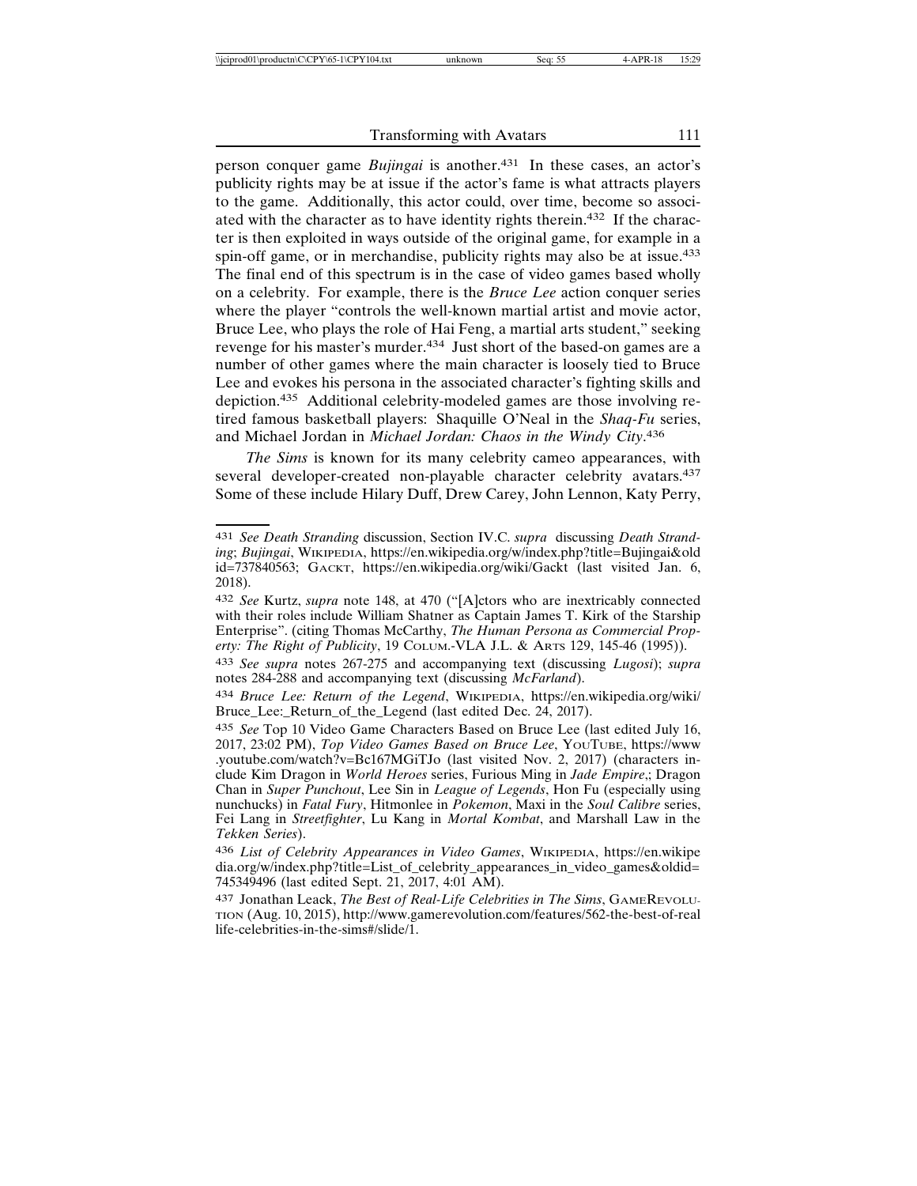person conquer game *Bujingai* is another.[431] In these cases, an actor's publicity rights may be at issue if the actor's fame is what attracts players to the game. Additionally, this actor could, over time, become so associated with the character as to have identity rights therein.[432] If the character is then exploited in ways outside of the original game, for example in a spin-off game, or in merchandise, publicity rights may also be at issue.[433] The final end of this spectrum is in the case of video games based wholly on a celebrity. For example, there is the *Bruce Lee* action conquer series where the player "controls the well-known martial artist and movie actor, Bruce Lee, who plays the role of Hai Feng, a martial arts student," seeking revenge for his master's murder.[434] Just short of the based-on games are a number of other games where the main character is loosely tied to Bruce Lee and evokes his persona in the associated character's fighting skills and depiction.[435] Additional celebrity-modeled games are those involving retired famous basketball players: Shaquille O'Neal in the *Shaq-Fu* series, and Michael Jordan in *Michael Jordan: Chaos in the Windy City*.[436]

*The Sims* is known for its many celebrity cameo appearances, with several developer-created non-playable character celebrity avatars.[437] Some of these include Hilary Duff, Drew Carey, John Lennon, Katy Perry,

---

431 *See Death Stranding* discussion, Section IV.C. *supra* discussing *Death Stranding*; *Bujingai*, WIKIPEDIA, https://en.wikipedia.org/w/index.php?title=Bujingai&oldid=737840563; GACKT, https://en.wikipedia.org/wiki/Gackt (last visited Jan. 6, 2018).

432 *See* Kurtz, *supra* note 148, at 470 ("[A]ctors who are inextricably connected with their roles include William Shatner as Captain James T. Kirk of the Starship Enterprise". (citing Thomas McCarthy, *The Human Persona as Commercial Property: The Right of Publicity*, 19 COLUM.-VLA J.L. & ARTS 129, 145-46 (1995)).

433 *See supra* notes 267-275 and accompanying text (discussing *Lugosi*); *supra* notes 284-288 and accompanying text (discussing *McFarland*).

434 *Bruce Lee: Return of the Legend*, WIKIPEDIA, https://en.wikipedia.org/wiki/Bruce_Lee:_Return_of_the_Legend (last edited Dec. 24, 2017).

435 *See* Top 10 Video Game Characters Based on Bruce Lee (last edited July 16, 2017, 23:02 PM), *Top Video Games Based on Bruce Lee*, YOUTUBE, https://www.youtube.com/watch?v=Bc167MGiTJo (last visited Nov. 2, 2017) (characters include Kim Dragon in *World Heroes* series, Furious Ming in *Jade Empire*,; Dragon Chan in *Super Punchout*, Lee Sin in *League of Legends*, Hon Fu (especially using nunchucks) in *Fatal Fury*, Hitmonlee in *Pokemon*, Maxi in the *Soul Calibre* series, Fei Lang in *Streetfighter*, Lu Kang in *Mortal Kombat*, and Marshall Law in the *Tekken Series*).

436 *List of Celebrity Appearances in Video Games*, WIKIPEDIA, https://en.wikipedia.org/w/index.php?title=List_of_celebrity_appearances_in_video_games&oldid=745349496 (last edited Sept. 21, 2017, 4:01 AM).

437 Jonathan Leack, *The Best of Real-Life Celebrities in The Sims*, GAMEREVOLUTION (Aug. 10, 2015), http://www.gamerevolution.com/features/562-the-best-of-real life-celebrities-in-the-sims#/slide/1.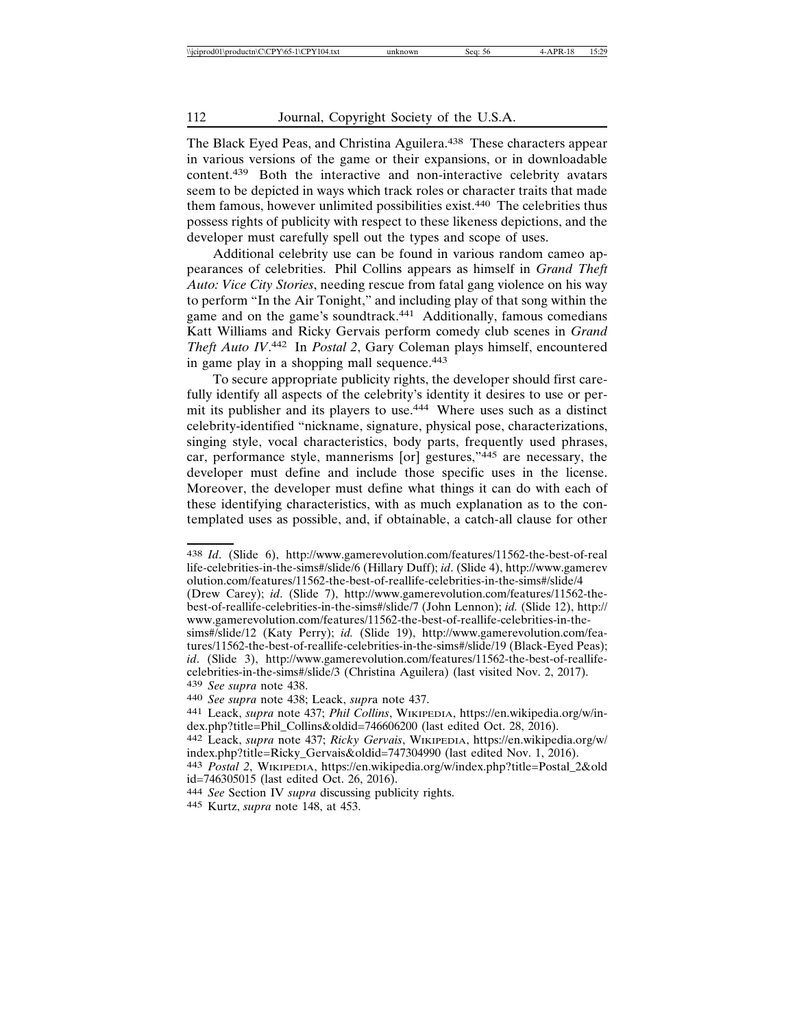The Black Eyed Peas, and Christina Aguilera.[438] These characters appear in various versions of the game or their expansions, or in downloadable content.[439] Both the interactive and non-interactive celebrity avatars seem to be depicted in ways which track roles or character traits that made them famous, however unlimited possibilities exist.[440] The celebrities thus possess rights of publicity with respect to these likeness depictions, and the developer must carefully spell out the types and scope of uses.

Additional celebrity use can be found in various random cameo appearances of celebrities. Phil Collins appears as himself in *Grand Theft Auto: Vice City Stories*, needing rescue from fatal gang violence on his way to perform "In the Air Tonight," and including play of that song within the game and on the game's soundtrack.[441] Additionally, famous comedians Katt Williams and Ricky Gervais perform comedy club scenes in *Grand Theft Auto IV*.[442] In *Postal 2*, Gary Coleman plays himself, encountered in game play in a shopping mall sequence.[443]

To secure appropriate publicity rights, the developer should first carefully identify all aspects of the celebrity's identity it desires to use or permit its publisher and its players to use.[444] Where uses such as a distinct celebrity-identified "nickname, signature, physical pose, characterizations, singing style, vocal characteristics, body parts, frequently used phrases, car, performance style, mannerisms [or] gestures,"[445] are necessary, the developer must define and include those specific uses in the license. Moreover, the developer must define what things it can do with each of these identifying characteristics, with as much explanation as to the contemplated uses as possible, and, if obtainable, a catch-all clause for other

---

438 *Id*. (Slide 6), http://www.gamerevolution.com/features/11562-the-best-of-reallife-celebrities-in-the-sims#/slide/6 (Hillary Duff); *id*. (Slide 4), http://www.gamerevolution.com/features/11562-the-best-of-reallife-celebrities-in-the-sims#/slide/4 (Drew Carey); *id*. (Slide 7), http://www.gamerevolution.com/features/11562-the-best-of-reallife-celebrities-in-the-sims#/slide/7 (John Lennon); *id.* (Slide 12), http://www.gamerevolution.com/features/11562-the-best-of-reallife-celebrities-in-the-sims#/slide/12 (Katy Perry); *id.* (Slide 19), http://www.gamerevolution.com/features/11562-the-best-of-reallife-celebrities-in-the-sims#/slide/19 (Black-Eyed Peas); *id*. (Slide 3), http://www.gamerevolution.com/features/11562-the-best-of-reallife-celebrities-in-the-sims#/slide/3 (Christina Aguilera) (last visited Nov. 2, 2017).

439 *See supra* note 438.

440 *See supra* note 438; Leack, *supra* note 437.

441 Leack, *supra* note 437; *Phil Collins*, WIKIPEDIA, https://en.wikipedia.org/w/index.php?title=Phil_Collins&oldid=746606200 (last edited Oct. 28, 2016).

442 Leack, *supra* note 437; *Ricky Gervais*, WIKIPEDIA, https://en.wikipedia.org/w/index.php?title=Ricky_Gervais&oldid=747304990 (last edited Nov. 1, 2016).

443 *Postal 2*, WIKIPEDIA, https://en.wikipedia.org/w/index.php?title=Postal_2&oldid=746305015 (last edited Oct. 26, 2016).

444 *See* Section IV *supra* discussing publicity rights.

445 Kurtz, *supra* note 148, at 453.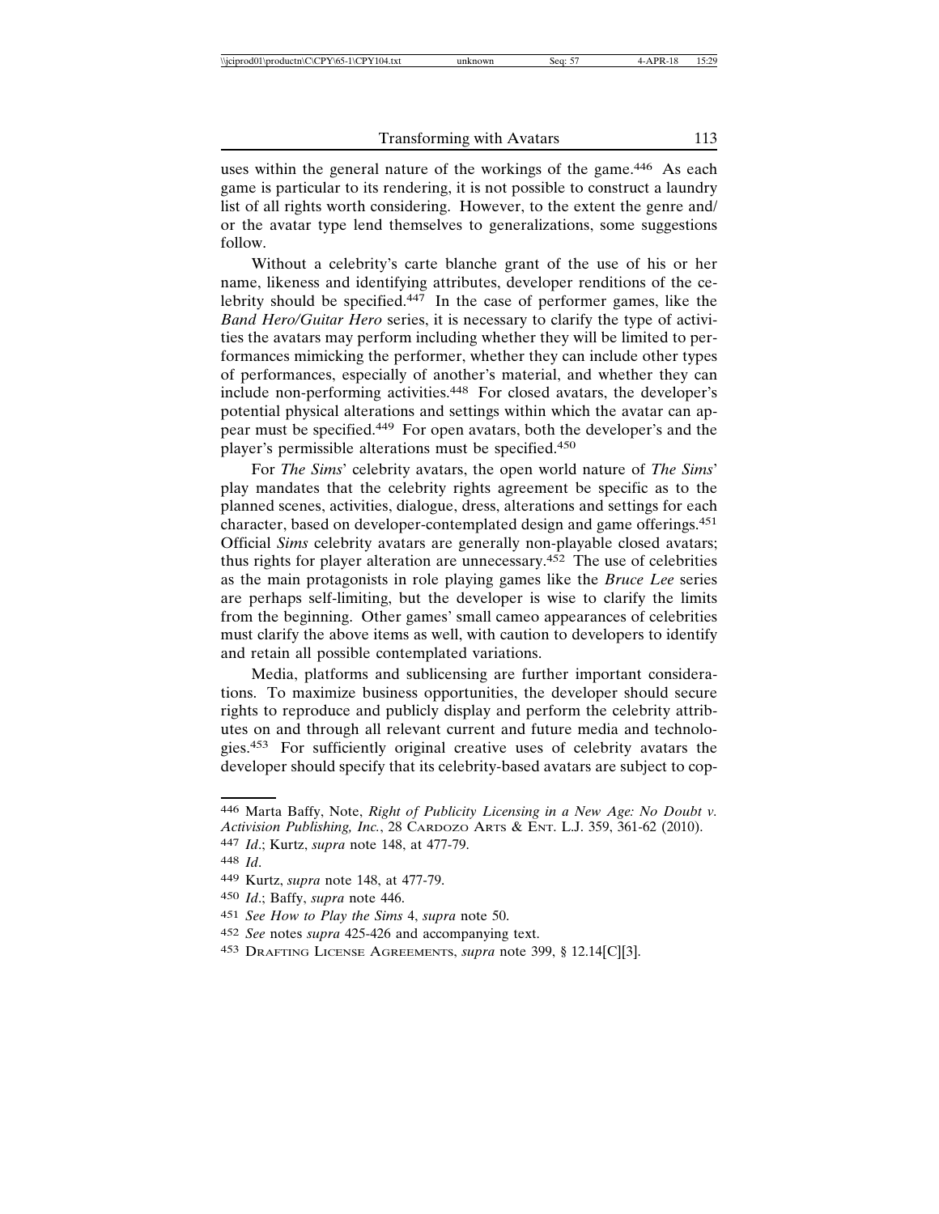uses within the general nature of the workings of the game.[446] As each game is particular to its rendering, it is not possible to construct a laundry list of all rights worth considering. However, to the extent the genre and/or the avatar type lend themselves to generalizations, some suggestions follow.

Without a celebrity's carte blanche grant of the use of his or her name, likeness and identifying attributes, developer renditions of the celebrity should be specified.[447] In the case of performer games, like the *Band Hero/Guitar Hero* series, it is necessary to clarify the type of activities the avatars may perform including whether they will be limited to performances mimicking the performer, whether they can include other types of performances, especially of another's material, and whether they can include non-performing activities.[448] For closed avatars, the developer's potential physical alterations and settings within which the avatar can appear must be specified.[449] For open avatars, both the developer's and the player's permissible alterations must be specified.[450]

For *The Sims*' celebrity avatars, the open world nature of *The Sims*' play mandates that the celebrity rights agreement be specific as to the planned scenes, activities, dialogue, dress, alterations and settings for each character, based on developer-contemplated design and game offerings.[451] Official *Sims* celebrity avatars are generally non-playable closed avatars; thus rights for player alteration are unnecessary.[452] The use of celebrities as the main protagonists in role playing games like the *Bruce Lee* series are perhaps self-limiting, but the developer is wise to clarify the limits from the beginning. Other games' small cameo appearances of celebrities must clarify the above items as well, with caution to developers to identify and retain all possible contemplated variations.

Media, platforms and sublicensing are further important considerations. To maximize business opportunities, the developer should secure rights to reproduce and publicly display and perform the celebrity attributes on and through all relevant current and future media and technologies.[453] For sufficiently original creative uses of celebrity avatars the developer should specify that its celebrity-based avatars are subject to cop-

---

446 Marta Baffy, Note, *Right of Publicity Licensing in a New Age: No Doubt v. Activision Publishing, Inc.*, 28 CARDOZO ARTS & ENT. L.J. 359, 361-62 (2010).

447 *Id*.; Kurtz, *supra* note 148, at 477-79.

448 *Id*.

449 Kurtz, *supra* note 148, at 477-79.

450 *Id*.; Baffy, *supra* note 446.

451 *See How to Play the Sims* 4, *supra* note 50.

452 *See* notes *supra* 425-426 and accompanying text.

453 DRAFTING LICENSE AGREEMENTS, *supra* note 399, § 12.14[C][3].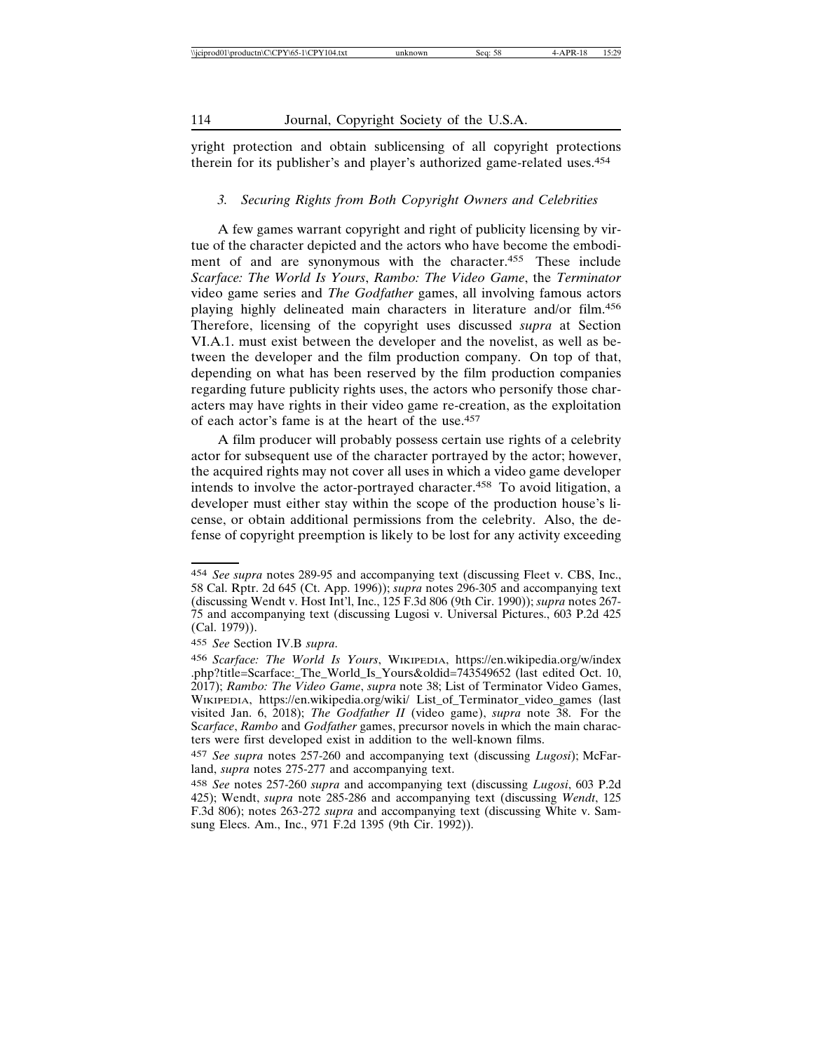yright protection and obtain sublicensing of all copyright protections therein for its publisher's and player's authorized game-related uses.[454]

### *3. Securing Rights from Both Copyright Owners and Celebrities*

A few games warrant copyright and right of publicity licensing by virtue of the character depicted and the actors who have become the embodiment of and are synonymous with the character.[455] These include *Scarface: The World Is Yours*, *Rambo: The Video Game*, the *Terminator* video game series and *The Godfather* games, all involving famous actors playing highly delineated main characters in literature and/or film.[456] Therefore, licensing of the copyright uses discussed *supra* at Section VI.A.1. must exist between the developer and the novelist, as well as between the developer and the film production company. On top of that, depending on what has been reserved by the film production companies regarding future publicity rights uses, the actors who personify those characters may have rights in their video game re-creation, as the exploitation of each actor's fame is at the heart of the use.[457]

A film producer will probably possess certain use rights of a celebrity actor for subsequent use of the character portrayed by the actor; however, the acquired rights may not cover all uses in which a video game developer intends to involve the actor-portrayed character.[458] To avoid litigation, a developer must either stay within the scope of the production house's license, or obtain additional permissions from the celebrity. Also, the defense of copyright preemption is likely to be lost for any activity exceeding

---

[454] *See supra* notes 289-95 and accompanying text (discussing Fleet v. CBS, Inc., 58 Cal. Rptr. 2d 645 (Ct. App. 1996)); *supra* notes 296-305 and accompanying text (discussing Wendt v. Host Int'l, Inc., 125 F.3d 806 (9th Cir. 1990)); *supra* notes 267-75 and accompanying text (discussing Lugosi v. Universal Pictures., 603 P.2d 425 (Cal. 1979)).

[455] *See* Section IV.B *supra*.

[456] *Scarface: The World Is Yours*, WIKIPEDIA, https://en.wikipedia.org/w/index.php?title=Scarface:_The_World_Is_Yours&oldid=743549652 (last edited Oct. 10, 2017); *Rambo: The Video Game*, *supra* note 38; List of Terminator Video Games, WIKIPEDIA, https://en.wikipedia.org/wiki/ List_of_Terminator_video_games (last visited Jan. 6, 2018); *The Godfather II* (video game), *supra* note 38. For the S*carface*, *Rambo* and *Godfather* games, precursor novels in which the main characters were first developed exist in addition to the well-known films.

[457] *See supra* notes 257-260 and accompanying text (discussing *Lugosi*); McFarland, *supra* notes 275-277 and accompanying text.

[458] *See* notes 257-260 *supra* and accompanying text (discussing *Lugosi*, 603 P.2d 425); Wendt, *supra* note 285-286 and accompanying text (discussing *Wendt*, 125 F.3d 806); notes 263-272 *supra* and accompanying text (discussing White v. Samsung Elecs. Am., Inc., 971 F.2d 1395 (9th Cir. 1992)).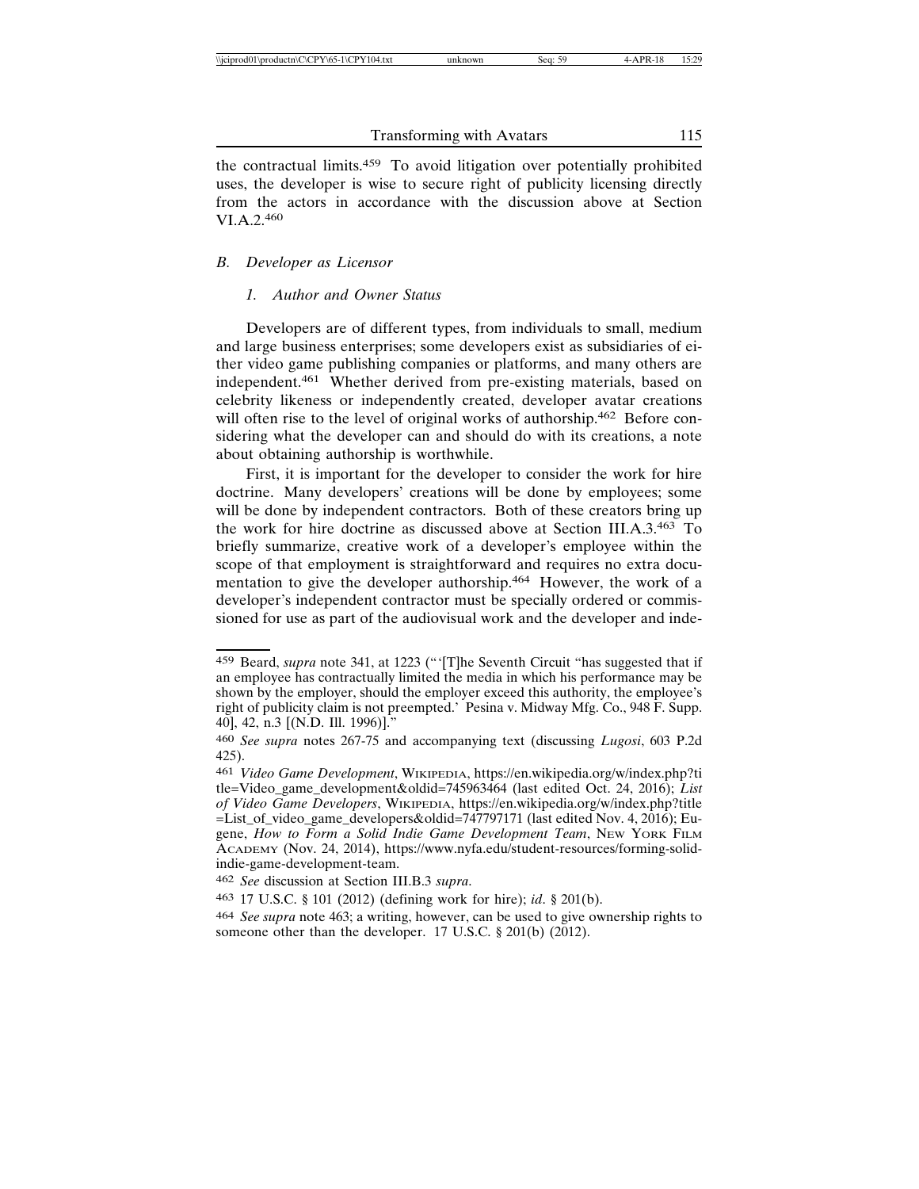the contractual limits.[459] To avoid litigation over potentially prohibited uses, the developer is wise to secure right of publicity licensing directly from the actors in accordance with the discussion above at Section VI.A.2.[460]

### *B. Developer as Licensor*

#### *1. Author and Owner Status*

Developers are of different types, from individuals to small, medium and large business enterprises; some developers exist as subsidiaries of either video game publishing companies or platforms, and many others are independent.[461] Whether derived from pre-existing materials, based on celebrity likeness or independently created, developer avatar creations will often rise to the level of original works of authorship.[462] Before considering what the developer can and should do with its creations, a note about obtaining authorship is worthwhile.

First, it is important for the developer to consider the work for hire doctrine. Many developers' creations will be done by employees; some will be done by independent contractors. Both of these creators bring up the work for hire doctrine as discussed above at Section III.A.3.[463] To briefly summarize, creative work of a developer's employee within the scope of that employment is straightforward and requires no extra documentation to give the developer authorship.[464] However, the work of a developer's independent contractor must be specially ordered or commissioned for use as part of the audiovisual work and the developer and inde-

---

459 Beard, *supra* note 341, at 1223 ("'[T]he Seventh Circuit "has suggested that if an employee has contractually limited the media in which his performance may be shown by the employer, should the employer exceed this authority, the employee's right of publicity claim is not preempted.' Pesina v. Midway Mfg. Co., 948 F. Supp. 40], 42, n.3 [(N.D. Ill. 1996)]."

460 *See supra* notes 267-75 and accompanying text (discussing *Lugosi*, 603 P.2d 425).

461 *Video Game Development*, WIKIPEDIA, https://en.wikipedia.org/w/index.php?title=Video_game_development&oldid=745963464 (last edited Oct. 24, 2016); *List of Video Game Developers*, WIKIPEDIA, https://en.wikipedia.org/w/index.php?title=List_of_video_game_developers&oldid=747797171 (last edited Nov. 4, 2016); Eugene, *How to Form a Solid Indie Game Development Team*, NEW YORK FILM ACADEMY (Nov. 24, 2014), https://www.nyfa.edu/student-resources/forming-solid-indie-game-development-team.

462 *See* discussion at Section III.B.3 *supra*.

463 17 U.S.C. § 101 (2012) (defining work for hire); *id*. § 201(b).

464 *See supra* note 463; a writing, however, can be used to give ownership rights to someone other than the developer. 17 U.S.C. § 201(b) (2012).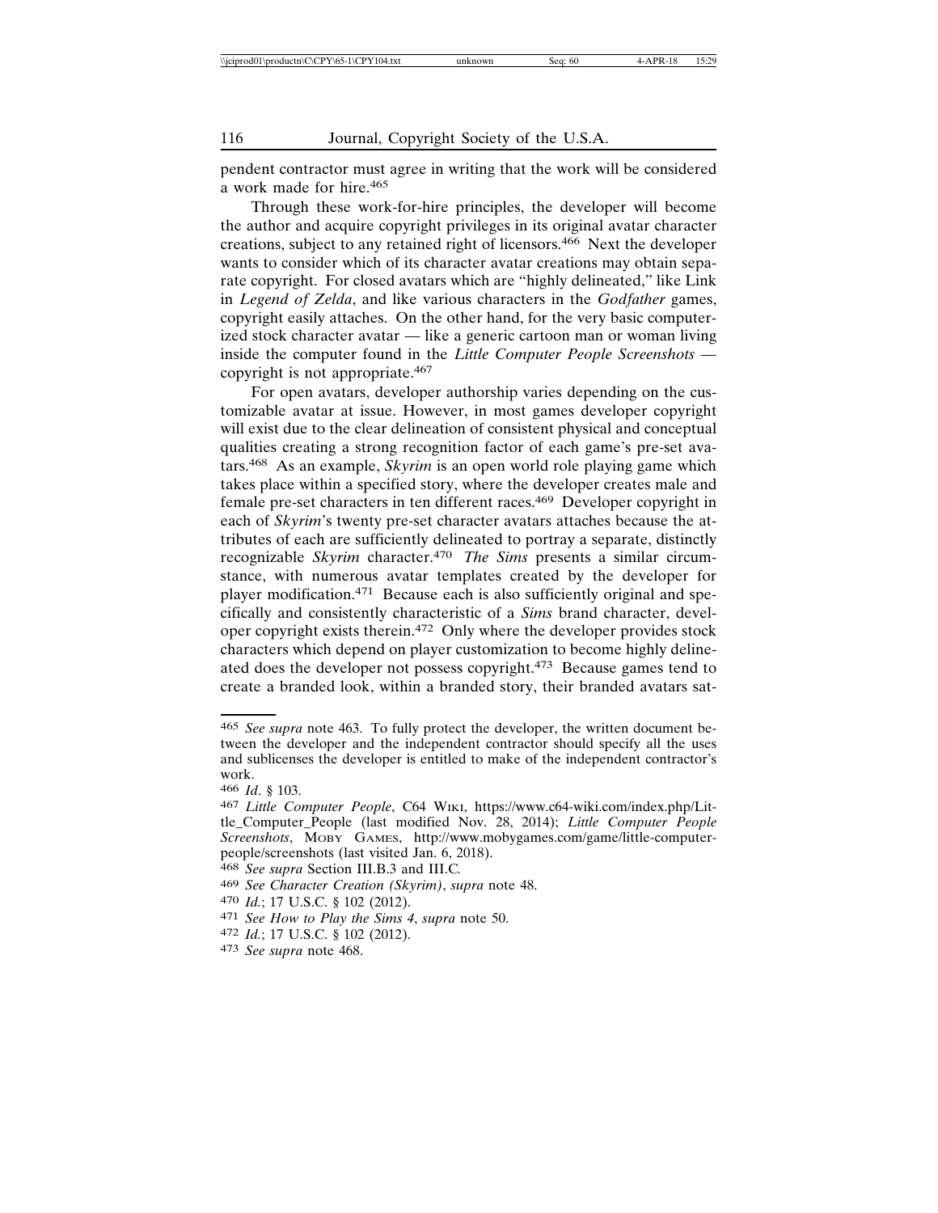pendent contractor must agree in writing that the work will be considered a work made for hire.[465]

Through these work-for-hire principles, the developer will become the author and acquire copyright privileges in its original avatar character creations, subject to any retained right of licensors.[466] Next the developer wants to consider which of its character avatar creations may obtain separate copyright. For closed avatars which are "highly delineated," like Link in *Legend of Zelda*, and like various characters in the *Godfather* games, copyright easily attaches. On the other hand, for the very basic computerized stock character avatar — like a generic cartoon man or woman living inside the computer found in the *Little Computer People Screenshots* — copyright is not appropriate.[467]

For open avatars, developer authorship varies depending on the customizable avatar at issue. However, in most games developer copyright will exist due to the clear delineation of consistent physical and conceptual qualities creating a strong recognition factor of each game's pre-set avatars.[468] As an example, *Skyrim* is an open world role playing game which takes place within a specified story, where the developer creates male and female pre-set characters in ten different races.[469] Developer copyright in each of *Skyrim*'s twenty pre-set character avatars attaches because the attributes of each are sufficiently delineated to portray a separate, distinctly recognizable *Skyrim* character.[470] *The Sims* presents a similar circumstance, with numerous avatar templates created by the developer for player modification.[471] Because each is also sufficiently original and specifically and consistently characteristic of a *Sims* brand character, developer copyright exists therein.[472] Only where the developer provides stock characters which depend on player customization to become highly delineated does the developer not possess copyright.[473] Because games tend to create a branded look, within a branded story, their branded avatars sat-

---

[465] *See supra* note 463. To fully protect the developer, the written document between the developer and the independent contractor should specify all the uses and sublicenses the developer is entitled to make of the independent contractor's work.

[466] *Id*. § 103.

[467] *Little Computer People*, C64 Wiki, https://www.c64-wiki.com/index.php/Little_Computer_People (last modified Nov. 28, 2014); *Little Computer People Screenshots*, Moby Games, http://www.mobygames.com/game/little-computer-people/screenshots (last visited Jan. 6, 2018).

[468] *See supra* Section III.B.3 and III.C.

[469] *See Character Creation (Skyrim)*, *supra* note 48.

[470] *Id.*; 17 U.S.C. § 102 (2012).

[471] *See How to Play the Sims 4*, *supra* note 50.

[472] *Id.*; 17 U.S.C. § 102 (2012).

[473] *See supra* note 468.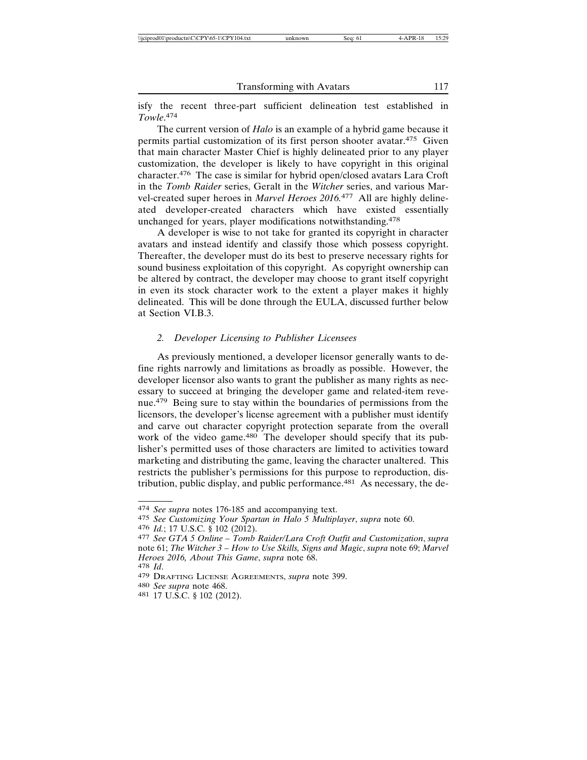isfy the recent three-part sufficient delineation test established in *Towle*.[474]

The current version of *Halo* is an example of a hybrid game because it permits partial customization of its first person shooter avatar.[475] Given that main character Master Chief is highly delineated prior to any player customization, the developer is likely to have copyright in this original character.[476] The case is similar for hybrid open/closed avatars Lara Croft in the *Tomb Raider* series, Geralt in the *Witcher* series, and various Marvel-created super heroes in *Marvel Heroes 2016.*[477] All are highly delineated developer-created characters which have existed essentially unchanged for years, player modifications notwithstanding.[478]

A developer is wise to not take for granted its copyright in character avatars and instead identify and classify those which possess copyright. Thereafter, the developer must do its best to preserve necessary rights for sound business exploitation of this copyright. As copyright ownership can be altered by contract, the developer may choose to grant itself copyright in even its stock character work to the extent a player makes it highly delineated. This will be done through the EULA, discussed further below at Section VI.B.3.

### *2. Developer Licensing to Publisher Licensees*

As previously mentioned, a developer licensor generally wants to define rights narrowly and limitations as broadly as possible. However, the developer licensor also wants to grant the publisher as many rights as necessary to succeed at bringing the developer game and related-item revenue.[479] Being sure to stay within the boundaries of permissions from the licensors, the developer's license agreement with a publisher must identify and carve out character copyright protection separate from the overall work of the video game.[480] The developer should specify that its publisher's permitted uses of those characters are limited to activities toward marketing and distributing the game, leaving the character unaltered. This restricts the publisher's permissions for this purpose to reproduction, distribution, public display, and public performance.[481] As necessary, the de-

---

474 *See supra* notes 176-185 and accompanying text.

475 *See Customizing Your Spartan in Halo 5 Multiplayer*, *supra* note 60.

476 *Id.*; 17 U.S.C. § 102 (2012).

477 *See GTA 5 Online – Tomb Raider/Lara Croft Outfit and Customization*, *supra* note 61; *The Witcher 3 – How to Use Skills, Signs and Magic*, *supra* note 69; *Marvel Heroes 2016, About This Game*, *supra* note 68.

478 *Id*.

479 DRAFTING LICENSE AGREEMENTS, *supra* note 399.

480 *See supra* note 468.

481 17 U.S.C. § 102 (2012).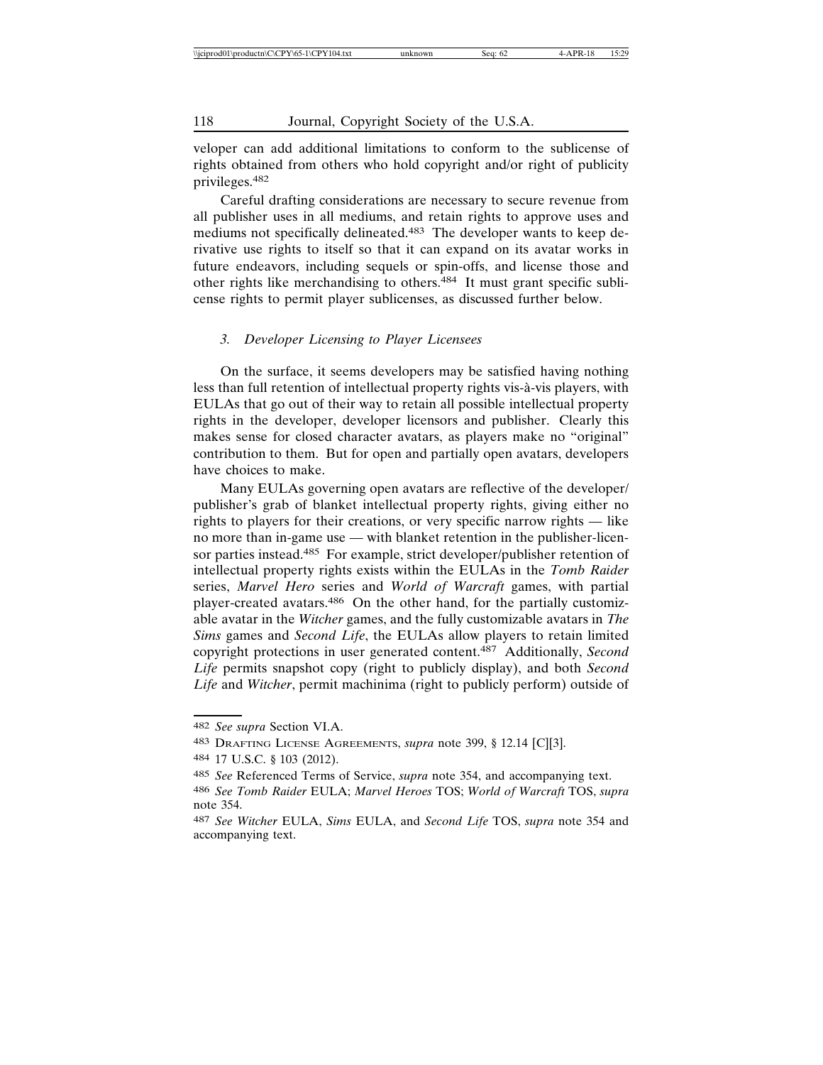veloper can add additional limitations to conform to the sublicense of rights obtained from others who hold copyright and/or right of publicity privileges.[482]

Careful drafting considerations are necessary to secure revenue from all publisher uses in all mediums, and retain rights to approve uses and mediums not specifically delineated.[483] The developer wants to keep derivative use rights to itself so that it can expand on its avatar works in future endeavors, including sequels or spin-offs, and license those and other rights like merchandising to others.[484] It must grant specific sublicense rights to permit player sublicenses, as discussed further below.

### *3. Developer Licensing to Player Licensees*

On the surface, it seems developers may be satisfied having nothing less than full retention of intellectual property rights vis-à-vis players, with EULAs that go out of their way to retain all possible intellectual property rights in the developer, developer licensors and publisher. Clearly this makes sense for closed character avatars, as players make no "original" contribution to them. But for open and partially open avatars, developers have choices to make.

Many EULAs governing open avatars are reflective of the developer/publisher's grab of blanket intellectual property rights, giving either no rights to players for their creations, or very specific narrow rights — like no more than in-game use — with blanket retention in the publisher-licensor parties instead.[485] For example, strict developer/publisher retention of intellectual property rights exists within the EULAs in the *Tomb Raider* series, *Marvel Hero* series and *World of Warcraft* games, with partial player-created avatars.[486] On the other hand, for the partially customizable avatar in the *Witcher* games, and the fully customizable avatars in *The Sims* games and *Second Life*, the EULAs allow players to retain limited copyright protections in user generated content.[487] Additionally, *Second Life* permits snapshot copy (right to publicly display), and both *Second Life* and *Witcher*, permit machinima (right to publicly perform) outside of

---

[482] *See supra* Section VI.A.

[483] Drafting License Agreements, *supra* note 399, § 12.14 [C][3].

[484] 17 U.S.C. § 103 (2012).

[485] *See* Referenced Terms of Service, *supra* note 354, and accompanying text.

[486] *See Tomb Raider* EULA; *Marvel Heroes* TOS; *World of Warcraft* TOS, *supra* note 354.

[487] *See Witcher* EULA, *Sims* EULA, and *Second Life* TOS, *supra* note 354 and accompanying text.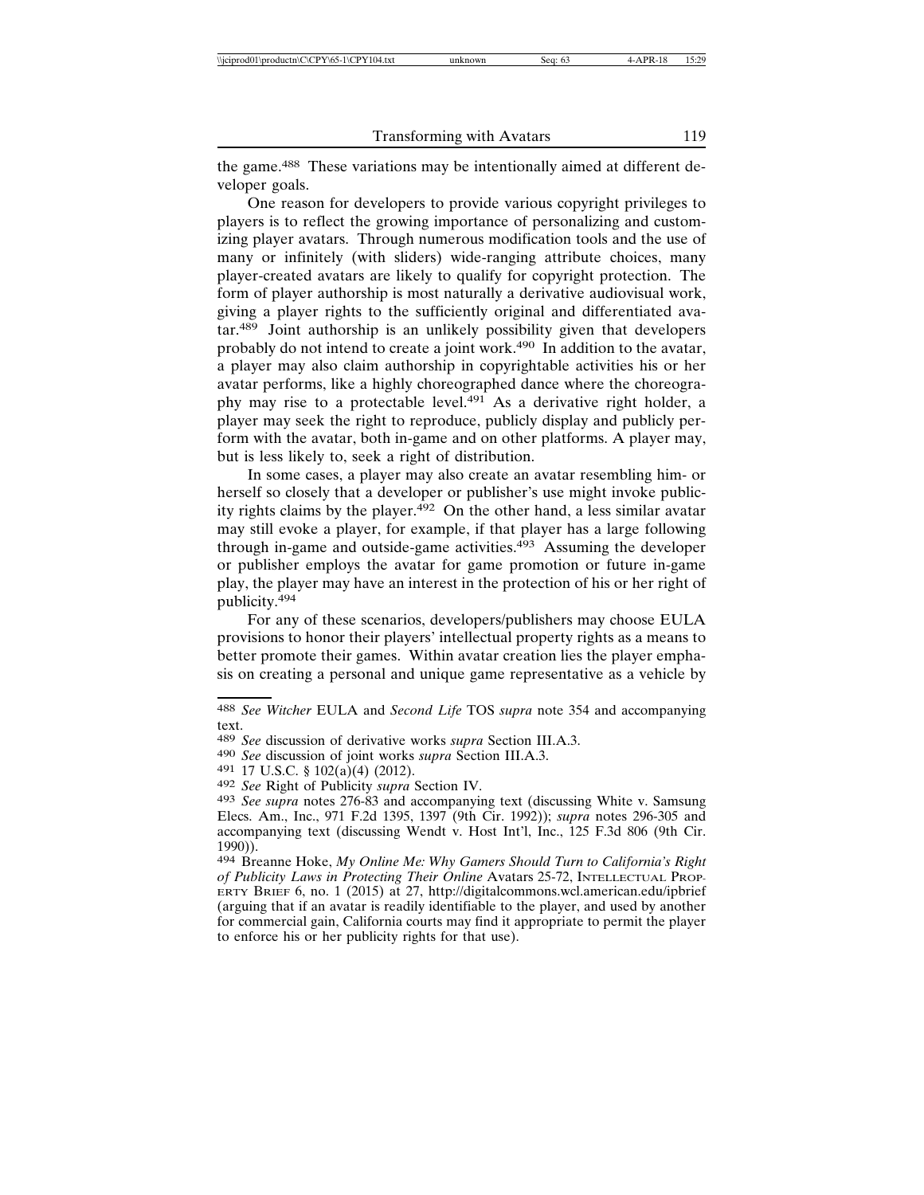the game.[488] These variations may be intentionally aimed at different developer goals.

One reason for developers to provide various copyright privileges to players is to reflect the growing importance of personalizing and customizing player avatars. Through numerous modification tools and the use of many or infinitely (with sliders) wide-ranging attribute choices, many player-created avatars are likely to qualify for copyright protection. The form of player authorship is most naturally a derivative audiovisual work, giving a player rights to the sufficiently original and differentiated avatar.[489] Joint authorship is an unlikely possibility given that developers probably do not intend to create a joint work.[490] In addition to the avatar, a player may also claim authorship in copyrightable activities his or her avatar performs, like a highly choreographed dance where the choreography may rise to a protectable level.[491] As a derivative right holder, a player may seek the right to reproduce, publicly display and publicly perform with the avatar, both in-game and on other platforms. A player may, but is less likely to, seek a right of distribution.

In some cases, a player may also create an avatar resembling him- or herself so closely that a developer or publisher's use might invoke publicity rights claims by the player.[492] On the other hand, a less similar avatar may still evoke a player, for example, if that player has a large following through in-game and outside-game activities.[493] Assuming the developer or publisher employs the avatar for game promotion or future in-game play, the player may have an interest in the protection of his or her right of publicity.[494]

For any of these scenarios, developers/publishers may choose EULA provisions to honor their players' intellectual property rights as a means to better promote their games. Within avatar creation lies the player emphasis on creating a personal and unique game representative as a vehicle by

---

488 *See Witcher* EULA and *Second Life* TOS *supra* note 354 and accompanying text.

489 *See* discussion of derivative works *supra* Section III.A.3.

490 *See* discussion of joint works *supra* Section III.A.3.

491 17 U.S.C. § 102(a)(4) (2012).

492 *See* Right of Publicity *supra* Section IV.

493 *See supra* notes 276-83 and accompanying text (discussing White v. Samsung Elecs. Am., Inc., 971 F.2d 1395, 1397 (9th Cir. 1992)); *supra* notes 296-305 and accompanying text (discussing Wendt v. Host Int'l, Inc., 125 F.3d 806 (9th Cir. 1990)).

494 Breanne Hoke, *My Online Me: Why Gamers Should Turn to California's Right of Publicity Laws in Protecting Their Online* Avatars 25-72, INTELLECTUAL PROPERTY BRIEF 6, no. 1 (2015) at 27, http://digitalcommons.wcl.american.edu/ipbrief (arguing that if an avatar is readily identifiable to the player, and used by another for commercial gain, California courts may find it appropriate to permit the player to enforce his or her publicity rights for that use).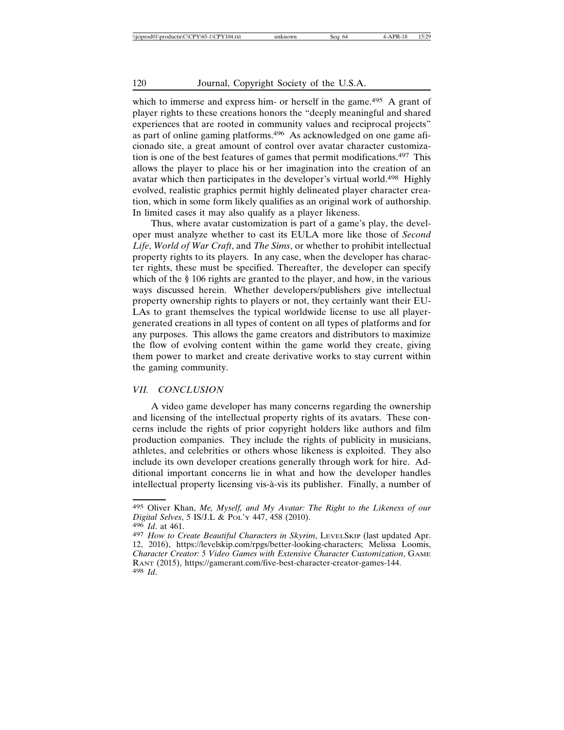which to immerse and express him- or herself in the game.[495] A grant of player rights to these creations honors the "deeply meaningful and shared experiences that are rooted in community values and reciprocal projects" as part of online gaming platforms.[496] As acknowledged on one game aficionado site, a great amount of control over avatar character customization is one of the best features of games that permit modifications.[497] This allows the player to place his or her imagination into the creation of an avatar which then participates in the developer's virtual world.[498] Highly evolved, realistic graphics permit highly delineated player character creation, which in some form likely qualifies as an original work of authorship. In limited cases it may also qualify as a player likeness.

Thus, where avatar customization is part of a game's play, the developer must analyze whether to cast its EULA more like those of *Second Life*, *World of War Craft*, and *The Sims*, or whether to prohibit intellectual property rights to its players. In any case, when the developer has character rights, these must be specified. Thereafter, the developer can specify which of the § 106 rights are granted to the player, and how, in the various ways discussed herein. Whether developers/publishers give intellectual property ownership rights to players or not, they certainly want their EULAs to grant themselves the typical worldwide license to use all player-generated creations in all types of content on all types of platforms and for any purposes. This allows the game creators and distributors to maximize the flow of evolving content within the game world they create, giving them power to market and create derivative works to stay current within the gaming community.

## *VII. CONCLUSION*

A video game developer has many concerns regarding the ownership and licensing of the intellectual property rights of its avatars. These concerns include the rights of prior copyright holders like authors and film production companies. They include the rights of publicity in musicians, athletes, and celebrities or others whose likeness is exploited. They also include its own developer creations generally through work for hire. Additional important concerns lie in what and how the developer handles intellectual property licensing vis-à-vis its publisher. Finally, a number of

---

495 Oliver Khan, *Me, Myself, and My Avatar: The Right to the Likeness of our Digital Selves*, 5 IS/J.L & Pol'y 447, 458 (2010).

496 *Id*. at 461.

497 *How to Create Beautiful Characters in Skyrim*, LevelSkip (last updated Apr. 12, 2016), https://levelskip.com/rpgs/better-looking-characters; Melissa Loomis, *Character Creator: 5 Video Games with Extensive Character Customization*, Game Rant (2015), https://gamerant.com/five-best-character-creator-games-144.

498 *Id*.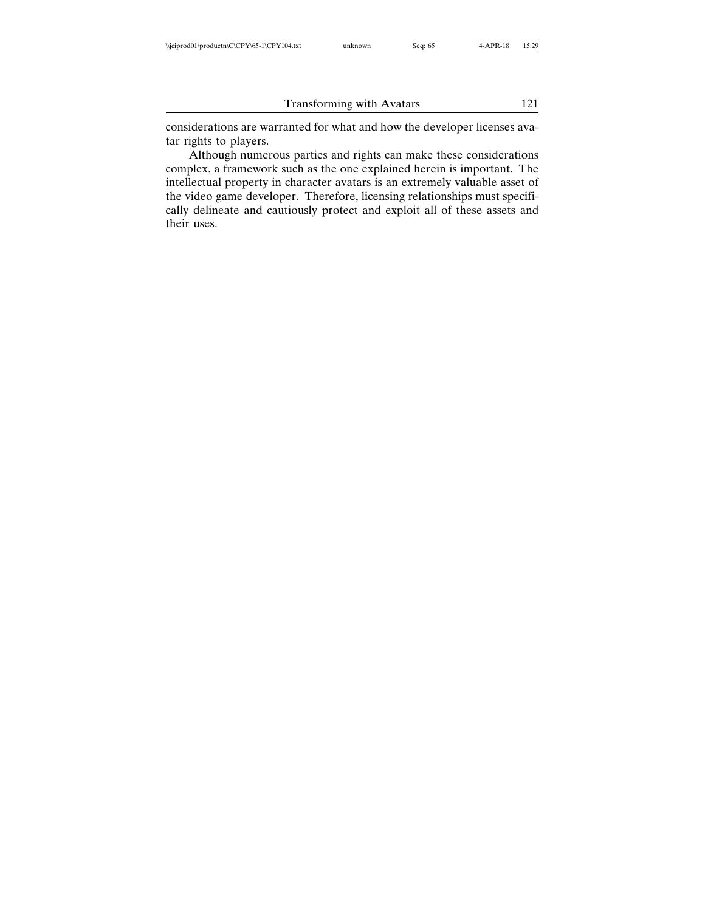considerations are warranted for what and how the developer licenses avatar rights to players.

Although numerous parties and rights can make these considerations complex, a framework such as the one explained herein is important. The intellectual property in character avatars is an extremely valuable asset of the video game developer. Therefore, licensing relationships must specifically delineate and cautiously protect and exploit all of these assets and their uses.